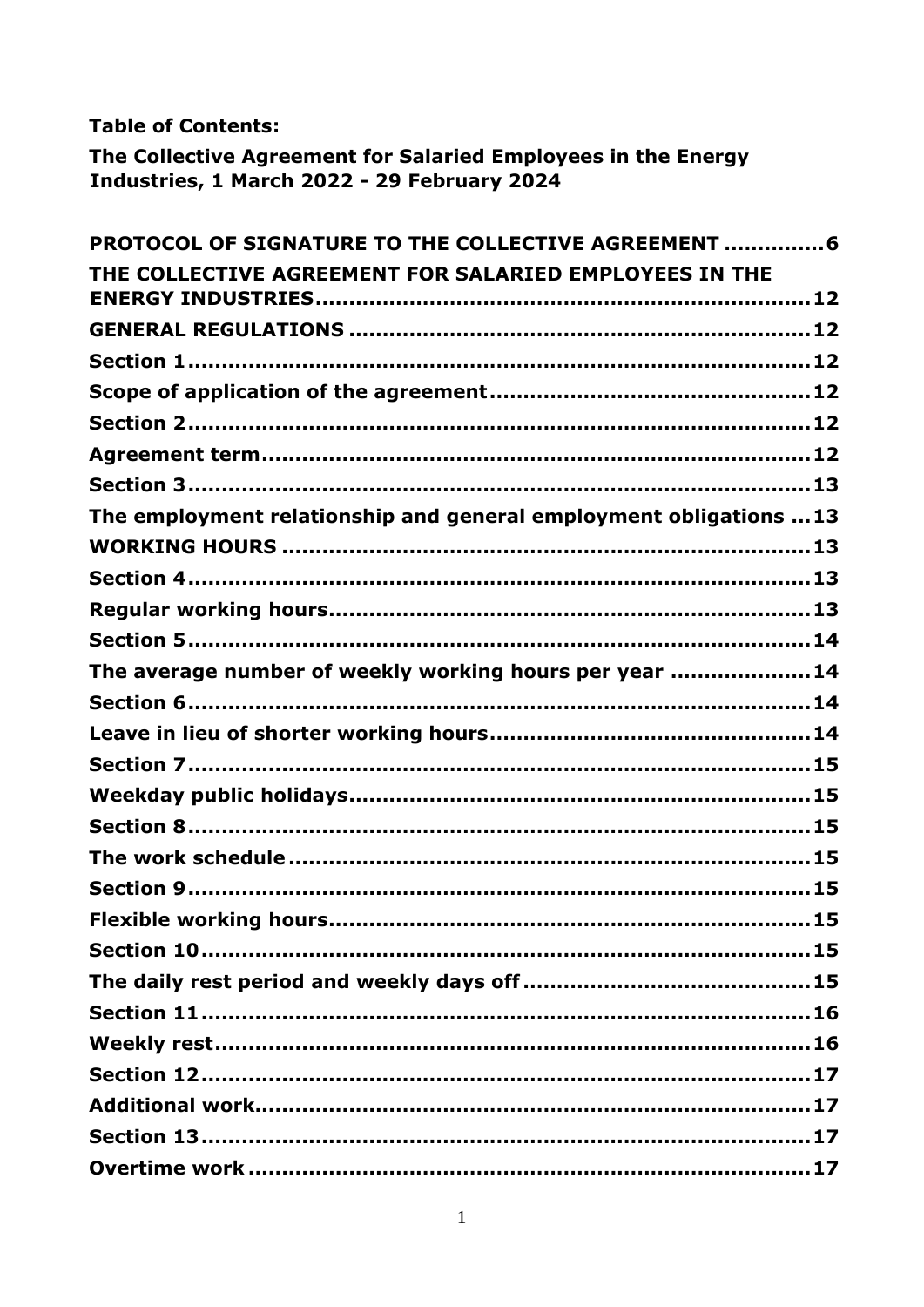**Table of Contents:**

**The Collective Agreement for Salaried Employees in the Energy Industries, 1 March 2022 - 29 February 2024**

**PROTOCOL OF SIGNATURE TO THE COLLECTIVE AGREEMENT .............. 6**
**THE COLLECTIVE AGREEMENT FOR SALARIED EMPLOYEES IN THE ENERGY INDUSTRIES ........................................................................ 12**
**GENERAL REGULATIONS ..................................................................... 12**
**Section 1 ............................................................................................ 12**
**Scope of application of the agreement ................................................ 12**
**Section 2 ............................................................................................ 12**
**Agreement term .................................................................................. 12**
**Section 3 ............................................................................................ 13**
**The employment relationship and general employment obligations ... 13**
**WORKING HOURS ................................................................................ 13**
**Section 4 ............................................................................................ 13**
**Regular working hours ........................................................................ 13**
**Section 5 ............................................................................................ 14**
**The average number of weekly working hours per year .................... 14**
**Section 6 ............................................................................................ 14**
**Leave in lieu of shorter working hours ................................................ 14**
**Section 7 ............................................................................................ 15**
**Weekday public holidays ..................................................................... 15**
**Section 8 ............................................................................................ 15**
**The work schedule .............................................................................. 15**
**Section 9 ............................................................................................ 15**
**Flexible working hours ........................................................................ 15**
**Section 10 .......................................................................................... 15**
**The daily rest period and weekly days off ........................................... 15**
**Section 11 .......................................................................................... 16**
**Weekly rest ......................................................................................... 16**
**Section 12 .......................................................................................... 17**
**Additional work ................................................................................... 17**
**Section 13 .......................................................................................... 17**
**Overtime work .................................................................................... 17**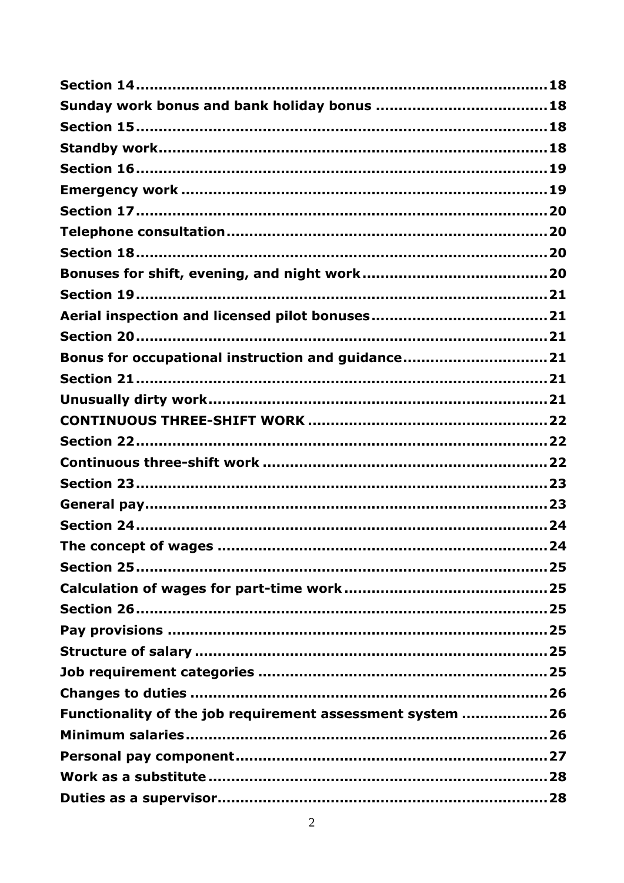**Section 14....................................................................................18**

**Sunday work bonus and bank holiday bonus .....................................18**

**Section 15....................................................................................18**

**Standby work...............................................................................18**

**Section 16....................................................................................19**

**Emergency work ..........................................................................19**

**Section 17....................................................................................20**

**Telephone consultation.................................................................20**

**Section 18....................................................................................20**

**Bonuses for shift, evening, and night work.......................................20**

**Section 19....................................................................................21**

**Aerial inspection and licensed pilot bonuses......................................21**

**Section 20....................................................................................21**

**Bonus for occupational instruction and guidance...............................21**

**Section 21....................................................................................21**

**Unusually dirty work.....................................................................21**

**CONTINUOUS THREE-SHIFT WORK ...................................................22**

**Section 22....................................................................................22**

**Continuous three-shift work ..........................................................22**

**Section 23....................................................................................23**

**General pay..................................................................................23**

**Section 24....................................................................................24**

**The concept of wages ...................................................................24**

**Section 25....................................................................................25**

**Calculation of wages for part-time work ..........................................25**

**Section 26....................................................................................25**

**Pay provisions .............................................................................25**

**Structure of salary .......................................................................25**

**Job requirement categories ...........................................................25**

**Changes to duties .........................................................................26**

**Functionality of the job requirement assessment system ..................26**

**Minimum salaries..........................................................................26**

**Personal pay component................................................................27**

**Work as a substitute .....................................................................28**

**Duties as a supervisor...................................................................28**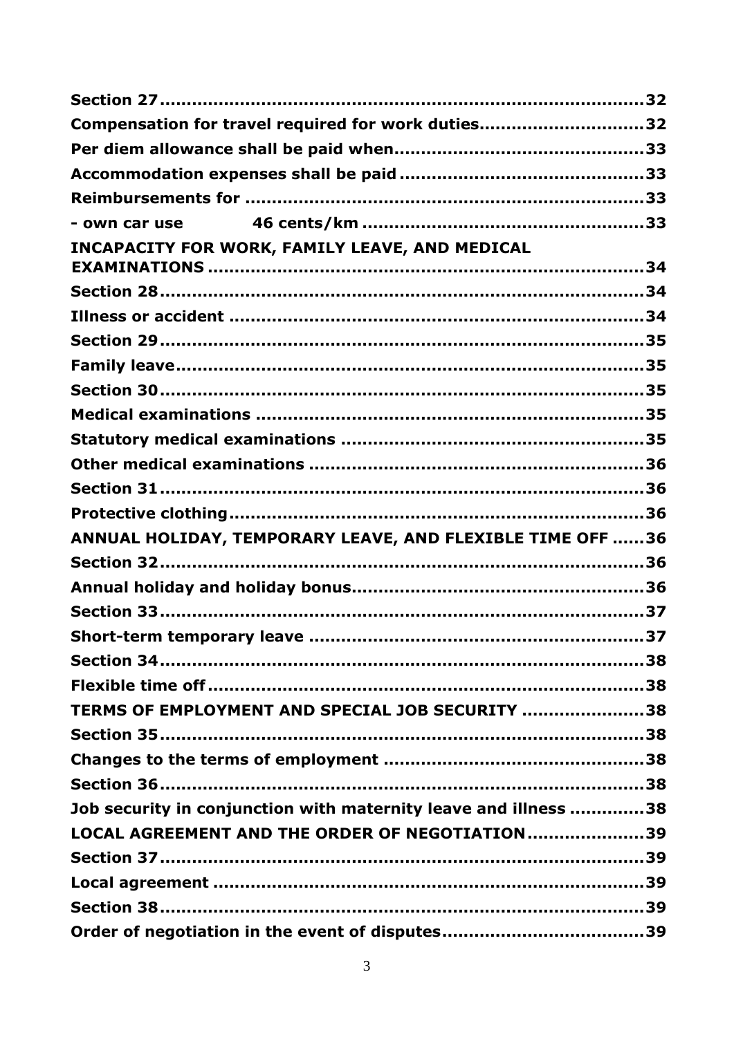**Section 27** ........................................................................................ **32**

**Compensation for travel required for work duties** .............................. **32**

**Per diem allowance shall be paid when** .............................................. **33**

**Accommodation expenses shall be paid** ............................................. **33**

**Reimbursements for** ........................................................................... **33**

**- own car use 46 cents/km** .................................................................. **33**

**INCAPACITY FOR WORK, FAMILY LEAVE, AND MEDICAL EXAMINATIONS** ......................................................................................... **34**

**Section 28** ........................................................................................ **34**

**Illness or accident** .............................................................................. **34**

**Section 29** ........................................................................................ **35**

**Family leave** ....................................................................................... **35**

**Section 30** ........................................................................................ **35**

**Medical examinations** ......................................................................... **35**

**Statutory medical examinations** ......................................................... **35**

**Other medical examinations** ............................................................... **36**

**Section 31** ........................................................................................ **36**

**Protective clothing** ............................................................................. **36**

**ANNUAL HOLIDAY, TEMPORARY LEAVE, AND FLEXIBLE TIME OFF** ...... **36**

**Section 32** ........................................................................................ **36**

**Annual holiday and holiday bonus** ...................................................... **36**

**Section 33** ........................................................................................ **37**

**Short-term temporary leave** ............................................................... **37**

**Section 34** ........................................................................................ **38**

**Flexible time off** ................................................................................. **38**

**TERMS OF EMPLOYMENT AND SPECIAL JOB SECURITY** ...................... **38**

**Section 35** ........................................................................................ **38**

**Changes to the terms of employment** .................................................. **38**

**Section 36** ........................................................................................ **38**

**Job security in conjunction with maternity leave and illness** ............. **38**

**LOCAL AGREEMENT AND THE ORDER OF NEGOTIATION** ..................... **39**

**Section 37** ........................................................................................ **39**

**Local agreement** ................................................................................. **39**

**Section 38** ........................................................................................ **39**

**Order of negotiation in the event of disputes** ..................................... **39**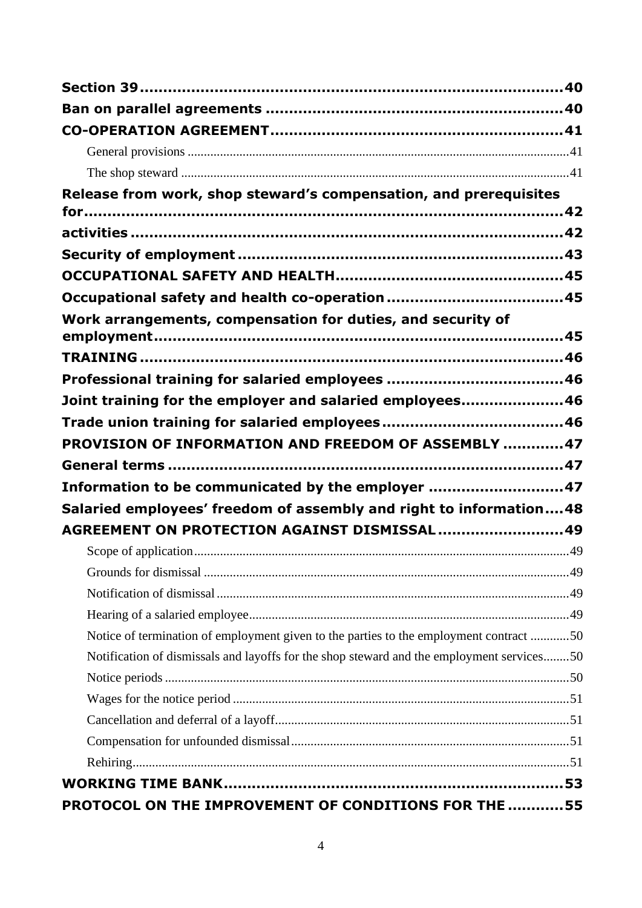**Section 39** ........................................................................................ 40

**Ban on parallel agreements** ........................................................................ 40

**CO-OPERATION AGREEMENT** ........................................................................ 41

General provisions ........................................................................................ 41

The shop steward .......................................................................................... 41

**Release from work, shop steward's compensation, and prerequisites for** ........................................................................................ 42

**activities** ........................................................................................ 42

**Security of employment** ........................................................................ 43

**OCCUPATIONAL SAFETY AND HEALTH** ........................................................................ 45

**Occupational safety and health co-operation** ........................................................................ 45

**Work arrangements, compensation for duties, and security of employment** ........................................................................................ 45

**TRAINING** ........................................................................................ 46

**Professional training for salaried employees** ........................................................................ 46

**Joint training for the employer and salaried employees** ........................................................................ 46

**Trade union training for salaried employees** ........................................................................ 46

**PROVISION OF INFORMATION AND FREEDOM OF ASSEMBLY** ........................................................................ 47

**General terms** ........................................................................................ 47

**Information to be communicated by the employer** ........................................................................ 47

**Salaried employees' freedom of assembly and right to information** .... 48

**AGREEMENT ON PROTECTION AGAINST DISMISSAL** ........................................................................ 49

Scope of application ........................................................................................ 49

Grounds for dismissal ........................................................................................ 49

Notification of dismissal ........................................................................................ 49

Hearing of a salaried employee ........................................................................................ 49

Notice of termination of employment given to the parties to the employment contract ............ 50

Notification of dismissals and layoffs for the shop steward and the employment services ........ 50

Notice periods ........................................................................................ 50

Wages for the notice period ........................................................................................ 51

Cancellation and deferral of a layoff ........................................................................................ 51

Compensation for unfounded dismissal ........................................................................................ 51

Rehiring ........................................................................................ 51

**WORKING TIME BANK** ........................................................................ 53

**PROTOCOL ON THE IMPROVEMENT OF CONDITIONS FOR THE** ........... 55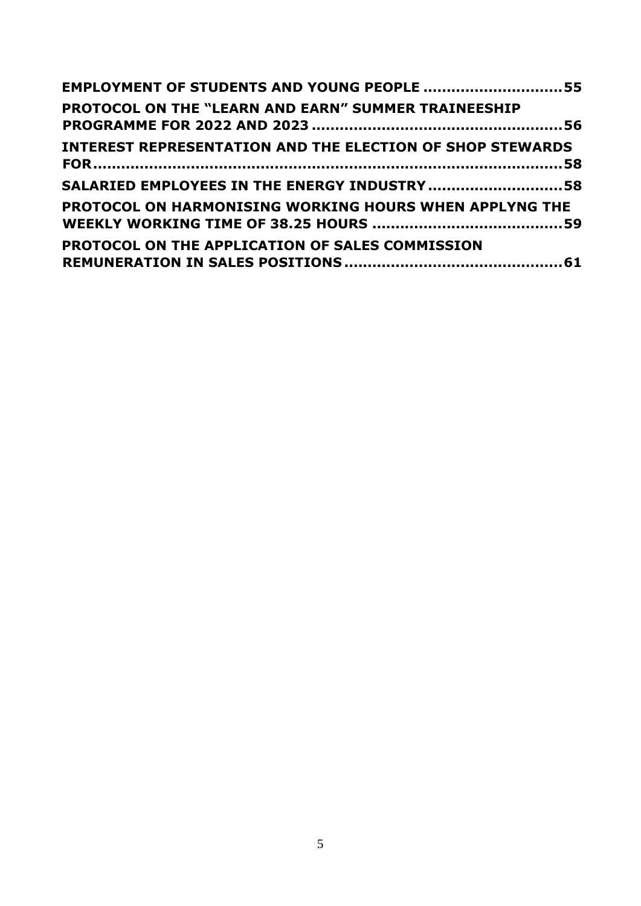**EMPLOYMENT OF STUDENTS AND YOUNG PEOPLE ............................55**

**PROTOCOL ON THE "LEARN AND EARN" SUMMER TRAINEESHIP PROGRAMME FOR 2022 AND 2023 ....................................................56**

**INTEREST REPRESENTATION AND THE ELECTION OF SHOP STEWARDS FOR..........................................................................................58**

**SALARIED EMPLOYEES IN THE ENERGY INDUSTRY............................58**

**PROTOCOL ON HARMONISING WORKING HOURS WHEN APPLYNG THE WEEKLY WORKING TIME OF 38.25 HOURS ........................................59**

**PROTOCOL ON THE APPLICATION OF SALES COMMISSION REMUNERATION IN SALES POSITIONS..............................................61**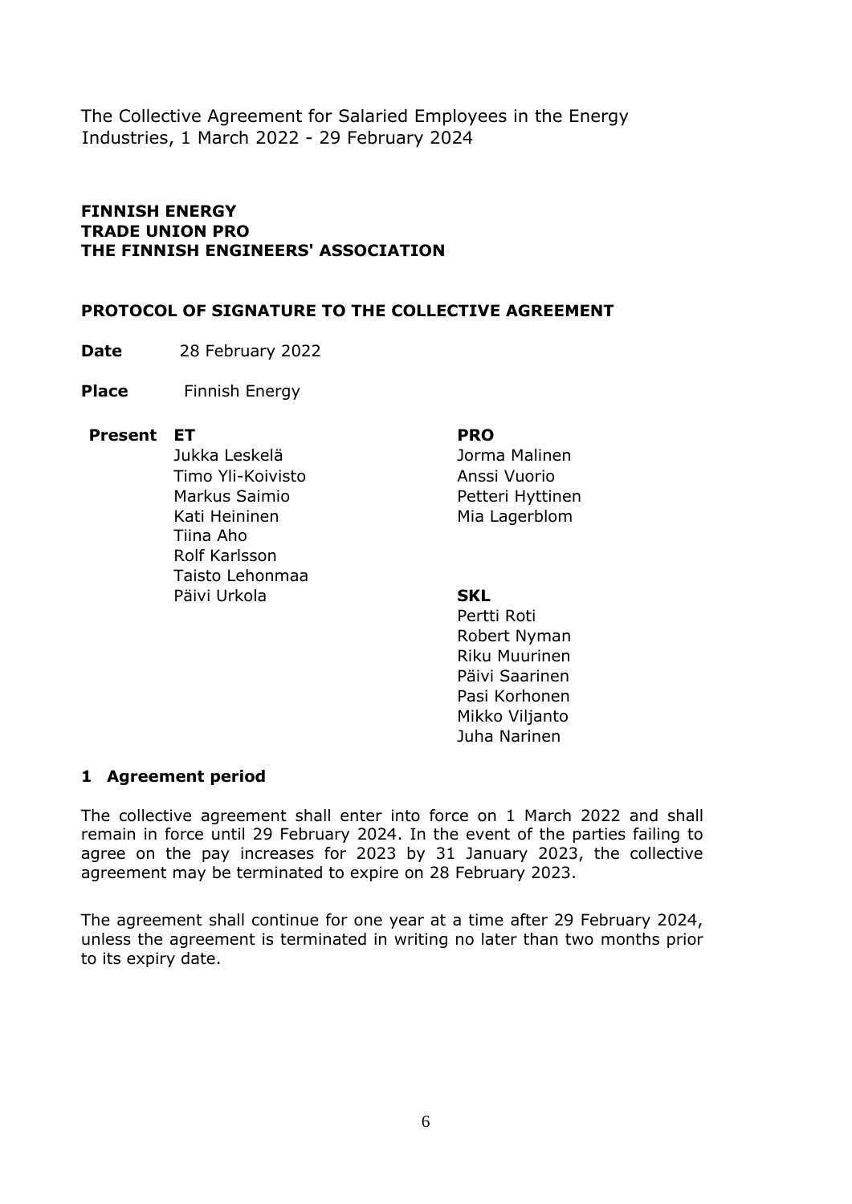The Collective Agreement for Salaried Employees in the Energy Industries, 1 March 2022 - 29 February 2024

**FINNISH ENERGY**
**TRADE UNION PRO**
**THE FINNISH ENGINEERS' ASSOCIATION**

## PROTOCOL OF SIGNATURE TO THE COLLECTIVE AGREEMENT

**Date** 28 February 2022

**Place** Finnish Energy

**Present**

**ET**
Jukka Leskelä
Timo Yli-Koivisto
Markus Saimio
Kati Heininen
Tiina Aho
Rolf Karlsson
Taisto Lehonmaa
Päivi Urkola

**PRO**
Jorma Malinen
Anssi Vuorio
Petteri Hyttinen
Mia Lagerblom

**SKL**
Pertti Roti
Robert Nyman
Riku Muurinen
Päivi Saarinen
Pasi Korhonen
Mikko Viljanto
Juha Narinen

### 1 Agreement period

The collective agreement shall enter into force on 1 March 2022 and shall remain in force until 29 February 2024. In the event of the parties failing to agree on the pay increases for 2023 by 31 January 2023, the collective agreement may be terminated to expire on 28 February 2023.

The agreement shall continue for one year at a time after 29 February 2024, unless the agreement is terminated in writing no later than two months prior to its expiry date.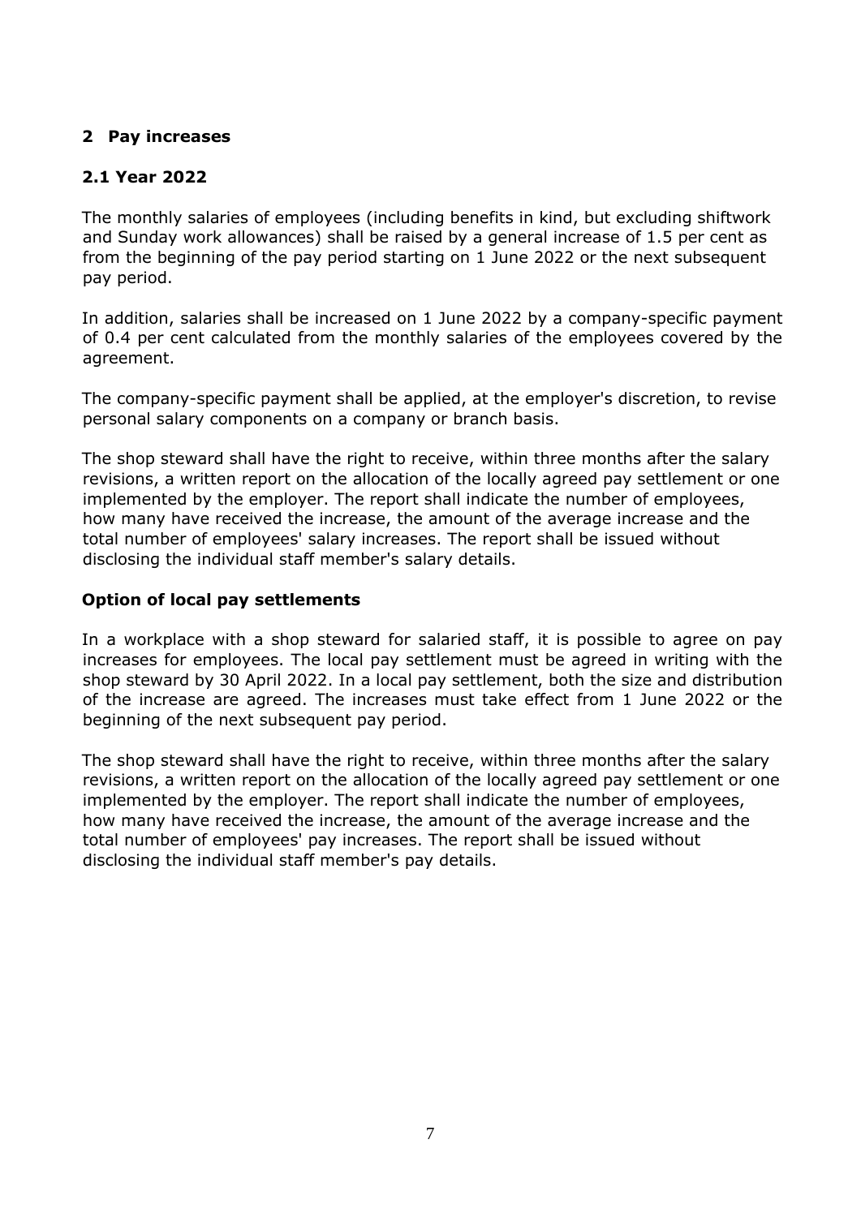# 2 Pay increases

## 2.1 Year 2022

The monthly salaries of employees (including benefits in kind, but excluding shiftwork and Sunday work allowances) shall be raised by a general increase of 1.5 per cent as from the beginning of the pay period starting on 1 June 2022 or the next subsequent pay period.

In addition, salaries shall be increased on 1 June 2022 by a company-specific payment of 0.4 per cent calculated from the monthly salaries of the employees covered by the agreement.

The company-specific payment shall be applied, at the employer's discretion, to revise personal salary components on a company or branch basis.

The shop steward shall have the right to receive, within three months after the salary revisions, a written report on the allocation of the locally agreed pay settlement or one implemented by the employer. The report shall indicate the number of employees, how many have received the increase, the amount of the average increase and the total number of employees' salary increases. The report shall be issued without disclosing the individual staff member's salary details.

### Option of local pay settlements

In a workplace with a shop steward for salaried staff, it is possible to agree on pay increases for employees. The local pay settlement must be agreed in writing with the shop steward by 30 April 2022. In a local pay settlement, both the size and distribution of the increase are agreed. The increases must take effect from 1 June 2022 or the beginning of the next subsequent pay period.

The shop steward shall have the right to receive, within three months after the salary revisions, a written report on the allocation of the locally agreed pay settlement or one implemented by the employer. The report shall indicate the number of employees, how many have received the increase, the amount of the average increase and the total number of employees' pay increases. The report shall be issued without disclosing the individual staff member's pay details.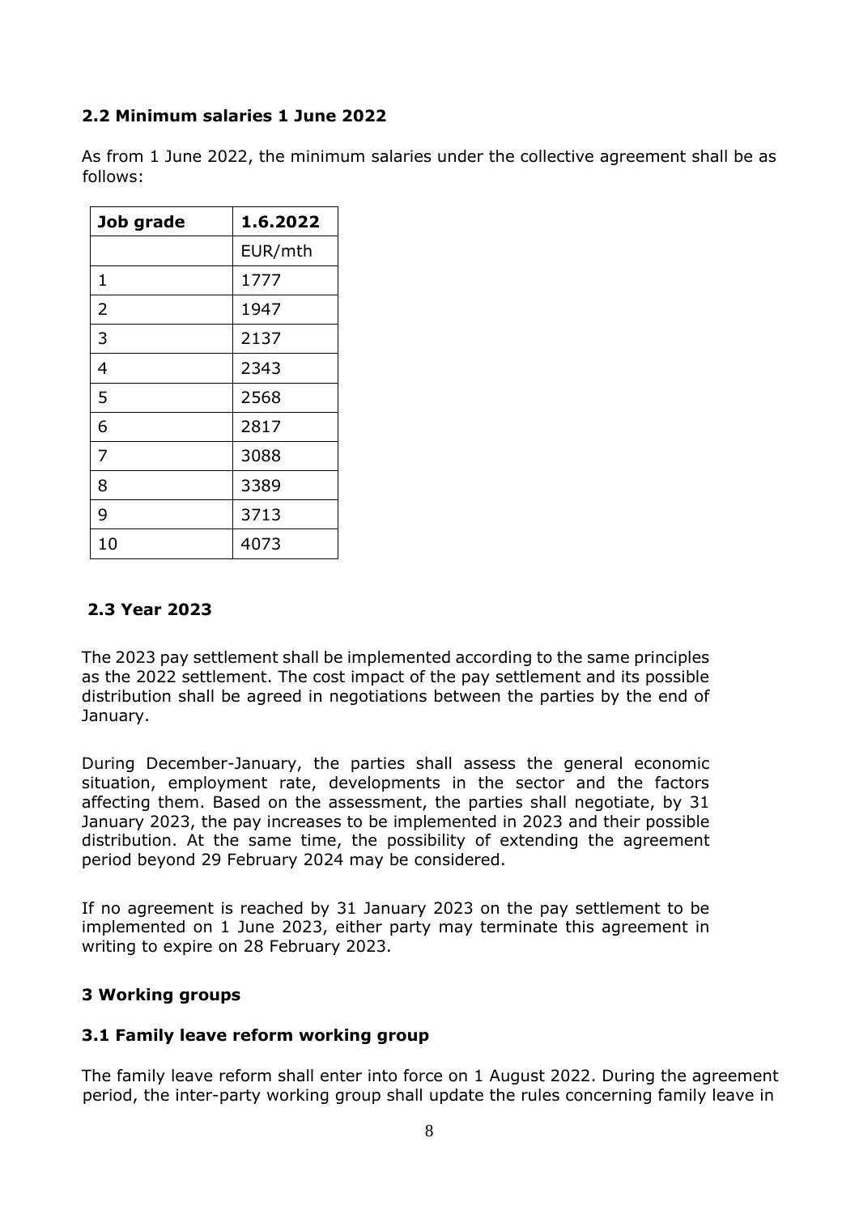### 2.2 Minimum salaries 1 June 2022

As from 1 June 2022, the minimum salaries under the collective agreement shall be as follows:

| Job grade | 1.6.2022 |
|---|---|
| | EUR/mth |
| 1 | 1777 |
| 2 | 1947 |
| 3 | 2137 |
| 4 | 2343 |
| 5 | 2568 |
| 6 | 2817 |
| 7 | 3088 |
| 8 | 3389 |
| 9 | 3713 |
| 10 | 4073 |

### 2.3 Year 2023

The 2023 pay settlement shall be implemented according to the same principles as the 2022 settlement. The cost impact of the pay settlement and its possible distribution shall be agreed in negotiations between the parties by the end of January.

During December-January, the parties shall assess the general economic situation, employment rate, developments in the sector and the factors affecting them. Based on the assessment, the parties shall negotiate, by 31 January 2023, the pay increases to be implemented in 2023 and their possible distribution. At the same time, the possibility of extending the agreement period beyond 29 February 2024 may be considered.

If no agreement is reached by 31 January 2023 on the pay settlement to be implemented on 1 June 2023, either party may terminate this agreement in writing to expire on 28 February 2023.

## 3 Working groups

### 3.1 Family leave reform working group

The family leave reform shall enter into force on 1 August 2022. During the agreement period, the inter-party working group shall update the rules concerning family leave in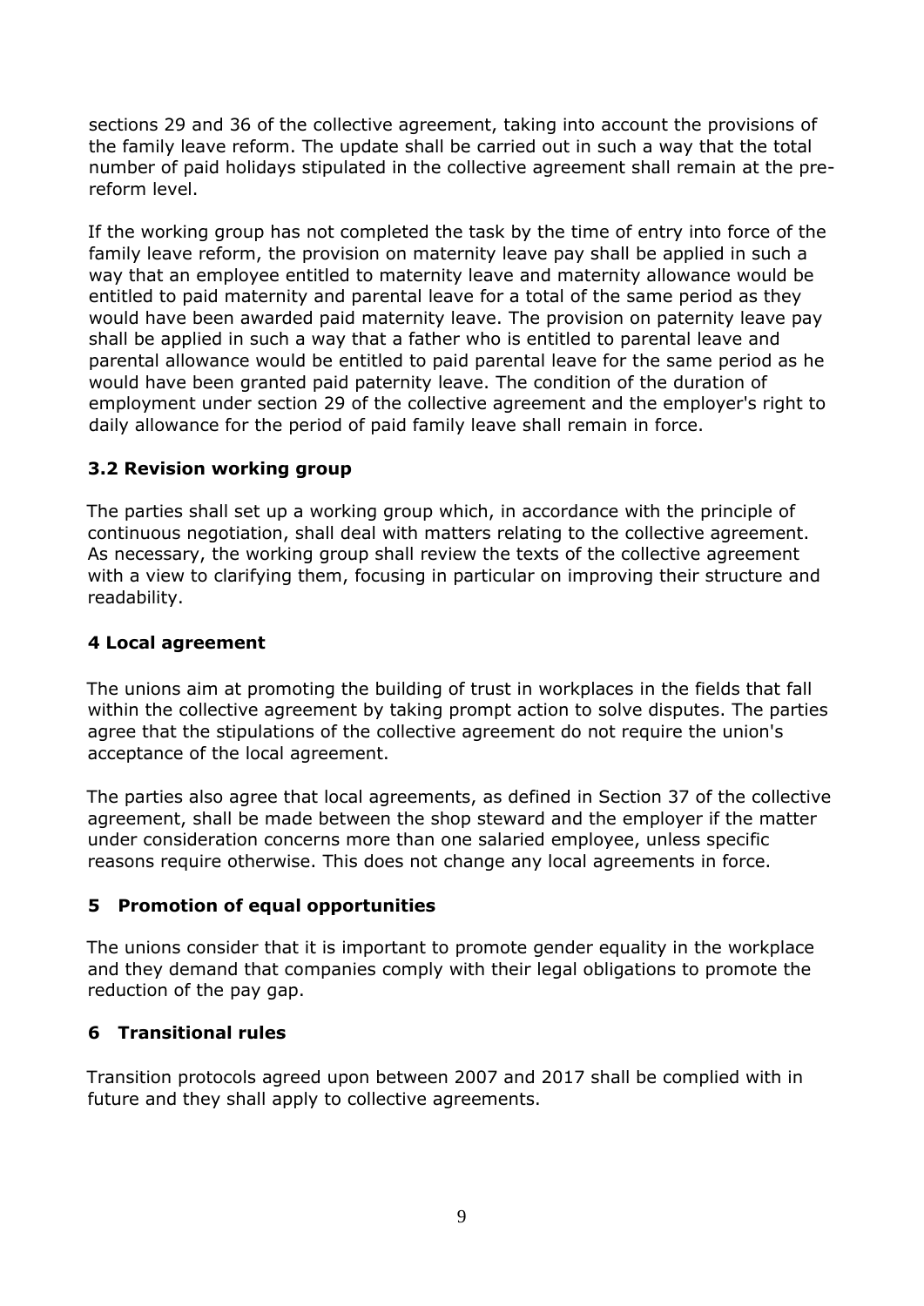sections 29 and 36 of the collective agreement, taking into account the provisions of the family leave reform. The update shall be carried out in such a way that the total number of paid holidays stipulated in the collective agreement shall remain at the pre-reform level.

If the working group has not completed the task by the time of entry into force of the family leave reform, the provision on maternity leave pay shall be applied in such a way that an employee entitled to maternity leave and maternity allowance would be entitled to paid maternity and parental leave for a total of the same period as they would have been awarded paid maternity leave. The provision on paternity leave pay shall be applied in such a way that a father who is entitled to parental leave and parental allowance would be entitled to paid parental leave for the same period as he would have been granted paid paternity leave. The condition of the duration of employment under section 29 of the collective agreement and the employer's right to daily allowance for the period of paid family leave shall remain in force.

### 3.2 Revision working group

The parties shall set up a working group which, in accordance with the principle of continuous negotiation, shall deal with matters relating to the collective agreement. As necessary, the working group shall review the texts of the collective agreement with a view to clarifying them, focusing in particular on improving their structure and readability.

## 4 Local agreement

The unions aim at promoting the building of trust in workplaces in the fields that fall within the collective agreement by taking prompt action to solve disputes. The parties agree that the stipulations of the collective agreement do not require the union's acceptance of the local agreement.

The parties also agree that local agreements, as defined in Section 37 of the collective agreement, shall be made between the shop steward and the employer if the matter under consideration concerns more than one salaried employee, unless specific reasons require otherwise. This does not change any local agreements in force.

## 5 Promotion of equal opportunities

The unions consider that it is important to promote gender equality in the workplace and they demand that companies comply with their legal obligations to promote the reduction of the pay gap.

## 6 Transitional rules

Transition protocols agreed upon between 2007 and 2017 shall be complied with in future and they shall apply to collective agreements.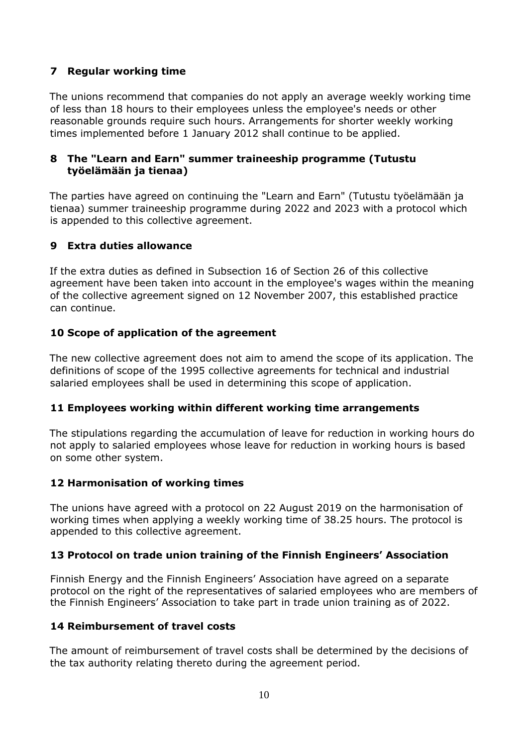## 7 Regular working time

The unions recommend that companies do not apply an average weekly working time of less than 18 hours to their employees unless the employee's needs or other reasonable grounds require such hours. Arrangements for shorter weekly working times implemented before 1 January 2012 shall continue to be applied.

## 8 The "Learn and Earn" summer traineeship programme (Tutustu työelämään ja tienaa)

The parties have agreed on continuing the "Learn and Earn" (Tutustu työelämään ja tienaa) summer traineeship programme during 2022 and 2023 with a protocol which is appended to this collective agreement.

## 9 Extra duties allowance

If the extra duties as defined in Subsection 16 of Section 26 of this collective agreement have been taken into account in the employee's wages within the meaning of the collective agreement signed on 12 November 2007, this established practice can continue.

## 10 Scope of application of the agreement

The new collective agreement does not aim to amend the scope of its application. The definitions of scope of the 1995 collective agreements for technical and industrial salaried employees shall be used in determining this scope of application.

## 11 Employees working within different working time arrangements

The stipulations regarding the accumulation of leave for reduction in working hours do not apply to salaried employees whose leave for reduction in working hours is based on some other system.

## 12 Harmonisation of working times

The unions have agreed with a protocol on 22 August 2019 on the harmonisation of working times when applying a weekly working time of 38.25 hours. The protocol is appended to this collective agreement.

## 13 Protocol on trade union training of the Finnish Engineers' Association

Finnish Energy and the Finnish Engineers' Association have agreed on a separate protocol on the right of the representatives of salaried employees who are members of the Finnish Engineers' Association to take part in trade union training as of 2022.

## 14 Reimbursement of travel costs

The amount of reimbursement of travel costs shall be determined by the decisions of the tax authority relating thereto during the agreement period.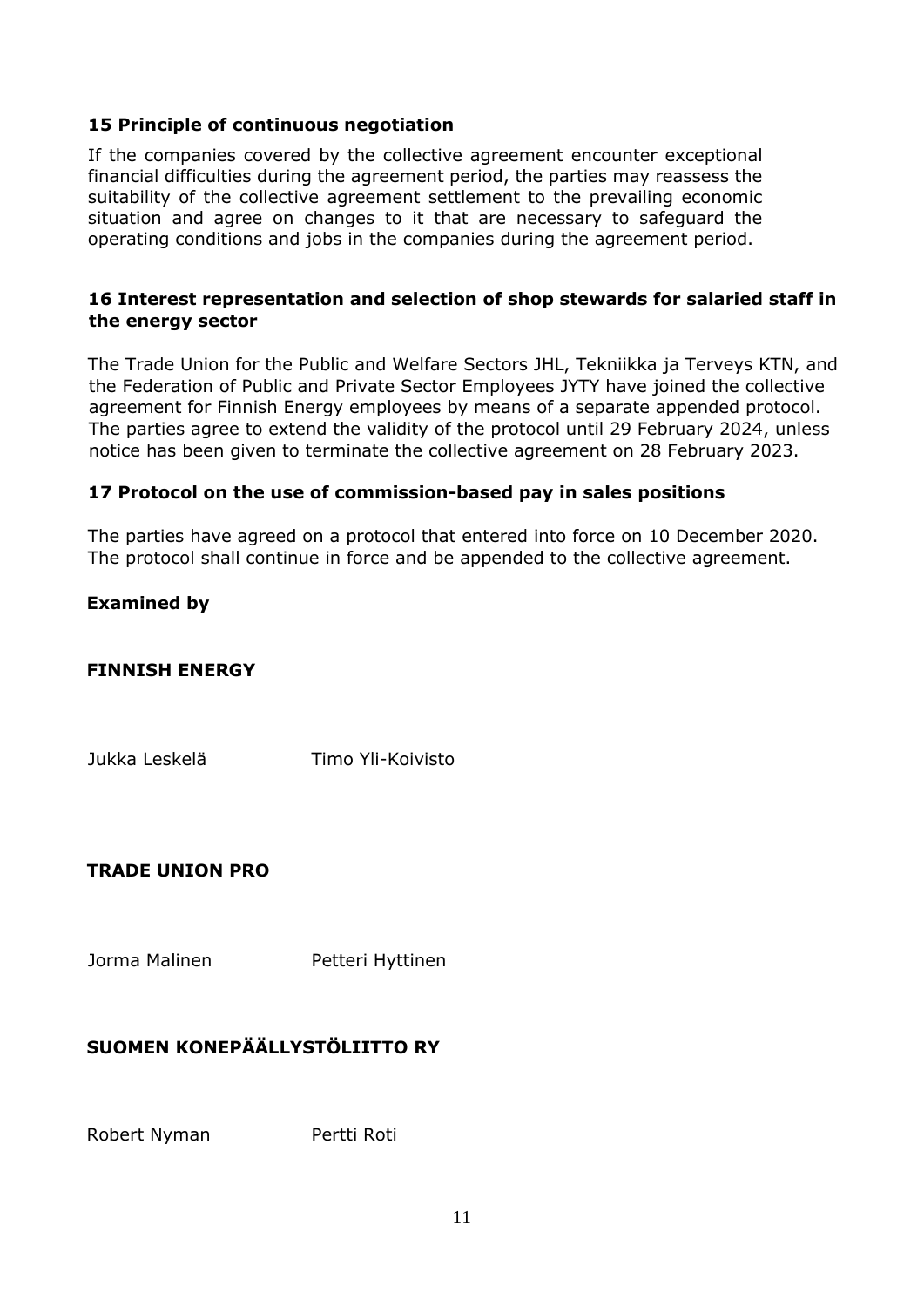## 15 Principle of continuous negotiation

If the companies covered by the collective agreement encounter exceptional financial difficulties during the agreement period, the parties may reassess the suitability of the collective agreement settlement to the prevailing economic situation and agree on changes to it that are necessary to safeguard the operating conditions and jobs in the companies during the agreement period.

## 16 Interest representation and selection of shop stewards for salaried staff in the energy sector

The Trade Union for the Public and Welfare Sectors JHL, Tekniikka ja Terveys KTN, and the Federation of Public and Private Sector Employees JYTY have joined the collective agreement for Finnish Energy employees by means of a separate appended protocol. The parties agree to extend the validity of the protocol until 29 February 2024, unless notice has been given to terminate the collective agreement on 28 February 2023.

## 17 Protocol on the use of commission-based pay in sales positions

The parties have agreed on a protocol that entered into force on 10 December 2020. The protocol shall continue in force and be appended to the collective agreement.

**Examined by**

**FINNISH ENERGY**

Jukka Leskelä Timo Yli-Koivisto

**TRADE UNION PRO**

Jorma Malinen Petteri Hyttinen

**SUOMEN KONEPÄÄLLYSTÖLIITTO RY**

Robert Nyman Pertti Roti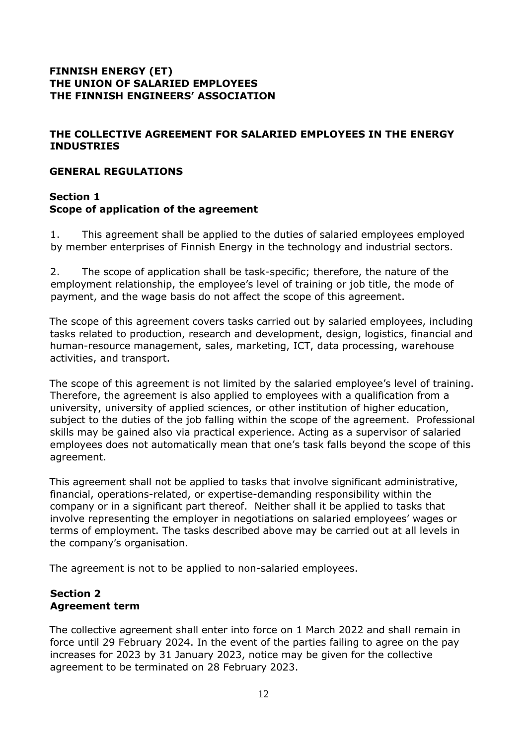**FINNISH ENERGY (ET)**
**THE UNION OF SALARIED EMPLOYEES**
**THE FINNISH ENGINEERS' ASSOCIATION**

# THE COLLECTIVE AGREEMENT FOR SALARIED EMPLOYEES IN THE ENERGY INDUSTRIES

## GENERAL REGULATIONS

### Section 1
### Scope of application of the agreement

1. This agreement shall be applied to the duties of salaried employees employed by member enterprises of Finnish Energy in the technology and industrial sectors.

2. The scope of application shall be task-specific; therefore, the nature of the employment relationship, the employee's level of training or job title, the mode of payment, and the wage basis do not affect the scope of this agreement.

The scope of this agreement covers tasks carried out by salaried employees, including tasks related to production, research and development, design, logistics, financial and human-resource management, sales, marketing, ICT, data processing, warehouse activities, and transport.

The scope of this agreement is not limited by the salaried employee's level of training. Therefore, the agreement is also applied to employees with a qualification from a university, university of applied sciences, or other institution of higher education, subject to the duties of the job falling within the scope of the agreement. Professional skills may be gained also via practical experience. Acting as a supervisor of salaried employees does not automatically mean that one's task falls beyond the scope of this agreement.

This agreement shall not be applied to tasks that involve significant administrative, financial, operations-related, or expertise-demanding responsibility within the company or in a significant part thereof. Neither shall it be applied to tasks that involve representing the employer in negotiations on salaried employees' wages or terms of employment. The tasks described above may be carried out at all levels in the company's organisation.

The agreement is not to be applied to non-salaried employees.

### Section 2
### Agreement term

The collective agreement shall enter into force on 1 March 2022 and shall remain in force until 29 February 2024. In the event of the parties failing to agree on the pay increases for 2023 by 31 January 2023, notice may be given for the collective agreement to be terminated on 28 February 2023.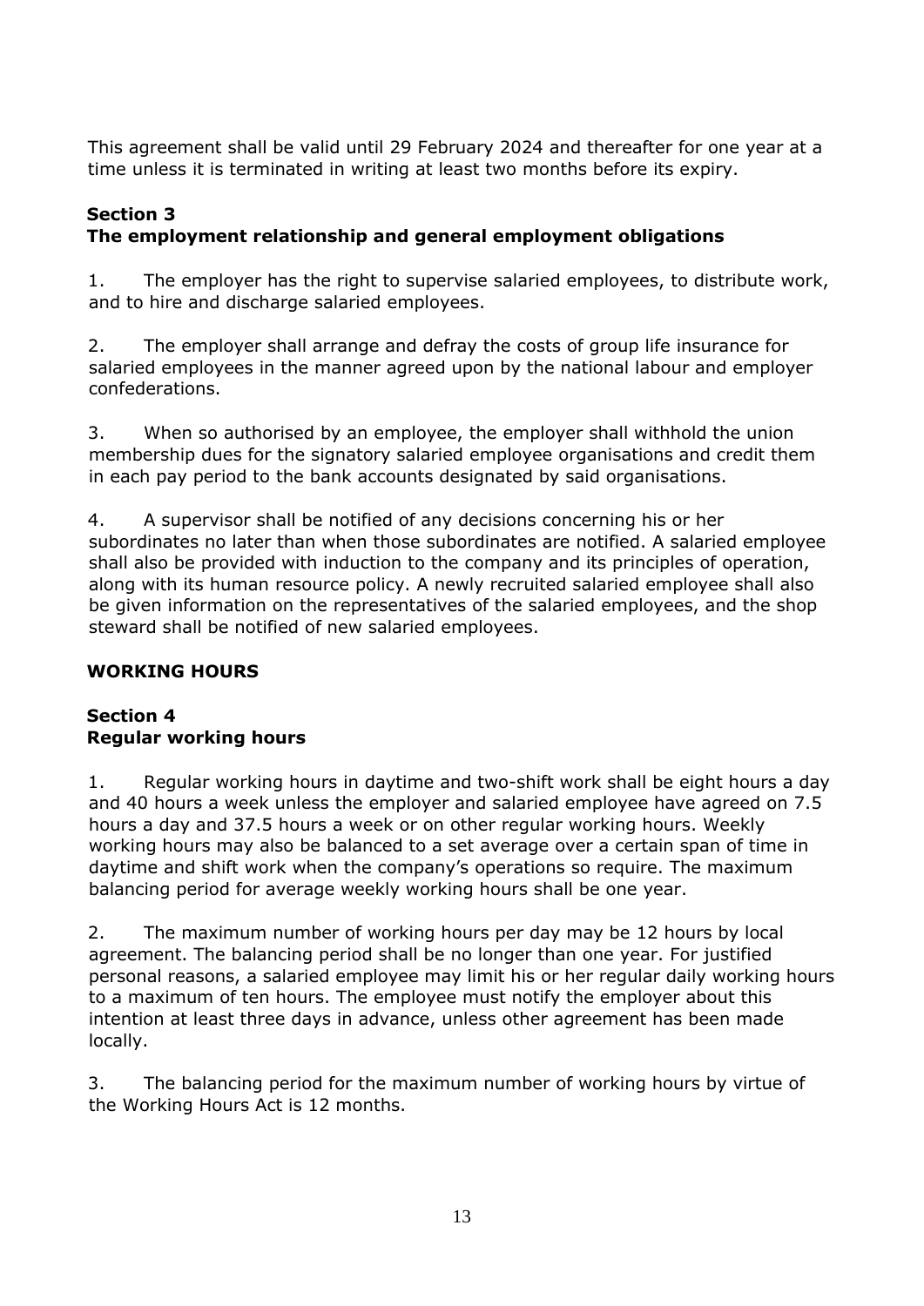This agreement shall be valid until 29 February 2024 and thereafter for one year at a time unless it is terminated in writing at least two months before its expiry.

### Section 3
### The employment relationship and general employment obligations

1. The employer has the right to supervise salaried employees, to distribute work, and to hire and discharge salaried employees.

2. The employer shall arrange and defray the costs of group life insurance for salaried employees in the manner agreed upon by the national labour and employer confederations.

3. When so authorised by an employee, the employer shall withhold the union membership dues for the signatory salaried employee organisations and credit them in each pay period to the bank accounts designated by said organisations.

4. A supervisor shall be notified of any decisions concerning his or her subordinates no later than when those subordinates are notified. A salaried employee shall also be provided with induction to the company and its principles of operation, along with its human resource policy. A newly recruited salaried employee shall also be given information on the representatives of the salaried employees, and the shop steward shall be notified of new salaried employees.

## WORKING HOURS

### Section 4
### Regular working hours

1. Regular working hours in daytime and two-shift work shall be eight hours a day and 40 hours a week unless the employer and salaried employee have agreed on 7.5 hours a day and 37.5 hours a week or on other regular working hours. Weekly working hours may also be balanced to a set average over a certain span of time in daytime and shift work when the company's operations so require. The maximum balancing period for average weekly working hours shall be one year.

2. The maximum number of working hours per day may be 12 hours by local agreement. The balancing period shall be no longer than one year. For justified personal reasons, a salaried employee may limit his or her regular daily working hours to a maximum of ten hours. The employee must notify the employer about this intention at least three days in advance, unless other agreement has been made locally.

3. The balancing period for the maximum number of working hours by virtue of the Working Hours Act is 12 months.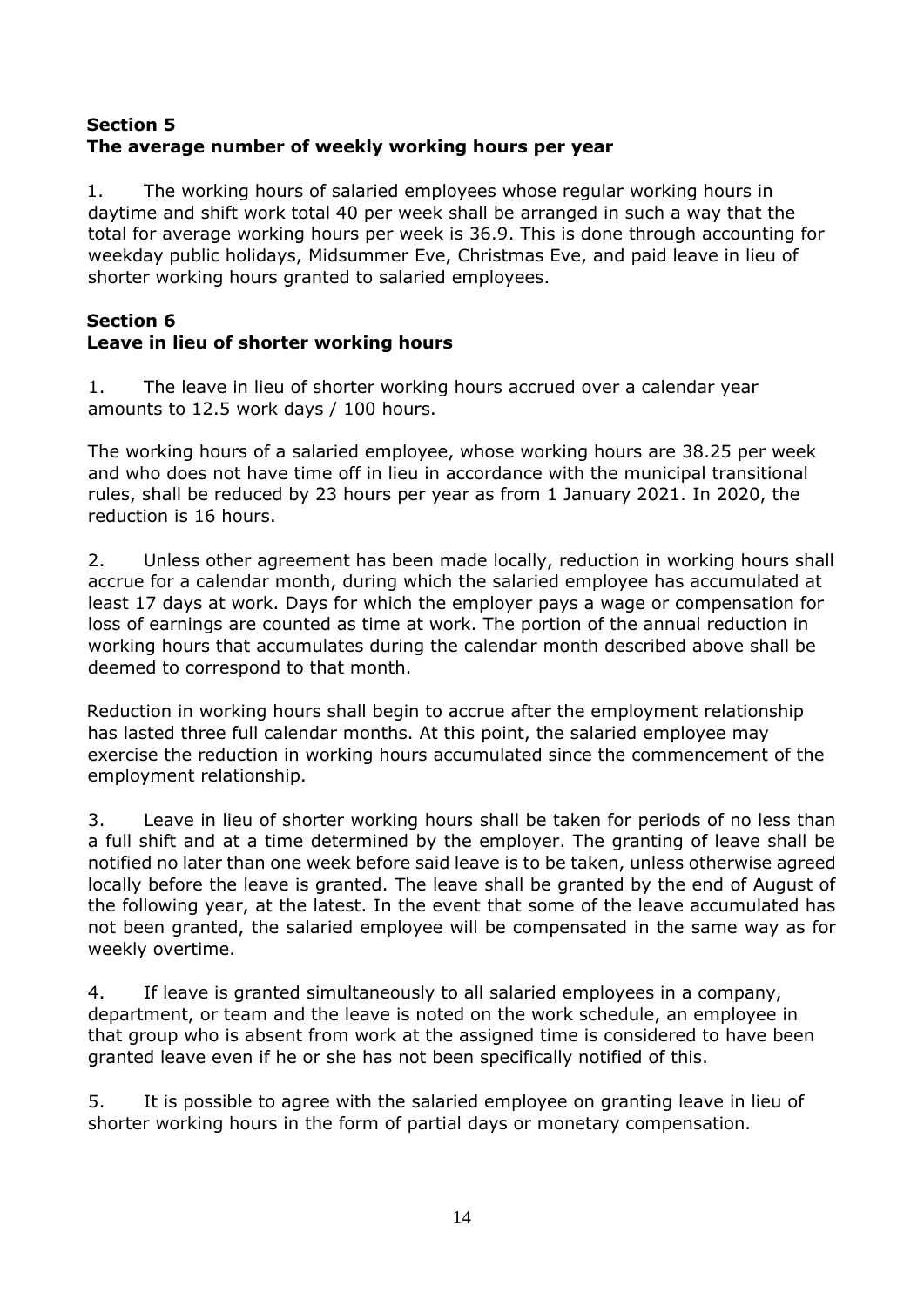## Section 5
## The average number of weekly working hours per year

1. The working hours of salaried employees whose regular working hours in daytime and shift work total 40 per week shall be arranged in such a way that the total for average working hours per week is 36.9. This is done through accounting for weekday public holidays, Midsummer Eve, Christmas Eve, and paid leave in lieu of shorter working hours granted to salaried employees.

## Section 6
## Leave in lieu of shorter working hours

1. The leave in lieu of shorter working hours accrued over a calendar year amounts to 12.5 work days / 100 hours.

The working hours of a salaried employee, whose working hours are 38.25 per week and who does not have time off in lieu in accordance with the municipal transitional rules, shall be reduced by 23 hours per year as from 1 January 2021. In 2020, the reduction is 16 hours.

2. Unless other agreement has been made locally, reduction in working hours shall accrue for a calendar month, during which the salaried employee has accumulated at least 17 days at work. Days for which the employer pays a wage or compensation for loss of earnings are counted as time at work. The portion of the annual reduction in working hours that accumulates during the calendar month described above shall be deemed to correspond to that month.

Reduction in working hours shall begin to accrue after the employment relationship has lasted three full calendar months. At this point, the salaried employee may exercise the reduction in working hours accumulated since the commencement of the employment relationship.

3. Leave in lieu of shorter working hours shall be taken for periods of no less than a full shift and at a time determined by the employer. The granting of leave shall be notified no later than one week before said leave is to be taken, unless otherwise agreed locally before the leave is granted. The leave shall be granted by the end of August of the following year, at the latest. In the event that some of the leave accumulated has not been granted, the salaried employee will be compensated in the same way as for weekly overtime.

4. If leave is granted simultaneously to all salaried employees in a company, department, or team and the leave is noted on the work schedule, an employee in that group who is absent from work at the assigned time is considered to have been granted leave even if he or she has not been specifically notified of this.

5. It is possible to agree with the salaried employee on granting leave in lieu of shorter working hours in the form of partial days or monetary compensation.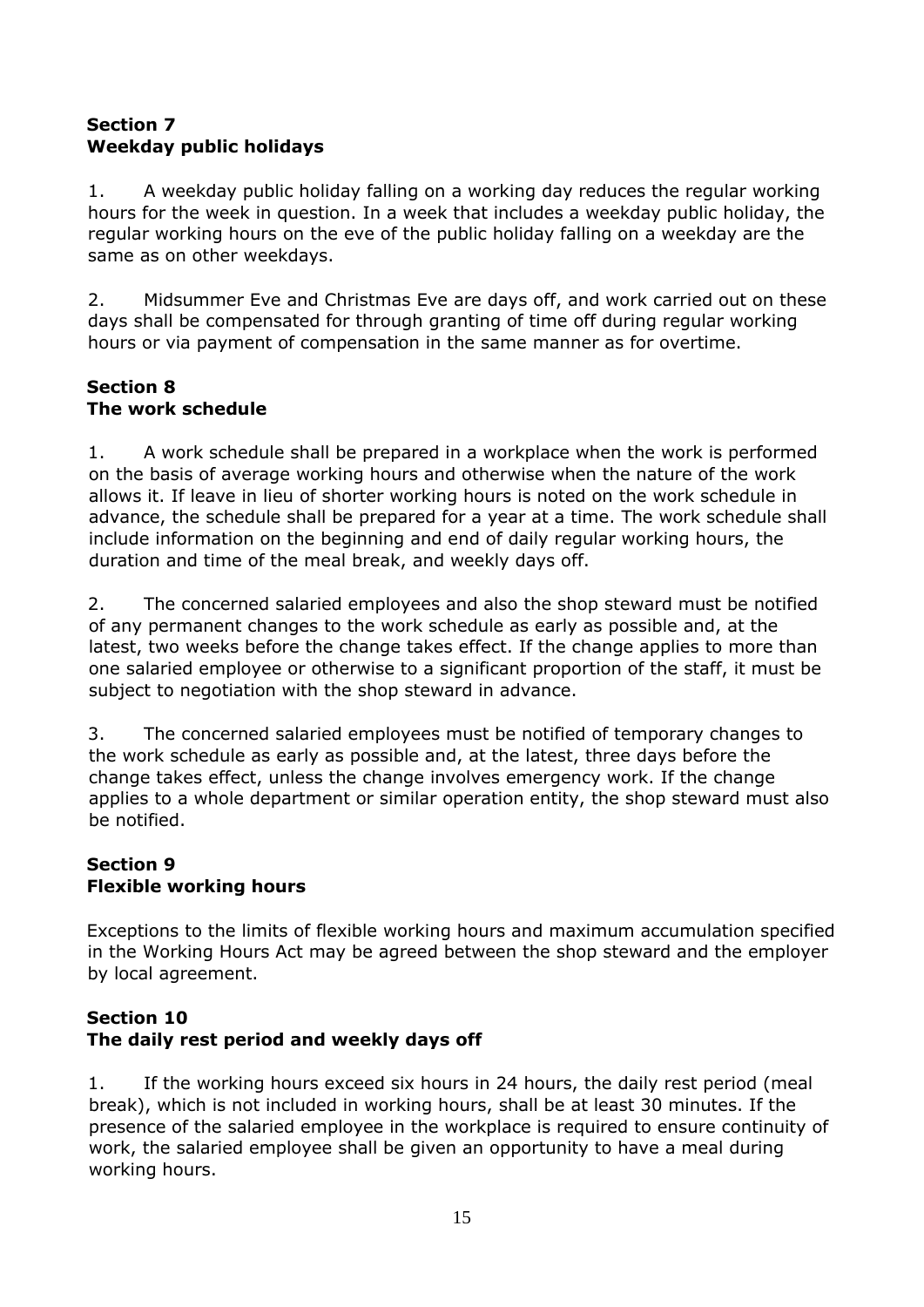## Section 7
## Weekday public holidays

1. A weekday public holiday falling on a working day reduces the regular working hours for the week in question. In a week that includes a weekday public holiday, the regular working hours on the eve of the public holiday falling on a weekday are the same as on other weekdays.

2. Midsummer Eve and Christmas Eve are days off, and work carried out on these days shall be compensated for through granting of time off during regular working hours or via payment of compensation in the same manner as for overtime.

## Section 8
## The work schedule

1. A work schedule shall be prepared in a workplace when the work is performed on the basis of average working hours and otherwise when the nature of the work allows it. If leave in lieu of shorter working hours is noted on the work schedule in advance, the schedule shall be prepared for a year at a time. The work schedule shall include information on the beginning and end of daily regular working hours, the duration and time of the meal break, and weekly days off.

2. The concerned salaried employees and also the shop steward must be notified of any permanent changes to the work schedule as early as possible and, at the latest, two weeks before the change takes effect. If the change applies to more than one salaried employee or otherwise to a significant proportion of the staff, it must be subject to negotiation with the shop steward in advance.

3. The concerned salaried employees must be notified of temporary changes to the work schedule as early as possible and, at the latest, three days before the change takes effect, unless the change involves emergency work. If the change applies to a whole department or similar operation entity, the shop steward must also be notified.

## Section 9
## Flexible working hours

Exceptions to the limits of flexible working hours and maximum accumulation specified in the Working Hours Act may be agreed between the shop steward and the employer by local agreement.

## Section 10
## The daily rest period and weekly days off

1. If the working hours exceed six hours in 24 hours, the daily rest period (meal break), which is not included in working hours, shall be at least 30 minutes. If the presence of the salaried employee in the workplace is required to ensure continuity of work, the salaried employee shall be given an opportunity to have a meal during working hours.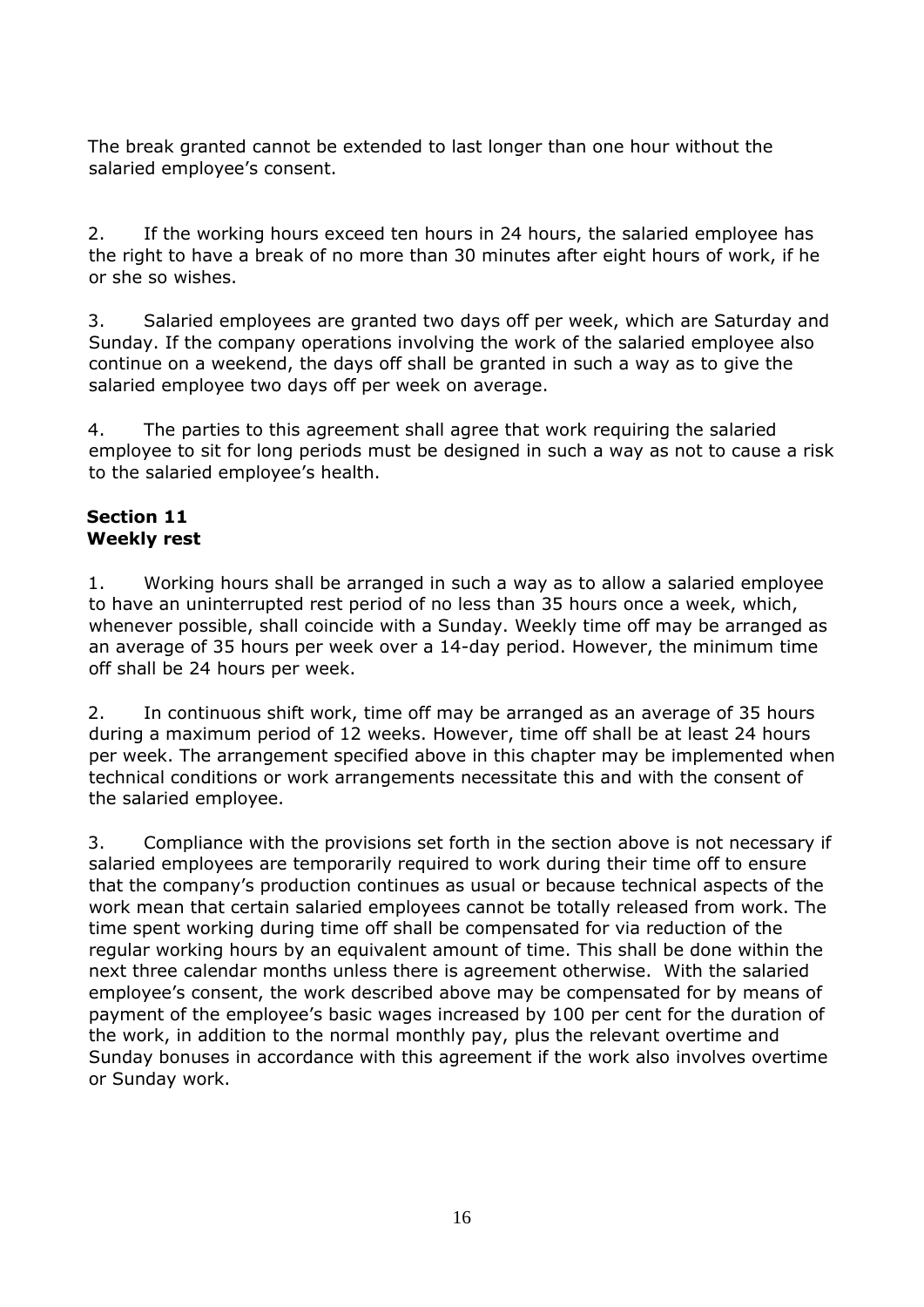The break granted cannot be extended to last longer than one hour without the salaried employee's consent.

2. If the working hours exceed ten hours in 24 hours, the salaried employee has the right to have a break of no more than 30 minutes after eight hours of work, if he or she so wishes.

3. Salaried employees are granted two days off per week, which are Saturday and Sunday. If the company operations involving the work of the salaried employee also continue on a weekend, the days off shall be granted in such a way as to give the salaried employee two days off per week on average.

4. The parties to this agreement shall agree that work requiring the salaried employee to sit for long periods must be designed in such a way as not to cause a risk to the salaried employee's health.

### Section 11
### Weekly rest

1. Working hours shall be arranged in such a way as to allow a salaried employee to have an uninterrupted rest period of no less than 35 hours once a week, which, whenever possible, shall coincide with a Sunday. Weekly time off may be arranged as an average of 35 hours per week over a 14-day period. However, the minimum time off shall be 24 hours per week.

2. In continuous shift work, time off may be arranged as an average of 35 hours during a maximum period of 12 weeks. However, time off shall be at least 24 hours per week. The arrangement specified above in this chapter may be implemented when technical conditions or work arrangements necessitate this and with the consent of the salaried employee.

3. Compliance with the provisions set forth in the section above is not necessary if salaried employees are temporarily required to work during their time off to ensure that the company's production continues as usual or because technical aspects of the work mean that certain salaried employees cannot be totally released from work. The time spent working during time off shall be compensated for via reduction of the regular working hours by an equivalent amount of time. This shall be done within the next three calendar months unless there is agreement otherwise. With the salaried employee's consent, the work described above may be compensated for by means of payment of the employee's basic wages increased by 100 per cent for the duration of the work, in addition to the normal monthly pay, plus the relevant overtime and Sunday bonuses in accordance with this agreement if the work also involves overtime or Sunday work.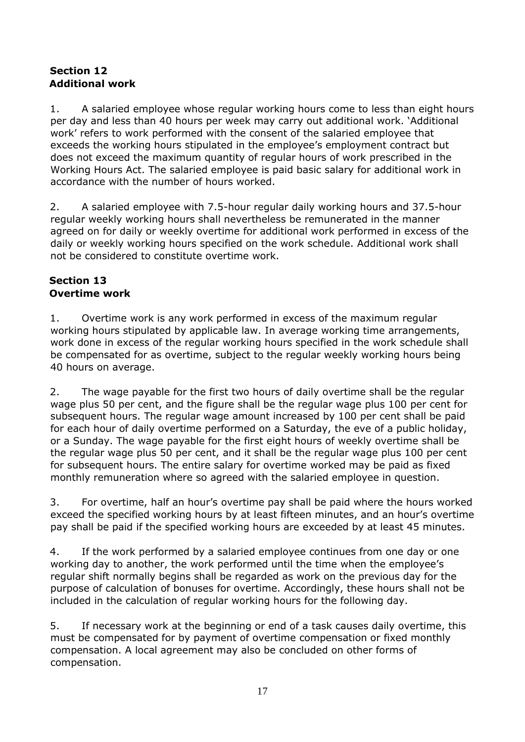## Section 12
## Additional work

1. A salaried employee whose regular working hours come to less than eight hours per day and less than 40 hours per week may carry out additional work. 'Additional work' refers to work performed with the consent of the salaried employee that exceeds the working hours stipulated in the employee's employment contract but does not exceed the maximum quantity of regular hours of work prescribed in the Working Hours Act. The salaried employee is paid basic salary for additional work in accordance with the number of hours worked.

2. A salaried employee with 7.5-hour regular daily working hours and 37.5-hour regular weekly working hours shall nevertheless be remunerated in the manner agreed on for daily or weekly overtime for additional work performed in excess of the daily or weekly working hours specified on the work schedule. Additional work shall not be considered to constitute overtime work.

## Section 13
## Overtime work

1. Overtime work is any work performed in excess of the maximum regular working hours stipulated by applicable law. In average working time arrangements, work done in excess of the regular working hours specified in the work schedule shall be compensated for as overtime, subject to the regular weekly working hours being 40 hours on average.

2. The wage payable for the first two hours of daily overtime shall be the regular wage plus 50 per cent, and the figure shall be the regular wage plus 100 per cent for subsequent hours. The regular wage amount increased by 100 per cent shall be paid for each hour of daily overtime performed on a Saturday, the eve of a public holiday, or a Sunday. The wage payable for the first eight hours of weekly overtime shall be the regular wage plus 50 per cent, and it shall be the regular wage plus 100 per cent for subsequent hours. The entire salary for overtime worked may be paid as fixed monthly remuneration where so agreed with the salaried employee in question.

3. For overtime, half an hour's overtime pay shall be paid where the hours worked exceed the specified working hours by at least fifteen minutes, and an hour's overtime pay shall be paid if the specified working hours are exceeded by at least 45 minutes.

4. If the work performed by a salaried employee continues from one day or one working day to another, the work performed until the time when the employee's regular shift normally begins shall be regarded as work on the previous day for the purpose of calculation of bonuses for overtime. Accordingly, these hours shall not be included in the calculation of regular working hours for the following day.

5. If necessary work at the beginning or end of a task causes daily overtime, this must be compensated for by payment of overtime compensation or fixed monthly compensation. A local agreement may also be concluded on other forms of compensation.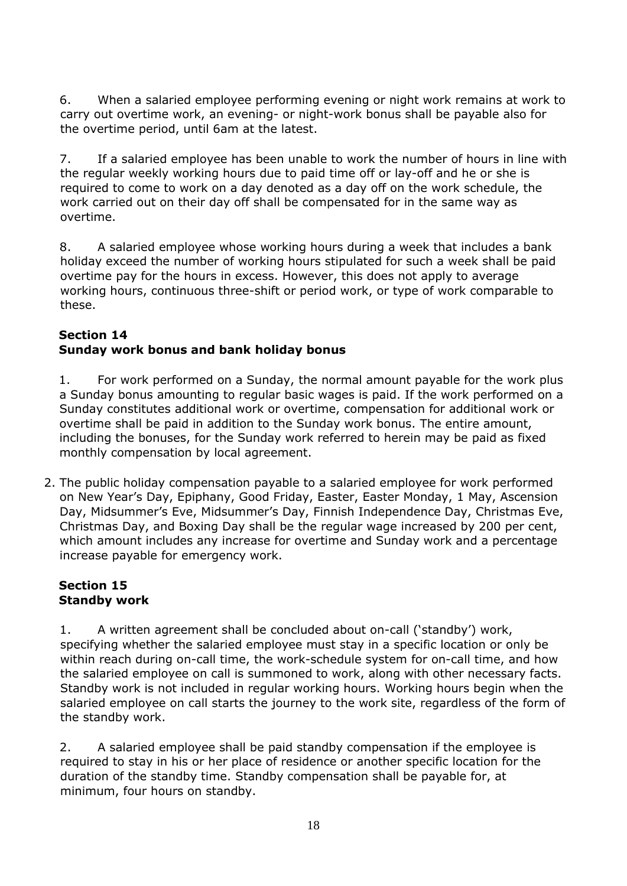6. When a salaried employee performing evening or night work remains at work to carry out overtime work, an evening- or night-work bonus shall be payable also for the overtime period, until 6am at the latest.

7. If a salaried employee has been unable to work the number of hours in line with the regular weekly working hours due to paid time off or lay-off and he or she is required to come to work on a day denoted as a day off on the work schedule, the work carried out on their day off shall be compensated for in the same way as overtime.

8. A salaried employee whose working hours during a week that includes a bank holiday exceed the number of working hours stipulated for such a week shall be paid overtime pay for the hours in excess. However, this does not apply to average working hours, continuous three-shift or period work, or type of work comparable to these.

## Section 14
## Sunday work bonus and bank holiday bonus

1. For work performed on a Sunday, the normal amount payable for the work plus a Sunday bonus amounting to regular basic wages is paid. If the work performed on a Sunday constitutes additional work or overtime, compensation for additional work or overtime shall be paid in addition to the Sunday work bonus. The entire amount, including the bonuses, for the Sunday work referred to herein may be paid as fixed monthly compensation by local agreement.

2. The public holiday compensation payable to a salaried employee for work performed on New Year's Day, Epiphany, Good Friday, Easter, Easter Monday, 1 May, Ascension Day, Midsummer's Eve, Midsummer's Day, Finnish Independence Day, Christmas Eve, Christmas Day, and Boxing Day shall be the regular wage increased by 200 per cent, which amount includes any increase for overtime and Sunday work and a percentage increase payable for emergency work.

## Section 15
## Standby work

1. A written agreement shall be concluded about on-call ('standby') work, specifying whether the salaried employee must stay in a specific location or only be within reach during on-call time, the work-schedule system for on-call time, and how the salaried employee on call is summoned to work, along with other necessary facts. Standby work is not included in regular working hours. Working hours begin when the salaried employee on call starts the journey to the work site, regardless of the form of the standby work.

2. A salaried employee shall be paid standby compensation if the employee is required to stay in his or her place of residence or another specific location for the duration of the standby time. Standby compensation shall be payable for, at minimum, four hours on standby.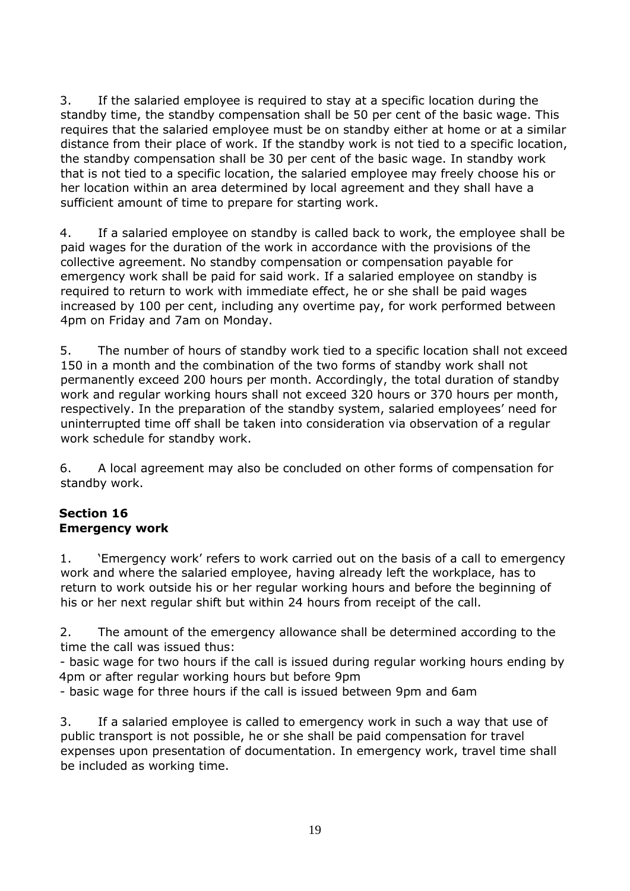3. If the salaried employee is required to stay at a specific location during the standby time, the standby compensation shall be 50 per cent of the basic wage. This requires that the salaried employee must be on standby either at home or at a similar distance from their place of work. If the standby work is not tied to a specific location, the standby compensation shall be 30 per cent of the basic wage. In standby work that is not tied to a specific location, the salaried employee may freely choose his or her location within an area determined by local agreement and they shall have a sufficient amount of time to prepare for starting work.

4. If a salaried employee on standby is called back to work, the employee shall be paid wages for the duration of the work in accordance with the provisions of the collective agreement. No standby compensation or compensation payable for emergency work shall be paid for said work. If a salaried employee on standby is required to return to work with immediate effect, he or she shall be paid wages increased by 100 per cent, including any overtime pay, for work performed between 4pm on Friday and 7am on Monday.

5. The number of hours of standby work tied to a specific location shall not exceed 150 in a month and the combination of the two forms of standby work shall not permanently exceed 200 hours per month. Accordingly, the total duration of standby work and regular working hours shall not exceed 320 hours or 370 hours per month, respectively. In the preparation of the standby system, salaried employees' need for uninterrupted time off shall be taken into consideration via observation of a regular work schedule for standby work.

6. A local agreement may also be concluded on other forms of compensation for standby work.

## Section 16
## Emergency work

1. 'Emergency work' refers to work carried out on the basis of a call to emergency work and where the salaried employee, having already left the workplace, has to return to work outside his or her regular working hours and before the beginning of his or her next regular shift but within 24 hours from receipt of the call.

2. The amount of the emergency allowance shall be determined according to the time the call was issued thus:

- basic wage for two hours if the call is issued during regular working hours ending by 4pm or after regular working hours but before 9pm
- basic wage for three hours if the call is issued between 9pm and 6am

3. If a salaried employee is called to emergency work in such a way that use of public transport is not possible, he or she shall be paid compensation for travel expenses upon presentation of documentation. In emergency work, travel time shall be included as working time.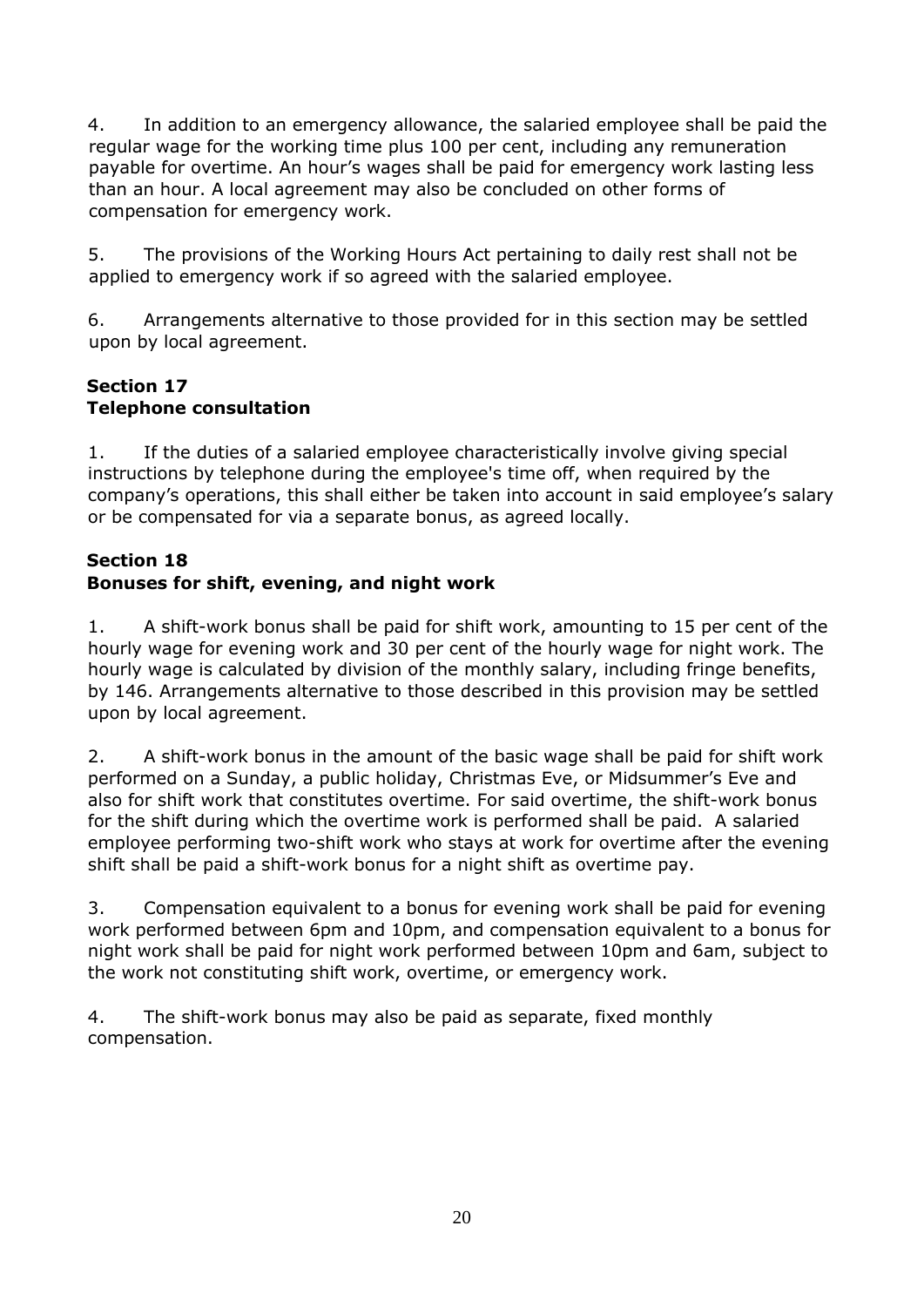4. In addition to an emergency allowance, the salaried employee shall be paid the regular wage for the working time plus 100 per cent, including any remuneration payable for overtime. An hour's wages shall be paid for emergency work lasting less than an hour. A local agreement may also be concluded on other forms of compensation for emergency work.

5. The provisions of the Working Hours Act pertaining to daily rest shall not be applied to emergency work if so agreed with the salaried employee.

6. Arrangements alternative to those provided for in this section may be settled upon by local agreement.

## Section 17
## Telephone consultation

1. If the duties of a salaried employee characteristically involve giving special instructions by telephone during the employee's time off, when required by the company's operations, this shall either be taken into account in said employee's salary or be compensated for via a separate bonus, as agreed locally.

## Section 18
## Bonuses for shift, evening, and night work

1. A shift-work bonus shall be paid for shift work, amounting to 15 per cent of the hourly wage for evening work and 30 per cent of the hourly wage for night work. The hourly wage is calculated by division of the monthly salary, including fringe benefits, by 146. Arrangements alternative to those described in this provision may be settled upon by local agreement.

2. A shift-work bonus in the amount of the basic wage shall be paid for shift work performed on a Sunday, a public holiday, Christmas Eve, or Midsummer's Eve and also for shift work that constitutes overtime. For said overtime, the shift-work bonus for the shift during which the overtime work is performed shall be paid. A salaried employee performing two-shift work who stays at work for overtime after the evening shift shall be paid a shift-work bonus for a night shift as overtime pay.

3. Compensation equivalent to a bonus for evening work shall be paid for evening work performed between 6pm and 10pm, and compensation equivalent to a bonus for night work shall be paid for night work performed between 10pm and 6am, subject to the work not constituting shift work, overtime, or emergency work.

4. The shift-work bonus may also be paid as separate, fixed monthly compensation.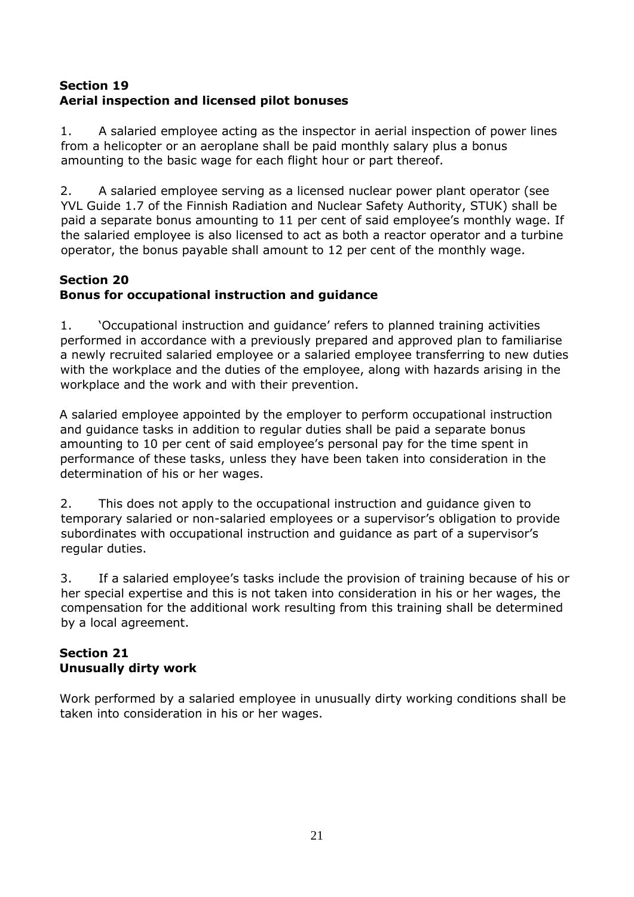## Section 19
## Aerial inspection and licensed pilot bonuses

1. A salaried employee acting as the inspector in aerial inspection of power lines from a helicopter or an aeroplane shall be paid monthly salary plus a bonus amounting to the basic wage for each flight hour or part thereof.

2. A salaried employee serving as a licensed nuclear power plant operator (see YVL Guide 1.7 of the Finnish Radiation and Nuclear Safety Authority, STUK) shall be paid a separate bonus amounting to 11 per cent of said employee's monthly wage. If the salaried employee is also licensed to act as both a reactor operator and a turbine operator, the bonus payable shall amount to 12 per cent of the monthly wage.

## Section 20
## Bonus for occupational instruction and guidance

1. 'Occupational instruction and guidance' refers to planned training activities performed in accordance with a previously prepared and approved plan to familiarise a newly recruited salaried employee or a salaried employee transferring to new duties with the workplace and the duties of the employee, along with hazards arising in the workplace and the work and with their prevention.

A salaried employee appointed by the employer to perform occupational instruction and guidance tasks in addition to regular duties shall be paid a separate bonus amounting to 10 per cent of said employee's personal pay for the time spent in performance of these tasks, unless they have been taken into consideration in the determination of his or her wages.

2. This does not apply to the occupational instruction and guidance given to temporary salaried or non-salaried employees or a supervisor's obligation to provide subordinates with occupational instruction and guidance as part of a supervisor's regular duties.

3. If a salaried employee's tasks include the provision of training because of his or her special expertise and this is not taken into consideration in his or her wages, the compensation for the additional work resulting from this training shall be determined by a local agreement.

## Section 21
## Unusually dirty work

Work performed by a salaried employee in unusually dirty working conditions shall be taken into consideration in his or her wages.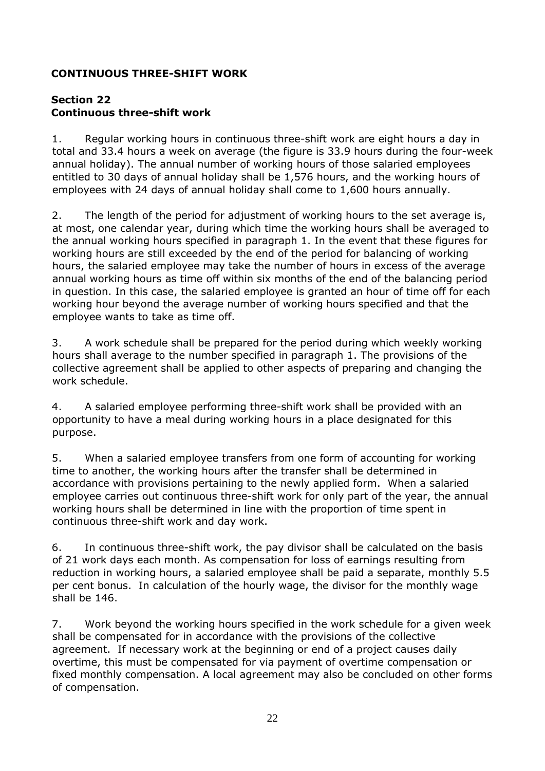## CONTINUOUS THREE-SHIFT WORK

### Section 22
### Continuous three-shift work

1. Regular working hours in continuous three-shift work are eight hours a day in total and 33.4 hours a week on average (the figure is 33.9 hours during the four-week annual holiday). The annual number of working hours of those salaried employees entitled to 30 days of annual holiday shall be 1,576 hours, and the working hours of employees with 24 days of annual holiday shall come to 1,600 hours annually.

2. The length of the period for adjustment of working hours to the set average is, at most, one calendar year, during which time the working hours shall be averaged to the annual working hours specified in paragraph 1. In the event that these figures for working hours are still exceeded by the end of the period for balancing of working hours, the salaried employee may take the number of hours in excess of the average annual working hours as time off within six months of the end of the balancing period in question. In this case, the salaried employee is granted an hour of time off for each working hour beyond the average number of working hours specified and that the employee wants to take as time off.

3. A work schedule shall be prepared for the period during which weekly working hours shall average to the number specified in paragraph 1. The provisions of the collective agreement shall be applied to other aspects of preparing and changing the work schedule.

4. A salaried employee performing three-shift work shall be provided with an opportunity to have a meal during working hours in a place designated for this purpose.

5. When a salaried employee transfers from one form of accounting for working time to another, the working hours after the transfer shall be determined in accordance with provisions pertaining to the newly applied form. When a salaried employee carries out continuous three-shift work for only part of the year, the annual working hours shall be determined in line with the proportion of time spent in continuous three-shift work and day work.

6. In continuous three-shift work, the pay divisor shall be calculated on the basis of 21 work days each month. As compensation for loss of earnings resulting from reduction in working hours, a salaried employee shall be paid a separate, monthly 5.5 per cent bonus. In calculation of the hourly wage, the divisor for the monthly wage shall be 146.

7. Work beyond the working hours specified in the work schedule for a given week shall be compensated for in accordance with the provisions of the collective agreement. If necessary work at the beginning or end of a project causes daily overtime, this must be compensated for via payment of overtime compensation or fixed monthly compensation. A local agreement may also be concluded on other forms of compensation.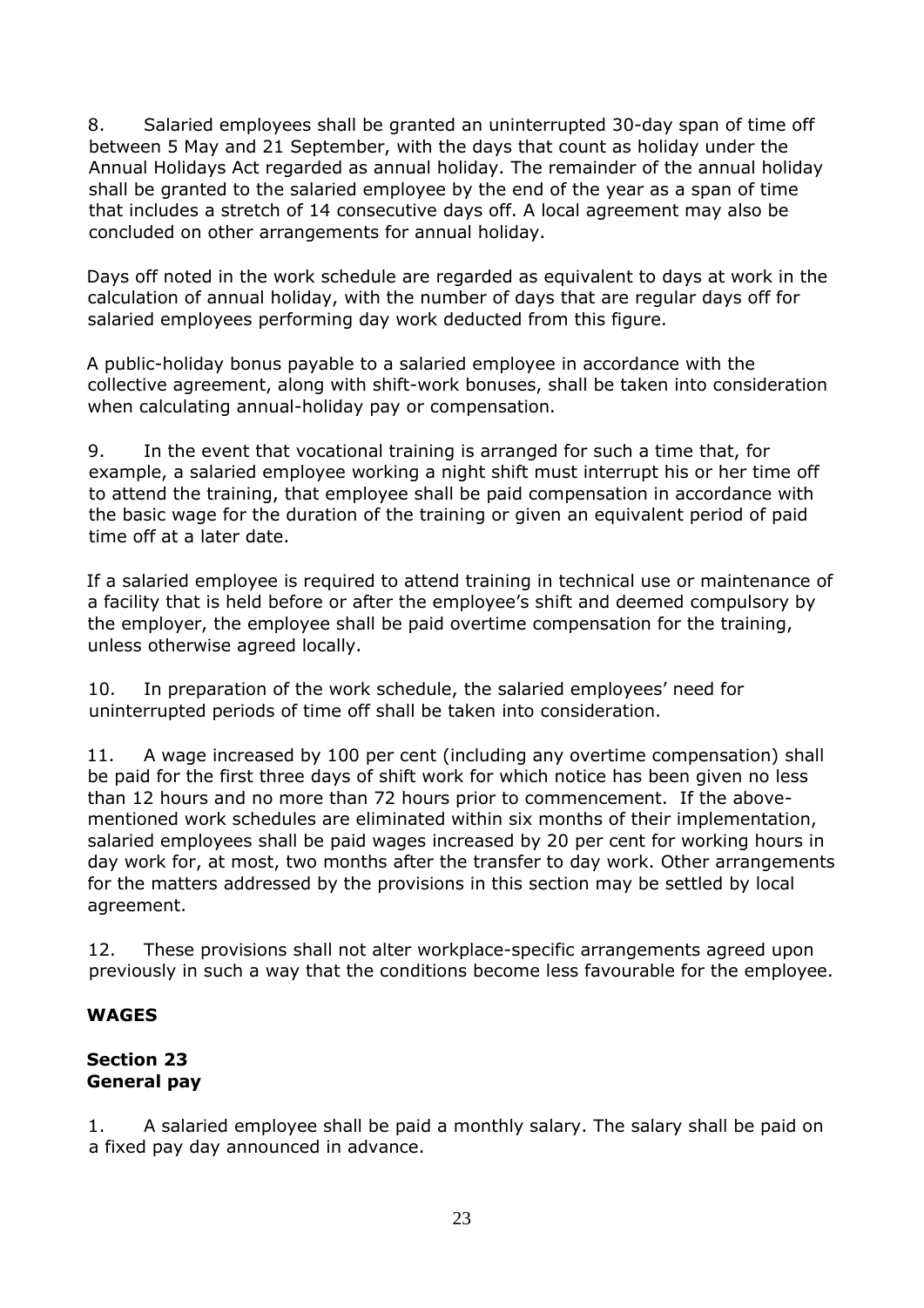8. Salaried employees shall be granted an uninterrupted 30-day span of time off between 5 May and 21 September, with the days that count as holiday under the Annual Holidays Act regarded as annual holiday. The remainder of the annual holiday shall be granted to the salaried employee by the end of the year as a span of time that includes a stretch of 14 consecutive days off. A local agreement may also be concluded on other arrangements for annual holiday.

Days off noted in the work schedule are regarded as equivalent to days at work in the calculation of annual holiday, with the number of days that are regular days off for salaried employees performing day work deducted from this figure.

A public-holiday bonus payable to a salaried employee in accordance with the collective agreement, along with shift-work bonuses, shall be taken into consideration when calculating annual-holiday pay or compensation.

9. In the event that vocational training is arranged for such a time that, for example, a salaried employee working a night shift must interrupt his or her time off to attend the training, that employee shall be paid compensation in accordance with the basic wage for the duration of the training or given an equivalent period of paid time off at a later date.

If a salaried employee is required to attend training in technical use or maintenance of a facility that is held before or after the employee's shift and deemed compulsory by the employer, the employee shall be paid overtime compensation for the training, unless otherwise agreed locally.

10. In preparation of the work schedule, the salaried employees' need for uninterrupted periods of time off shall be taken into consideration.

11. A wage increased by 100 per cent (including any overtime compensation) shall be paid for the first three days of shift work for which notice has been given no less than 12 hours and no more than 72 hours prior to commencement. If the above-mentioned work schedules are eliminated within six months of their implementation, salaried employees shall be paid wages increased by 20 per cent for working hours in day work for, at most, two months after the transfer to day work. Other arrangements for the matters addressed by the provisions in this section may be settled by local agreement.

12. These provisions shall not alter workplace-specific arrangements agreed upon previously in such a way that the conditions become less favourable for the employee.

## WAGES

### Section 23
### General pay

1. A salaried employee shall be paid a monthly salary. The salary shall be paid on a fixed pay day announced in advance.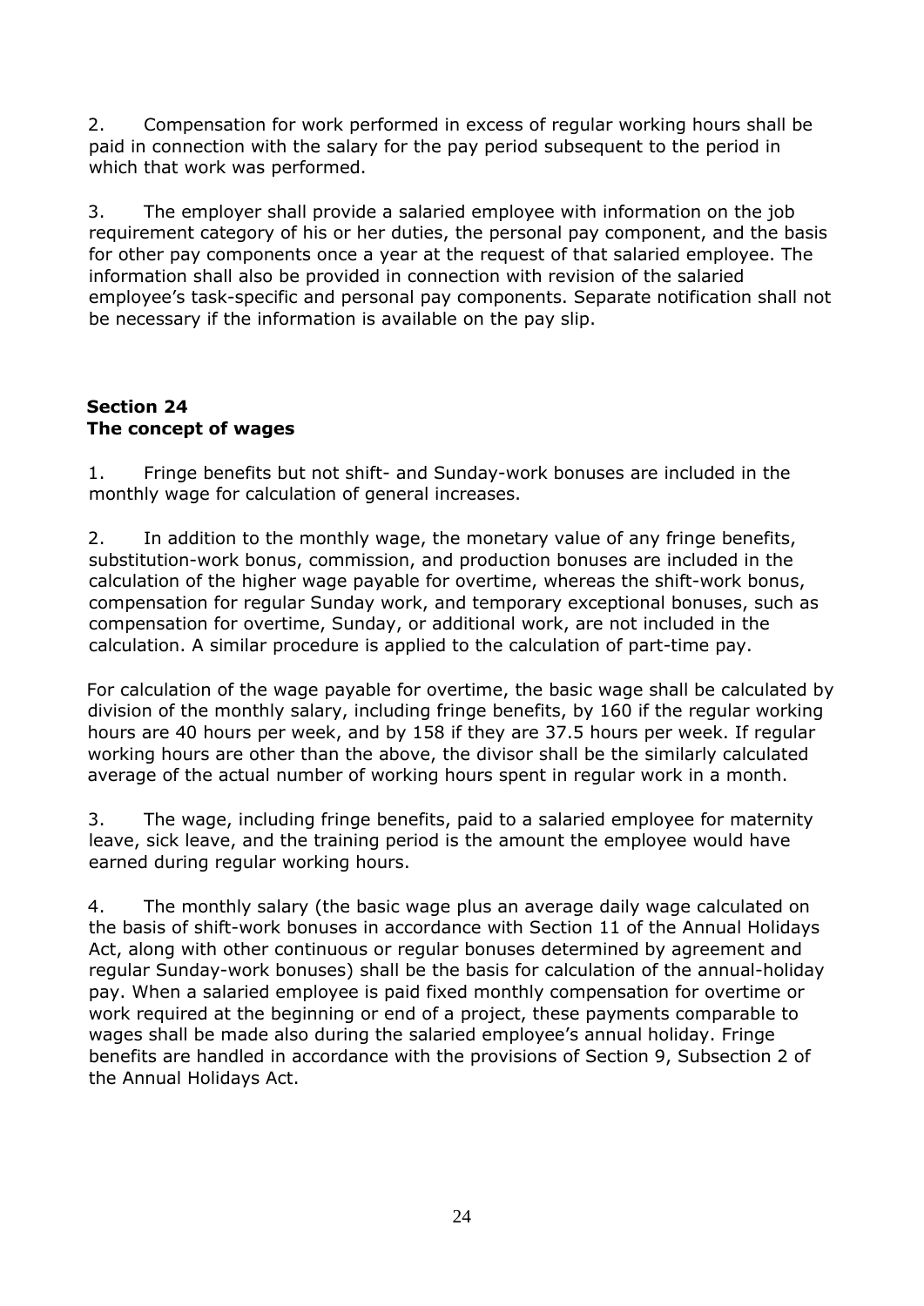2. Compensation for work performed in excess of regular working hours shall be paid in connection with the salary for the pay period subsequent to the period in which that work was performed.

3. The employer shall provide a salaried employee with information on the job requirement category of his or her duties, the personal pay component, and the basis for other pay components once a year at the request of that salaried employee. The information shall also be provided in connection with revision of the salaried employee's task-specific and personal pay components. Separate notification shall not be necessary if the information is available on the pay slip.

## Section 24
## The concept of wages

1. Fringe benefits but not shift- and Sunday-work bonuses are included in the monthly wage for calculation of general increases.

2. In addition to the monthly wage, the monetary value of any fringe benefits, substitution-work bonus, commission, and production bonuses are included in the calculation of the higher wage payable for overtime, whereas the shift-work bonus, compensation for regular Sunday work, and temporary exceptional bonuses, such as compensation for overtime, Sunday, or additional work, are not included in the calculation. A similar procedure is applied to the calculation of part-time pay.

For calculation of the wage payable for overtime, the basic wage shall be calculated by division of the monthly salary, including fringe benefits, by 160 if the regular working hours are 40 hours per week, and by 158 if they are 37.5 hours per week. If regular working hours are other than the above, the divisor shall be the similarly calculated average of the actual number of working hours spent in regular work in a month.

3. The wage, including fringe benefits, paid to a salaried employee for maternity leave, sick leave, and the training period is the amount the employee would have earned during regular working hours.

4. The monthly salary (the basic wage plus an average daily wage calculated on the basis of shift-work bonuses in accordance with Section 11 of the Annual Holidays Act, along with other continuous or regular bonuses determined by agreement and regular Sunday-work bonuses) shall be the basis for calculation of the annual-holiday pay. When a salaried employee is paid fixed monthly compensation for overtime or work required at the beginning or end of a project, these payments comparable to wages shall be made also during the salaried employee's annual holiday. Fringe benefits are handled in accordance with the provisions of Section 9, Subsection 2 of the Annual Holidays Act.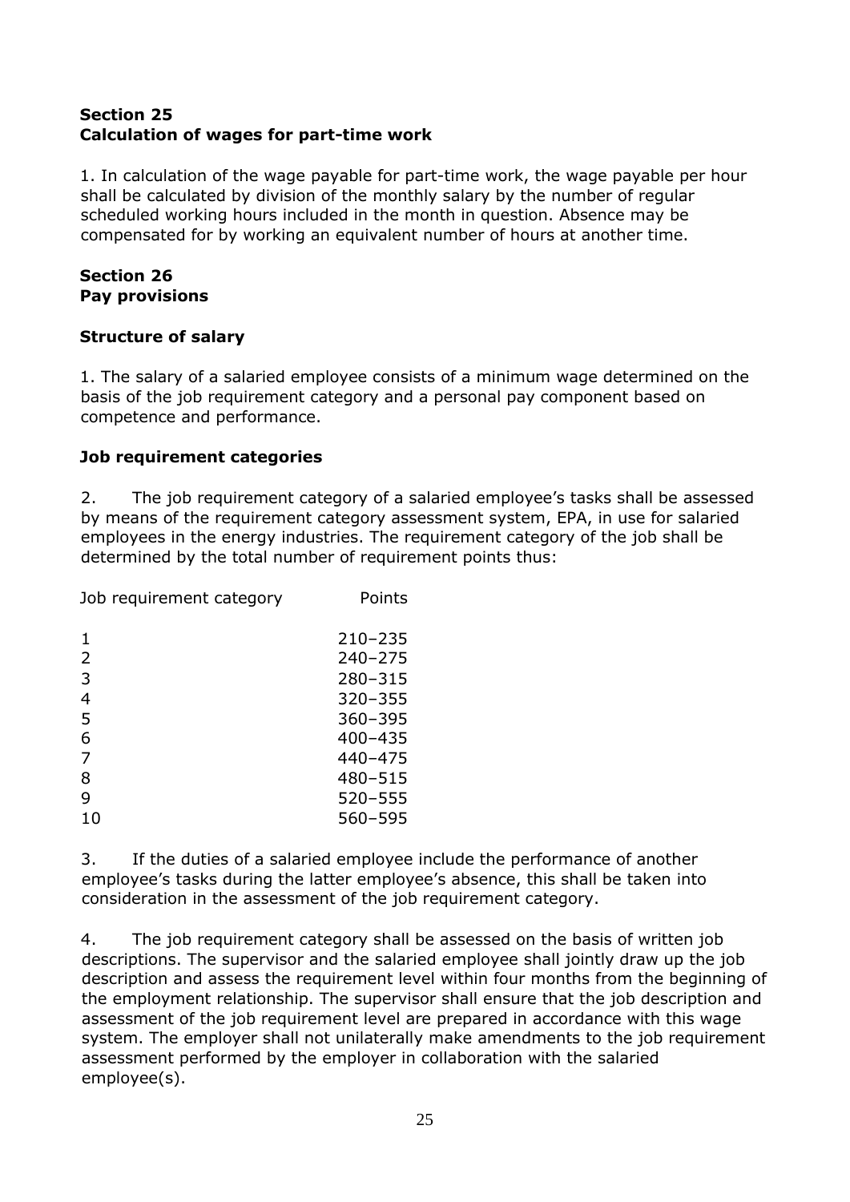## Section 25
## Calculation of wages for part-time work

1. In calculation of the wage payable for part-time work, the wage payable per hour shall be calculated by division of the monthly salary by the number of regular scheduled working hours included in the month in question. Absence may be compensated for by working an equivalent number of hours at another time.

## Section 26
## Pay provisions

### Structure of salary

1. The salary of a salaried employee consists of a minimum wage determined on the basis of the job requirement category and a personal pay component based on competence and performance.

### Job requirement categories

2. The job requirement category of a salaried employee's tasks shall be assessed by means of the requirement category assessment system, EPA, in use for salaried employees in the energy industries. The requirement category of the job shall be determined by the total number of requirement points thus:

| Job requirement category | Points |
|---|---|
| 1 | 210–235 |
| 2 | 240–275 |
| 3 | 280–315 |
| 4 | 320–355 |
| 5 | 360–395 |
| 6 | 400–435 |
| 7 | 440–475 |
| 8 | 480–515 |
| 9 | 520–555 |
| 10 | 560–595 |

3. If the duties of a salaried employee include the performance of another employee's tasks during the latter employee's absence, this shall be taken into consideration in the assessment of the job requirement category.

4. The job requirement category shall be assessed on the basis of written job descriptions. The supervisor and the salaried employee shall jointly draw up the job description and assess the requirement level within four months from the beginning of the employment relationship. The supervisor shall ensure that the job description and assessment of the job requirement level are prepared in accordance with this wage system. The employer shall not unilaterally make amendments to the job requirement assessment performed by the employer in collaboration with the salaried employee(s).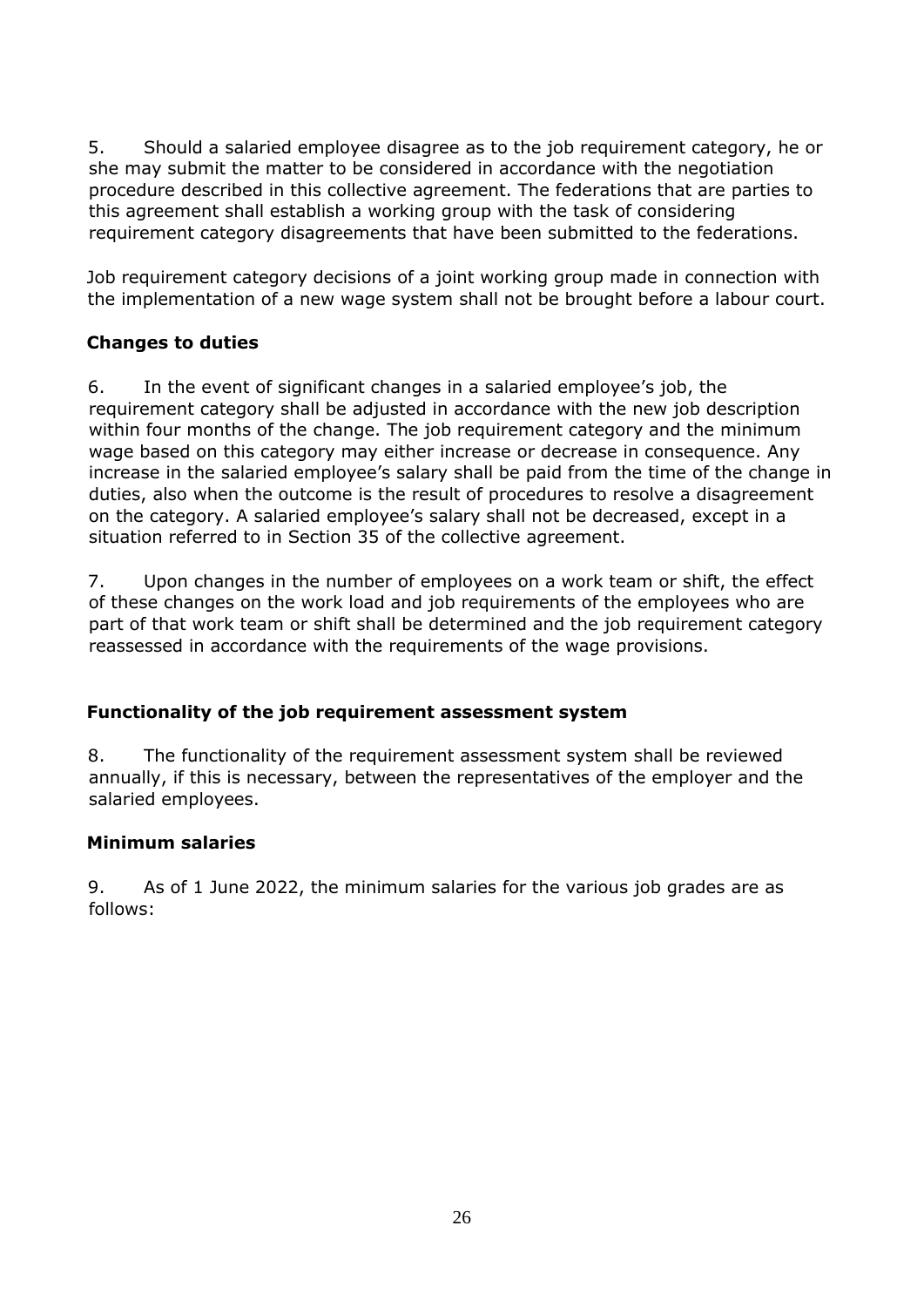5. Should a salaried employee disagree as to the job requirement category, he or she may submit the matter to be considered in accordance with the negotiation procedure described in this collective agreement. The federations that are parties to this agreement shall establish a working group with the task of considering requirement category disagreements that have been submitted to the federations.

Job requirement category decisions of a joint working group made in connection with the implementation of a new wage system shall not be brought before a labour court.

### Changes to duties

6. In the event of significant changes in a salaried employee's job, the requirement category shall be adjusted in accordance with the new job description within four months of the change. The job requirement category and the minimum wage based on this category may either increase or decrease in consequence. Any increase in the salaried employee's salary shall be paid from the time of the change in duties, also when the outcome is the result of procedures to resolve a disagreement on the category. A salaried employee's salary shall not be decreased, except in a situation referred to in Section 35 of the collective agreement.

7. Upon changes in the number of employees on a work team or shift, the effect of these changes on the work load and job requirements of the employees who are part of that work team or shift shall be determined and the job requirement category reassessed in accordance with the requirements of the wage provisions.

### Functionality of the job requirement assessment system

8. The functionality of the requirement assessment system shall be reviewed annually, if this is necessary, between the representatives of the employer and the salaried employees.

### Minimum salaries

9. As of 1 June 2022, the minimum salaries for the various job grades are as follows: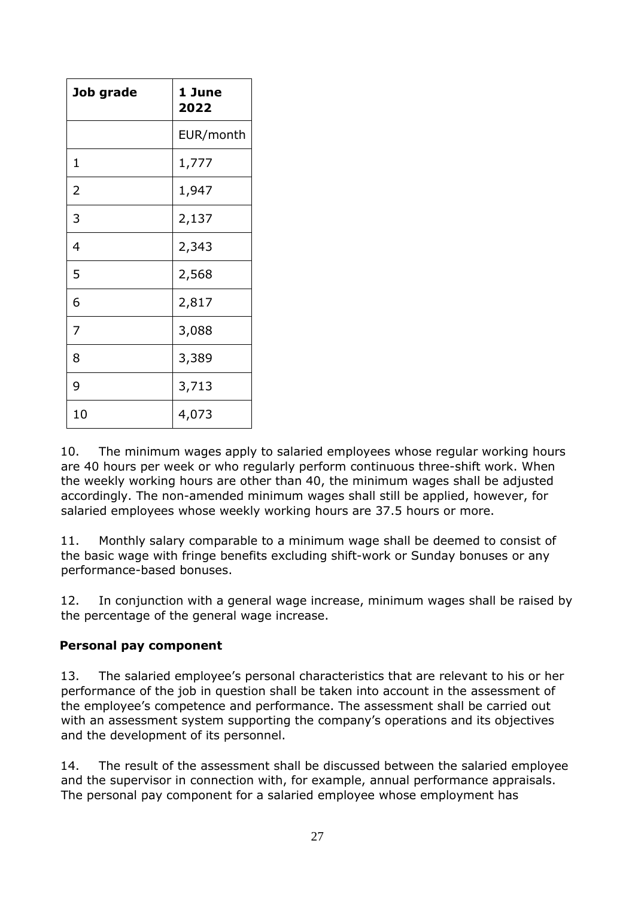| Job grade | 1 June 2022 |
|---|---|
| | EUR/month |
| 1 | 1,777 |
| 2 | 1,947 |
| 3 | 2,137 |
| 4 | 2,343 |
| 5 | 2,568 |
| 6 | 2,817 |
| 7 | 3,088 |
| 8 | 3,389 |
| 9 | 3,713 |
| 10 | 4,073 |

10. The minimum wages apply to salaried employees whose regular working hours are 40 hours per week or who regularly perform continuous three-shift work. When the weekly working hours are other than 40, the minimum wages shall be adjusted accordingly. The non-amended minimum wages shall still be applied, however, for salaried employees whose weekly working hours are 37.5 hours or more.

11. Monthly salary comparable to a minimum wage shall be deemed to consist of the basic wage with fringe benefits excluding shift-work or Sunday bonuses or any performance-based bonuses.

12. In conjunction with a general wage increase, minimum wages shall be raised by the percentage of the general wage increase.

**Personal pay component**

13. The salaried employee's personal characteristics that are relevant to his or her performance of the job in question shall be taken into account in the assessment of the employee's competence and performance. The assessment shall be carried out with an assessment system supporting the company's operations and its objectives and the development of its personnel.

14. The result of the assessment shall be discussed between the salaried employee and the supervisor in connection with, for example, annual performance appraisals. The personal pay component for a salaried employee whose employment has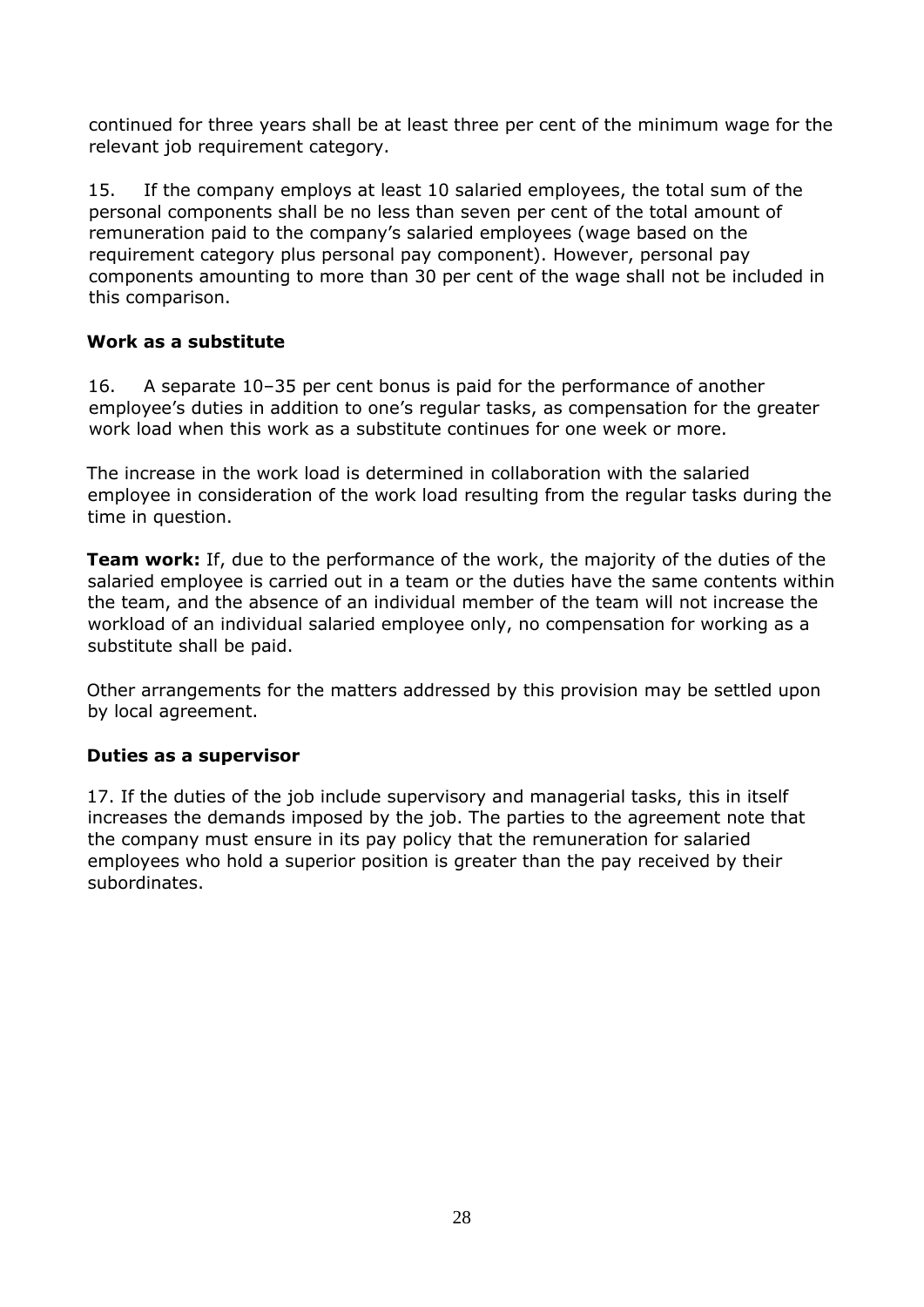continued for three years shall be at least three per cent of the minimum wage for the relevant job requirement category.

15. If the company employs at least 10 salaried employees, the total sum of the personal components shall be no less than seven per cent of the total amount of remuneration paid to the company's salaried employees (wage based on the requirement category plus personal pay component). However, personal pay components amounting to more than 30 per cent of the wage shall not be included in this comparison.

### Work as a substitute

16. A separate 10–35 per cent bonus is paid for the performance of another employee's duties in addition to one's regular tasks, as compensation for the greater work load when this work as a substitute continues for one week or more.

The increase in the work load is determined in collaboration with the salaried employee in consideration of the work load resulting from the regular tasks during the time in question.

**Team work:** If, due to the performance of the work, the majority of the duties of the salaried employee is carried out in a team or the duties have the same contents within the team, and the absence of an individual member of the team will not increase the workload of an individual salaried employee only, no compensation for working as a substitute shall be paid.

Other arrangements for the matters addressed by this provision may be settled upon by local agreement.

### Duties as a supervisor

17. If the duties of the job include supervisory and managerial tasks, this in itself increases the demands imposed by the job. The parties to the agreement note that the company must ensure in its pay policy that the remuneration for salaried employees who hold a superior position is greater than the pay received by their subordinates.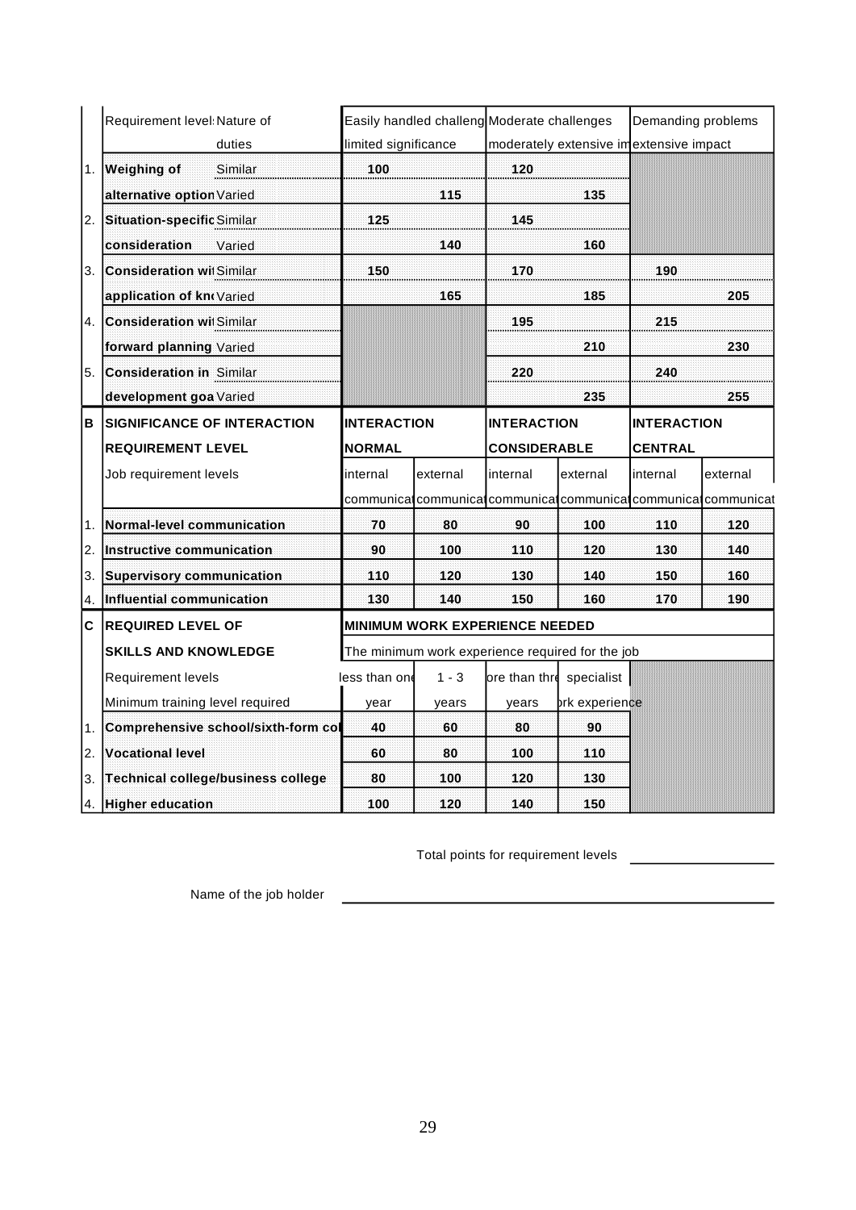| | Requirement level: Nature of duties | | Easily handled challeng limited significance | | Moderate challenges moderately extensive im | | Demanding problems extensive impact | |
|---|---|---|---|---|---|---|---|---|
| 1. | **Weighing of alternative option** | Similar | 100 | | 120 | | | |
| | | Varied | | 115 | | 135 | | |
| 2. | **Situation-specific consideration** | Similar | 125 | | 145 | | | |
| | | Varied | | 140 | | 160 | | |
| 3. | **Consideration wi application of kn** | Similar | 150 | | 170 | | 190 | |
| | | Varied | | 165 | | 185 | | 205 |
| 4. | **Consideration wi forward planning** | Similar | | | 195 | | 215 | |
| | | Varied | | | | 210 | | 230 |
| 5. | **Consideration in development goa** | Similar | | | 220 | | 240 | |
| | | Varied | | | | 235 | | 255 |

| B | **SIGNIFICANCE OF INTERACTION REQUIREMENT LEVEL** | **INTERACTION NORMAL** | | **INTERACTION CONSIDERABLE** | | **INTERACTION CENTRAL** | |
|---|---|---|---|---|---|---|---|
| | Job requirement levels | internal communicat | external communicat | internal communicat | external communicat | internal communicat | external communicat |
| 1. | **Normal-level communication** | 70 | 80 | 90 | 100 | 110 | 120 |
| 2. | **Instructive communication** | 90 | 100 | 110 | 120 | 130 | 140 |
| 3. | **Supervisory communication** | 110 | 120 | 130 | 140 | 150 | 160 |
| 4. | **Influential communication** | 130 | 140 | 150 | 160 | 170 | 190 |

| C | **REQUIRED LEVEL OF SKILLS AND KNOWLEDGE** | **MINIMUM WORK EXPERIENCE NEEDED** The minimum work experience required for the job | | | |
|---|---|---|---|---|---|
| | Requirement levels / Minimum training level required | less than one year | 1 - 3 years | ore than thre years | specialist ork experience |
| 1. | **Comprehensive school/sixth-form co** | 40 | 60 | 80 | 90 |
| 2. | **Vocational level** | 60 | 80 | 100 | 110 |
| 3. | **Technical college/business college** | 80 | 100 | 120 | 130 |
| 4. | **Higher education** | 100 | 120 | 140 | 150 |

Total points for requirement levels \_\_\_\_\_\_\_\_\_\_\_\_\_\_\_\_

Name of the job holder \_\_\_\_\_\_\_\_\_\_\_\_\_\_\_\_\_\_\_\_\_\_\_\_\_\_\_\_\_\_\_\_\_\_\_\_\_\_\_\_\_\_\_\_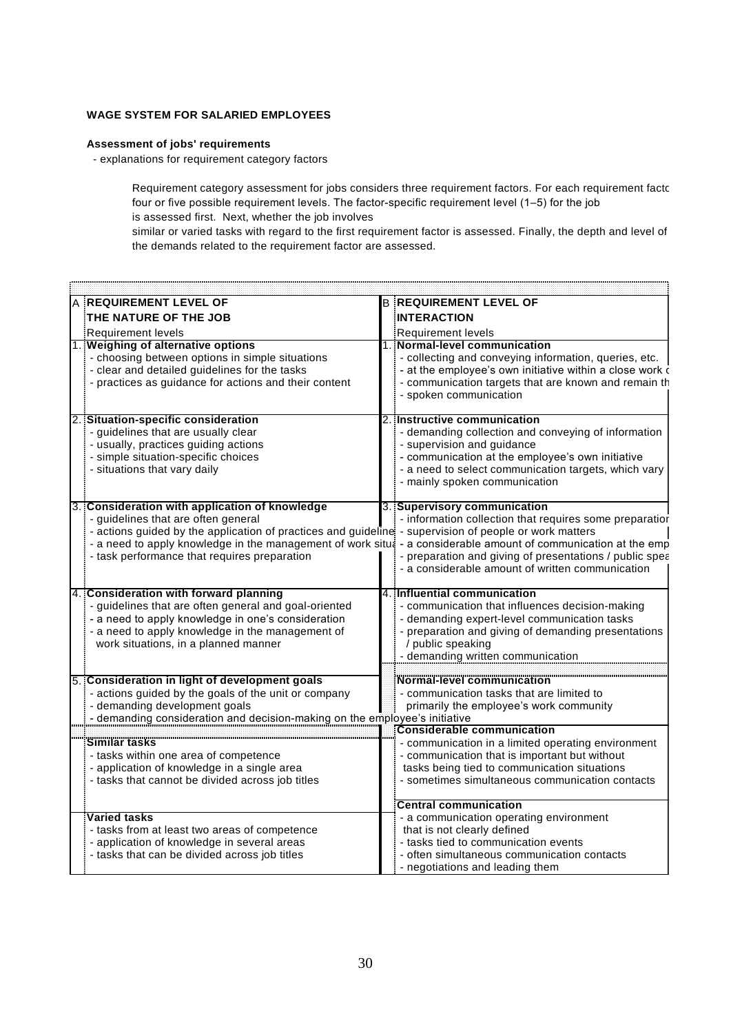**WAGE SYSTEM FOR SALARIED EMPLOYEES**

**Assessment of jobs' requirements**

- explanations for requirement category factors

Requirement category assessment for jobs considers three requirement factors. For each requirement facto four or five possible requirement levels. The factor-specific requirement level (1–5) for the job is assessed first. Next, whether the job involves similar or varied tasks with regard to the first requirement factor is assessed. Finally, the depth and level of the demands related to the requirement factor are assessed.

| A | **REQUIREMENT LEVEL OF THE NATURE OF THE JOB** | B | **REQUIREMENT LEVEL OF INTERACTION** |
|---|---|---|---|
| | Requirement levels | | Requirement levels |
| 1. | **Weighing of alternative options**<br>- choosing between options in simple situations<br>- clear and detailed guidelines for the tasks<br>- practices as guidance for actions and their content | 1. | **Normal-level communication**<br>- collecting and conveying information, queries, etc.<br>- at the employee's own initiative within a close work c<br>- communication targets that are known and remain th<br>- spoken communication |
| 2. | **Situation-specific consideration**<br>- guidelines that are usually clear<br>- usually, practices guiding actions<br>- simple situation-specific choices<br>- situations that vary daily | 2. | **Instructive communication**<br>- demanding collection and conveying of information<br>- supervision and guidance<br>- communication at the employee's own initiative<br>- a need to select communication targets, which vary<br>- mainly spoken communication |
| 3. | **Consideration with application of knowledge**<br>- guidelines that are often general<br>- actions guided by the application of practices and guideline<br>- a need to apply knowledge in the management of work situa<br>- task performance that requires preparation | 3. | **Supervisory communication**<br>- information collection that requires some preparatior<br>- supervision of people or work matters<br>- a considerable amount of communication at the emp<br>- preparation and giving of presentations / public spea<br>- a considerable amount of written communication |
| 4. | **Consideration with forward planning**<br>- guidelines that are often general and goal-oriented<br>- a need to apply knowledge in one's consideration<br>- a need to apply knowledge in the management of work situations, in a planned manner | 4. | **Influential communication**<br>- communication that influences decision-making<br>- demanding expert-level communication tasks<br>- preparation and giving of demanding presentations / public speaking<br>- demanding written communication |
| 5. | **Consideration in light of development goals**<br>- actions guided by the goals of the unit or company<br>- demanding development goals<br>- demanding consideration and decision-making on the employee's initiative | | **Normal-level communication**<br>- communication tasks that are limited to primarily the employee's work community |
| | **Similar tasks**<br>- tasks within one area of competence<br>- application of knowledge in a single area<br>- tasks that cannot be divided across job titles | | **Considerable communication**<br>- communication in a limited operating environment<br>- communication that is important but without tasks being tied to communication situations<br>- sometimes simultaneous communication contacts |
| | **Varied tasks**<br>- tasks from at least two areas of competence<br>- application of knowledge in several areas<br>- tasks that can be divided across job titles | | **Central communication**<br>- a communication operating environment that is not clearly defined<br>- tasks tied to communication events<br>- often simultaneous communication contacts<br>- negotiations and leading them |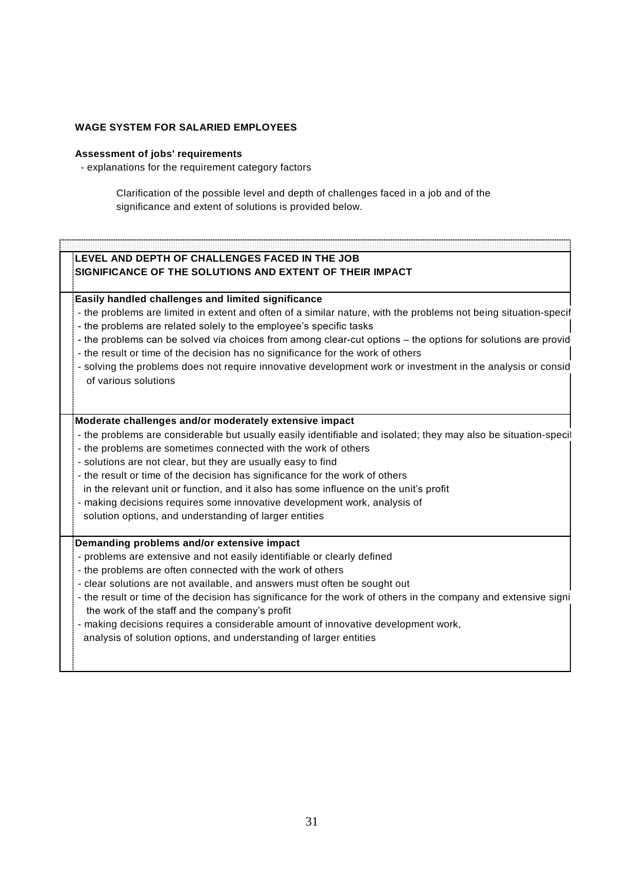**WAGE SYSTEM FOR SALARIED EMPLOYEES**

**Assessment of jobs' requirements**

- explanations for the requirement category factors

Clarification of the possible level and depth of challenges faced in a job and of the significance and extent of solutions is provided below.

| **LEVEL AND DEPTH OF CHALLENGES FACED IN THE JOB<br>SIGNIFICANCE OF THE SOLUTIONS AND EXTENT OF THEIR IMPACT** |
|---|
| **Easily handled challenges and limited significance**<br>- the problems are limited in extent and often of a similar nature, with the problems not being situation-specif<br>- the problems are related solely to the employee's specific tasks<br>- the problems can be solved via choices from among clear-cut options – the options for solutions are provid<br>- the result or time of the decision has no significance for the work of others<br>- solving the problems does not require innovative development work or investment in the analysis or consid of various solutions |
| **Moderate challenges and/or moderately extensive impact**<br>- the problems are considerable but usually easily identifiable and isolated; they may also be situation-specif<br>- the problems are sometimes connected with the work of others<br>- solutions are not clear, but they are usually easy to find<br>- the result or time of the decision has significance for the work of others in the relevant unit or function, and it also has some influence on the unit's profit<br>- making decisions requires some innovative development work, analysis of solution options, and understanding of larger entities |
| **Demanding problems and/or extensive impact**<br>- problems are extensive and not easily identifiable or clearly defined<br>- the problems are often connected with the work of others<br>- clear solutions are not available, and answers must often be sought out<br>- the result or time of the decision has significance for the work of others in the company and extensive signi the work of the staff and the company's profit<br>- making decisions requires a considerable amount of innovative development work, analysis of solution options, and understanding of larger entities |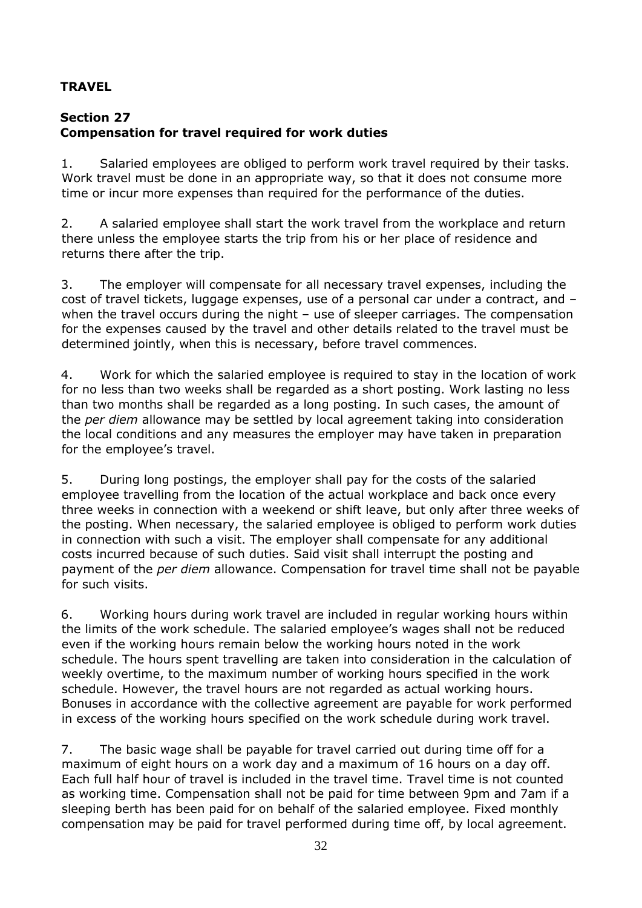## TRAVEL

### Section 27
### Compensation for travel required for work duties

1. Salaried employees are obliged to perform work travel required by their tasks. Work travel must be done in an appropriate way, so that it does not consume more time or incur more expenses than required for the performance of the duties.

2. A salaried employee shall start the work travel from the workplace and return there unless the employee starts the trip from his or her place of residence and returns there after the trip.

3. The employer will compensate for all necessary travel expenses, including the cost of travel tickets, luggage expenses, use of a personal car under a contract, and – when the travel occurs during the night – use of sleeper carriages. The compensation for the expenses caused by the travel and other details related to the travel must be determined jointly, when this is necessary, before travel commences.

4. Work for which the salaried employee is required to stay in the location of work for no less than two weeks shall be regarded as a short posting. Work lasting no less than two months shall be regarded as a long posting. In such cases, the amount of the *per diem* allowance may be settled by local agreement taking into consideration the local conditions and any measures the employer may have taken in preparation for the employee's travel.

5. During long postings, the employer shall pay for the costs of the salaried employee travelling from the location of the actual workplace and back once every three weeks in connection with a weekend or shift leave, but only after three weeks of the posting. When necessary, the salaried employee is obliged to perform work duties in connection with such a visit. The employer shall compensate for any additional costs incurred because of such duties. Said visit shall interrupt the posting and payment of the *per diem* allowance. Compensation for travel time shall not be payable for such visits.

6. Working hours during work travel are included in regular working hours within the limits of the work schedule. The salaried employee's wages shall not be reduced even if the working hours remain below the working hours noted in the work schedule. The hours spent travelling are taken into consideration in the calculation of weekly overtime, to the maximum number of working hours specified in the work schedule. However, the travel hours are not regarded as actual working hours. Bonuses in accordance with the collective agreement are payable for work performed in excess of the working hours specified on the work schedule during work travel.

7. The basic wage shall be payable for travel carried out during time off for a maximum of eight hours on a work day and a maximum of 16 hours on a day off. Each full half hour of travel is included in the travel time. Travel time is not counted as working time. Compensation shall not be paid for time between 9pm and 7am if a sleeping berth has been paid for on behalf of the salaried employee. Fixed monthly compensation may be paid for travel performed during time off, by local agreement.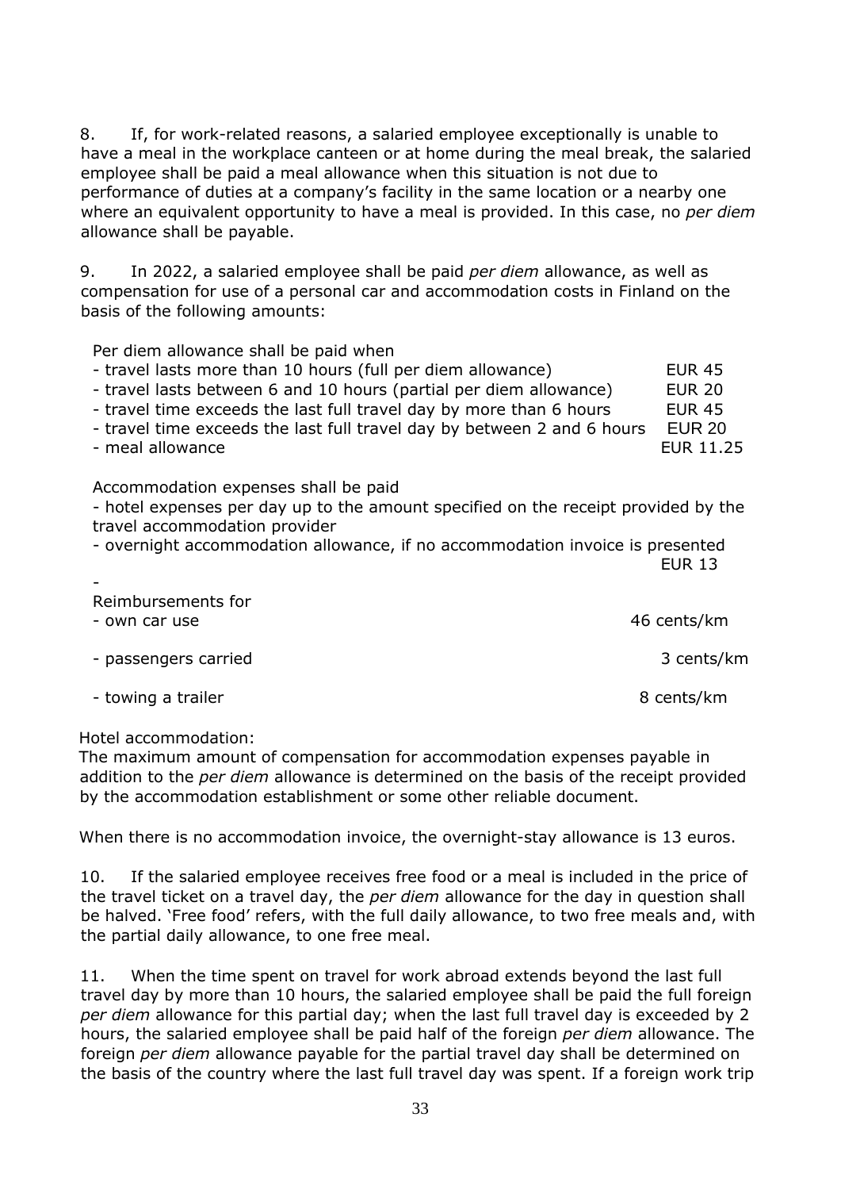8. If, for work-related reasons, a salaried employee exceptionally is unable to have a meal in the workplace canteen or at home during the meal break, the salaried employee shall be paid a meal allowance when this situation is not due to performance of duties at a company's facility in the same location or a nearby one where an equivalent opportunity to have a meal is provided. In this case, no *per diem* allowance shall be payable.

9. In 2022, a salaried employee shall be paid *per diem* allowance, as well as compensation for use of a personal car and accommodation costs in Finland on the basis of the following amounts:

| | |
|---|---|
| Per diem allowance shall be paid when | |
| - travel lasts more than 10 hours (full per diem allowance) | EUR 45 |
| - travel lasts between 6 and 10 hours (partial per diem allowance) | EUR 20 |
| - travel time exceeds the last full travel day by more than 6 hours | EUR 45 |
| - travel time exceeds the last full travel day by between 2 and 6 hours | EUR 20 |
| - meal allowance | EUR 11.25 |
| Accommodation expenses shall be paid | |
| - hotel expenses per day up to the amount specified on the receipt provided by the travel accommodation provider | |
| - overnight accommodation allowance, if no accommodation invoice is presented | EUR 13 |
| - | |
| Reimbursements for | |
| - own car use | 46 cents/km |
| - passengers carried | 3 cents/km |
| - towing a trailer | 8 cents/km |

Hotel accommodation:
The maximum amount of compensation for accommodation expenses payable in addition to the *per diem* allowance is determined on the basis of the receipt provided by the accommodation establishment or some other reliable document.

When there is no accommodation invoice, the overnight-stay allowance is 13 euros.

10. If the salaried employee receives free food or a meal is included in the price of the travel ticket on a travel day, the *per diem* allowance for the day in question shall be halved. 'Free food' refers, with the full daily allowance, to two free meals and, with the partial daily allowance, to one free meal.

11. When the time spent on travel for work abroad extends beyond the last full travel day by more than 10 hours, the salaried employee shall be paid the full foreign *per diem* allowance for this partial day; when the last full travel day is exceeded by 2 hours, the salaried employee shall be paid half of the foreign *per diem* allowance. The foreign *per diem* allowance payable for the partial travel day shall be determined on the basis of the country where the last full travel day was spent. If a foreign work trip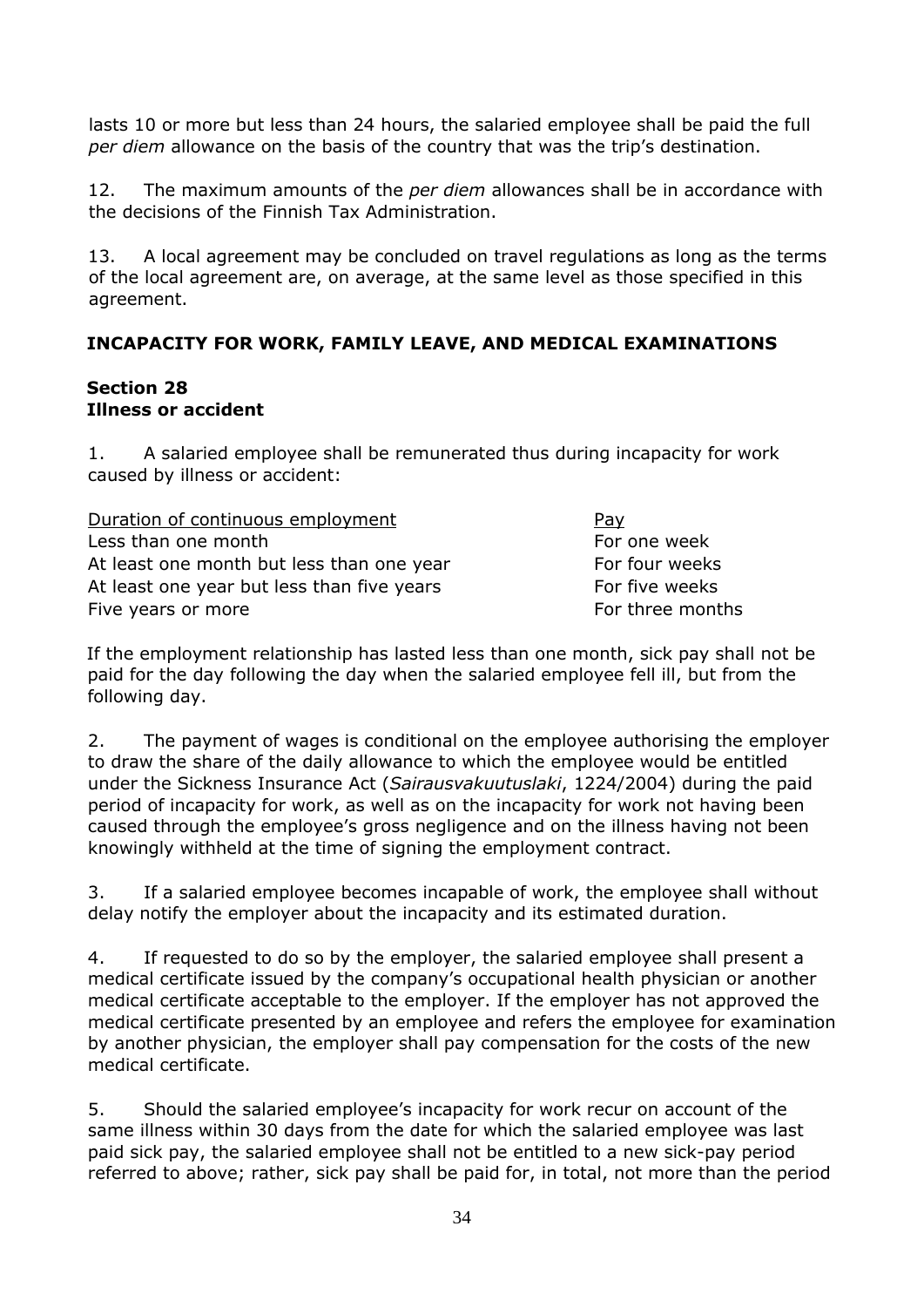lasts 10 or more but less than 24 hours, the salaried employee shall be paid the full *per diem* allowance on the basis of the country that was the trip's destination.

12. The maximum amounts of the *per diem* allowances shall be in accordance with the decisions of the Finnish Tax Administration.

13. A local agreement may be concluded on travel regulations as long as the terms of the local agreement are, on average, at the same level as those specified in this agreement.

## INCAPACITY FOR WORK, FAMILY LEAVE, AND MEDICAL EXAMINATIONS

### Section 28
### Illness or accident

1. A salaried employee shall be remunerated thus during incapacity for work caused by illness or accident:

| Duration of continuous employment | Pay |
| --- | --- |
| Less than one month | For one week |
| At least one month but less than one year | For four weeks |
| At least one year but less than five years | For five weeks |
| Five years or more | For three months |

If the employment relationship has lasted less than one month, sick pay shall not be paid for the day following the day when the salaried employee fell ill, but from the following day.

2. The payment of wages is conditional on the employee authorising the employer to draw the share of the daily allowance to which the employee would be entitled under the Sickness Insurance Act (*Sairausvakuutuslaki*, 1224/2004) during the paid period of incapacity for work, as well as on the incapacity for work not having been caused through the employee's gross negligence and on the illness having not been knowingly withheld at the time of signing the employment contract.

3. If a salaried employee becomes incapable of work, the employee shall without delay notify the employer about the incapacity and its estimated duration.

4. If requested to do so by the employer, the salaried employee shall present a medical certificate issued by the company's occupational health physician or another medical certificate acceptable to the employer. If the employer has not approved the medical certificate presented by an employee and refers the employee for examination by another physician, the employer shall pay compensation for the costs of the new medical certificate.

5. Should the salaried employee's incapacity for work recur on account of the same illness within 30 days from the date for which the salaried employee was last paid sick pay, the salaried employee shall not be entitled to a new sick-pay period referred to above; rather, sick pay shall be paid for, in total, not more than the period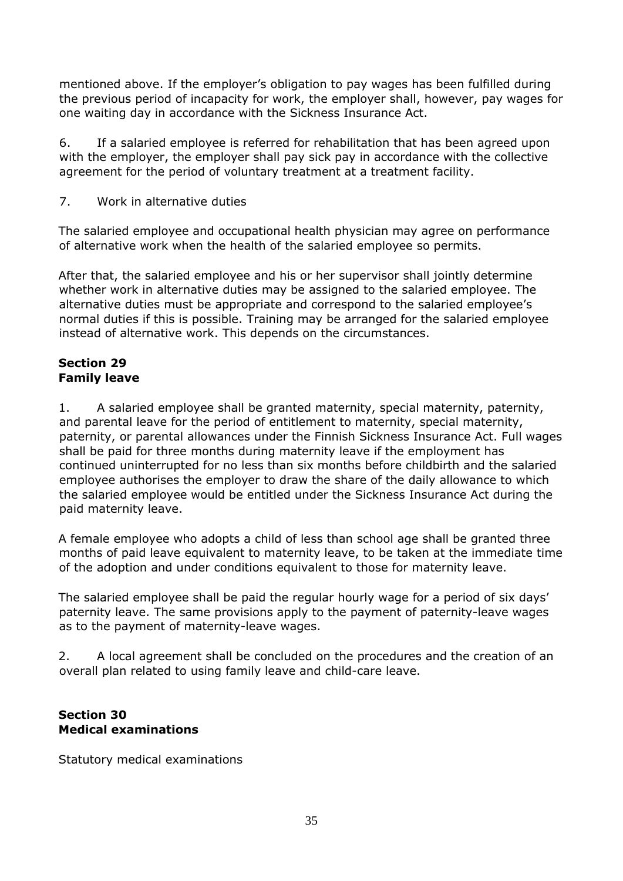mentioned above. If the employer's obligation to pay wages has been fulfilled during the previous period of incapacity for work, the employer shall, however, pay wages for one waiting day in accordance with the Sickness Insurance Act.

6. If a salaried employee is referred for rehabilitation that has been agreed upon with the employer, the employer shall pay sick pay in accordance with the collective agreement for the period of voluntary treatment at a treatment facility.

7. Work in alternative duties

The salaried employee and occupational health physician may agree on performance of alternative work when the health of the salaried employee so permits.

After that, the salaried employee and his or her supervisor shall jointly determine whether work in alternative duties may be assigned to the salaried employee. The alternative duties must be appropriate and correspond to the salaried employee's normal duties if this is possible. Training may be arranged for the salaried employee instead of alternative work. This depends on the circumstances.

## Section 29
## Family leave

1. A salaried employee shall be granted maternity, special maternity, paternity, and parental leave for the period of entitlement to maternity, special maternity, paternity, or parental allowances under the Finnish Sickness Insurance Act. Full wages shall be paid for three months during maternity leave if the employment has continued uninterrupted for no less than six months before childbirth and the salaried employee authorises the employer to draw the share of the daily allowance to which the salaried employee would be entitled under the Sickness Insurance Act during the paid maternity leave.

A female employee who adopts a child of less than school age shall be granted three months of paid leave equivalent to maternity leave, to be taken at the immediate time of the adoption and under conditions equivalent to those for maternity leave.

The salaried employee shall be paid the regular hourly wage for a period of six days' paternity leave. The same provisions apply to the payment of paternity-leave wages as to the payment of maternity-leave wages.

2. A local agreement shall be concluded on the procedures and the creation of an overall plan related to using family leave and child-care leave.

## Section 30
## Medical examinations

Statutory medical examinations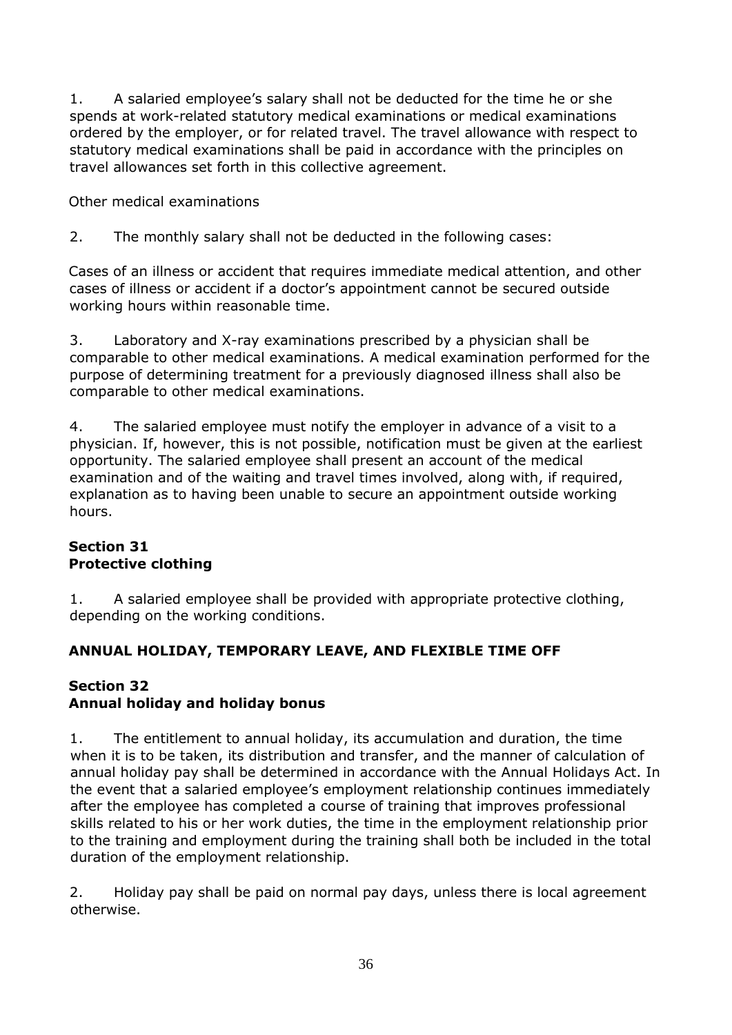1. A salaried employee's salary shall not be deducted for the time he or she spends at work-related statutory medical examinations or medical examinations ordered by the employer, or for related travel. The travel allowance with respect to statutory medical examinations shall be paid in accordance with the principles on travel allowances set forth in this collective agreement.

Other medical examinations

2. The monthly salary shall not be deducted in the following cases:

Cases of an illness or accident that requires immediate medical attention, and other cases of illness or accident if a doctor's appointment cannot be secured outside working hours within reasonable time.

3. Laboratory and X-ray examinations prescribed by a physician shall be comparable to other medical examinations. A medical examination performed for the purpose of determining treatment for a previously diagnosed illness shall also be comparable to other medical examinations.

4. The salaried employee must notify the employer in advance of a visit to a physician. If, however, this is not possible, notification must be given at the earliest opportunity. The salaried employee shall present an account of the medical examination and of the waiting and travel times involved, along with, if required, explanation as to having been unable to secure an appointment outside working hours.

### Section 31
### Protective clothing

1. A salaried employee shall be provided with appropriate protective clothing, depending on the working conditions.

## ANNUAL HOLIDAY, TEMPORARY LEAVE, AND FLEXIBLE TIME OFF

### Section 32
### Annual holiday and holiday bonus

1. The entitlement to annual holiday, its accumulation and duration, the time when it is to be taken, its distribution and transfer, and the manner of calculation of annual holiday pay shall be determined in accordance with the Annual Holidays Act. In the event that a salaried employee's employment relationship continues immediately after the employee has completed a course of training that improves professional skills related to his or her work duties, the time in the employment relationship prior to the training and employment during the training shall both be included in the total duration of the employment relationship.

2. Holiday pay shall be paid on normal pay days, unless there is local agreement otherwise.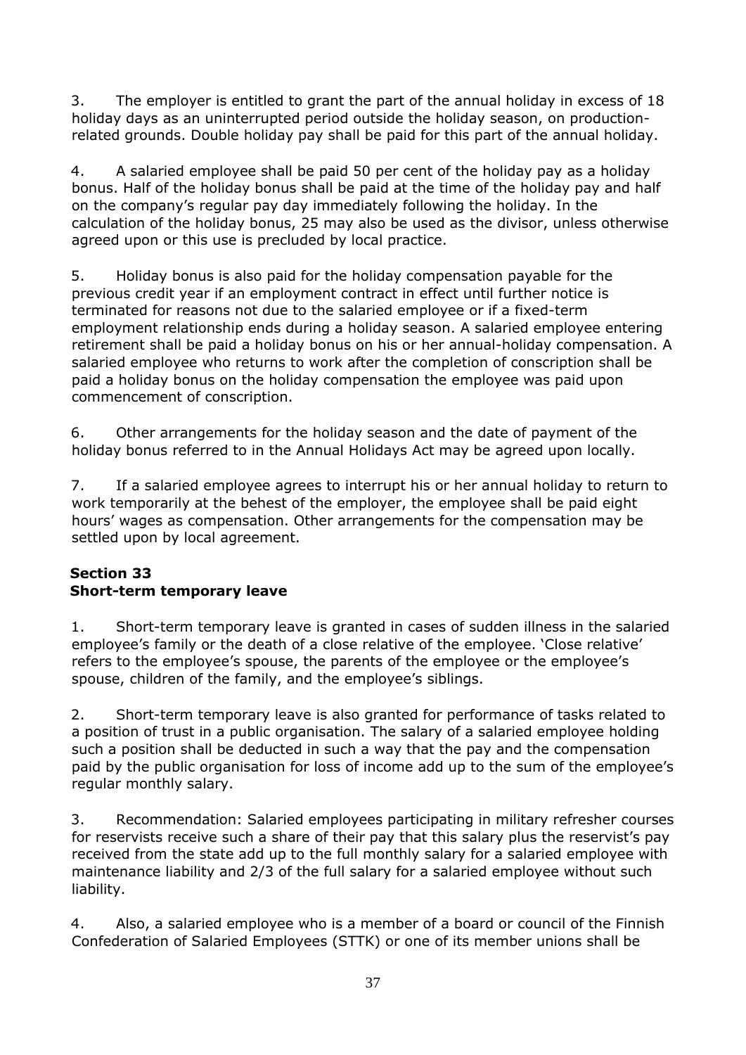3. The employer is entitled to grant the part of the annual holiday in excess of 18 holiday days as an uninterrupted period outside the holiday season, on production-related grounds. Double holiday pay shall be paid for this part of the annual holiday.

4. A salaried employee shall be paid 50 per cent of the holiday pay as a holiday bonus. Half of the holiday bonus shall be paid at the time of the holiday pay and half on the company's regular pay day immediately following the holiday. In the calculation of the holiday bonus, 25 may also be used as the divisor, unless otherwise agreed upon or this use is precluded by local practice.

5. Holiday bonus is also paid for the holiday compensation payable for the previous credit year if an employment contract in effect until further notice is terminated for reasons not due to the salaried employee or if a fixed-term employment relationship ends during a holiday season. A salaried employee entering retirement shall be paid a holiday bonus on his or her annual-holiday compensation. A salaried employee who returns to work after the completion of conscription shall be paid a holiday bonus on the holiday compensation the employee was paid upon commencement of conscription.

6. Other arrangements for the holiday season and the date of payment of the holiday bonus referred to in the Annual Holidays Act may be agreed upon locally.

7. If a salaried employee agrees to interrupt his or her annual holiday to return to work temporarily at the behest of the employer, the employee shall be paid eight hours' wages as compensation. Other arrangements for the compensation may be settled upon by local agreement.

## Section 33
## Short-term temporary leave

1. Short-term temporary leave is granted in cases of sudden illness in the salaried employee's family or the death of a close relative of the employee. 'Close relative' refers to the employee's spouse, the parents of the employee or the employee's spouse, children of the family, and the employee's siblings.

2. Short-term temporary leave is also granted for performance of tasks related to a position of trust in a public organisation. The salary of a salaried employee holding such a position shall be deducted in such a way that the pay and the compensation paid by the public organisation for loss of income add up to the sum of the employee's regular monthly salary.

3. Recommendation: Salaried employees participating in military refresher courses for reservists receive such a share of their pay that this salary plus the reservist's pay received from the state add up to the full monthly salary for a salaried employee with maintenance liability and 2/3 of the full salary for a salaried employee without such liability.

4. Also, a salaried employee who is a member of a board or council of the Finnish Confederation of Salaried Employees (STTK) or one of its member unions shall be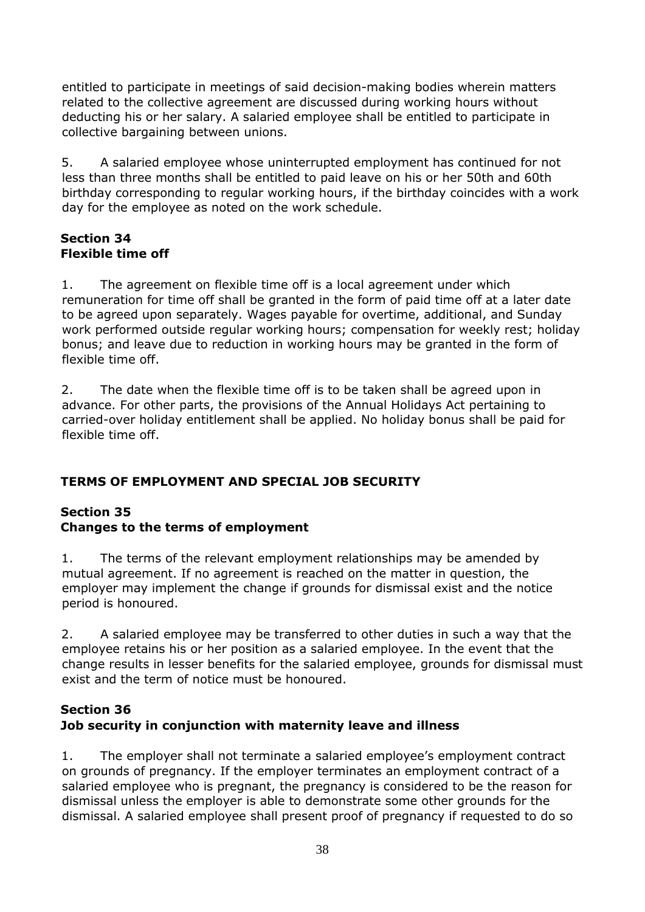entitled to participate in meetings of said decision-making bodies wherein matters related to the collective agreement are discussed during working hours without deducting his or her salary. A salaried employee shall be entitled to participate in collective bargaining between unions.

5. A salaried employee whose uninterrupted employment has continued for not less than three months shall be entitled to paid leave on his or her 50th and 60th birthday corresponding to regular working hours, if the birthday coincides with a work day for the employee as noted on the work schedule.

### Section 34
### Flexible time off

1. The agreement on flexible time off is a local agreement under which remuneration for time off shall be granted in the form of paid time off at a later date to be agreed upon separately. Wages payable for overtime, additional, and Sunday work performed outside regular working hours; compensation for weekly rest; holiday bonus; and leave due to reduction in working hours may be granted in the form of flexible time off.

2. The date when the flexible time off is to be taken shall be agreed upon in advance. For other parts, the provisions of the Annual Holidays Act pertaining to carried-over holiday entitlement shall be applied. No holiday bonus shall be paid for flexible time off.

## TERMS OF EMPLOYMENT AND SPECIAL JOB SECURITY

### Section 35
### Changes to the terms of employment

1. The terms of the relevant employment relationships may be amended by mutual agreement. If no agreement is reached on the matter in question, the employer may implement the change if grounds for dismissal exist and the notice period is honoured.

2. A salaried employee may be transferred to other duties in such a way that the employee retains his or her position as a salaried employee. In the event that the change results in lesser benefits for the salaried employee, grounds for dismissal must exist and the term of notice must be honoured.

### Section 36
### Job security in conjunction with maternity leave and illness

1. The employer shall not terminate a salaried employee's employment contract on grounds of pregnancy. If the employer terminates an employment contract of a salaried employee who is pregnant, the pregnancy is considered to be the reason for dismissal unless the employer is able to demonstrate some other grounds for the dismissal. A salaried employee shall present proof of pregnancy if requested to do so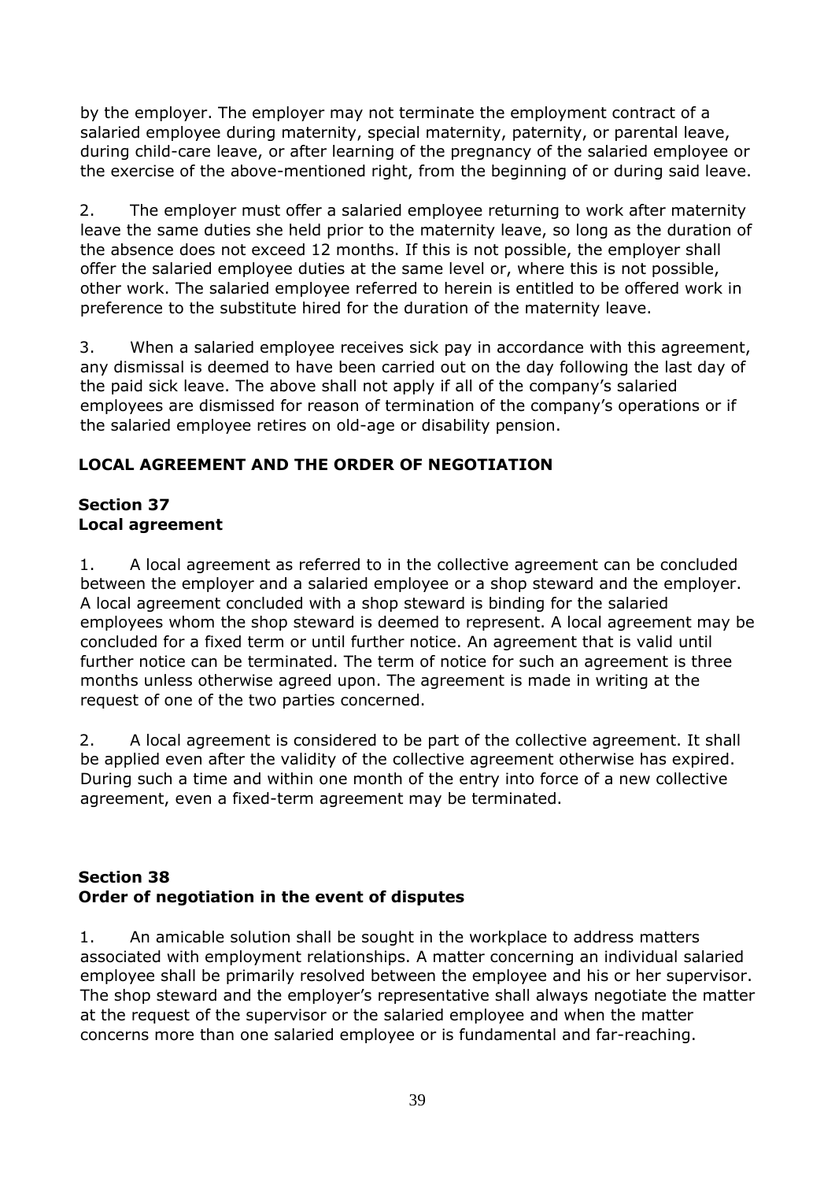by the employer. The employer may not terminate the employment contract of a salaried employee during maternity, special maternity, paternity, or parental leave, during child-care leave, or after learning of the pregnancy of the salaried employee or the exercise of the above-mentioned right, from the beginning of or during said leave.

2. The employer must offer a salaried employee returning to work after maternity leave the same duties she held prior to the maternity leave, so long as the duration of the absence does not exceed 12 months. If this is not possible, the employer shall offer the salaried employee duties at the same level or, where this is not possible, other work. The salaried employee referred to herein is entitled to be offered work in preference to the substitute hired for the duration of the maternity leave.

3. When a salaried employee receives sick pay in accordance with this agreement, any dismissal is deemed to have been carried out on the day following the last day of the paid sick leave. The above shall not apply if all of the company's salaried employees are dismissed for reason of termination of the company's operations or if the salaried employee retires on old-age or disability pension.

## LOCAL AGREEMENT AND THE ORDER OF NEGOTIATION

### Section 37
### Local agreement

1. A local agreement as referred to in the collective agreement can be concluded between the employer and a salaried employee or a shop steward and the employer. A local agreement concluded with a shop steward is binding for the salaried employees whom the shop steward is deemed to represent. A local agreement may be concluded for a fixed term or until further notice. An agreement that is valid until further notice can be terminated. The term of notice for such an agreement is three months unless otherwise agreed upon. The agreement is made in writing at the request of one of the two parties concerned.

2. A local agreement is considered to be part of the collective agreement. It shall be applied even after the validity of the collective agreement otherwise has expired. During such a time and within one month of the entry into force of a new collective agreement, even a fixed-term agreement may be terminated.

### Section 38
### Order of negotiation in the event of disputes

1. An amicable solution shall be sought in the workplace to address matters associated with employment relationships. A matter concerning an individual salaried employee shall be primarily resolved between the employee and his or her supervisor. The shop steward and the employer's representative shall always negotiate the matter at the request of the supervisor or the salaried employee and when the matter concerns more than one salaried employee or is fundamental and far-reaching.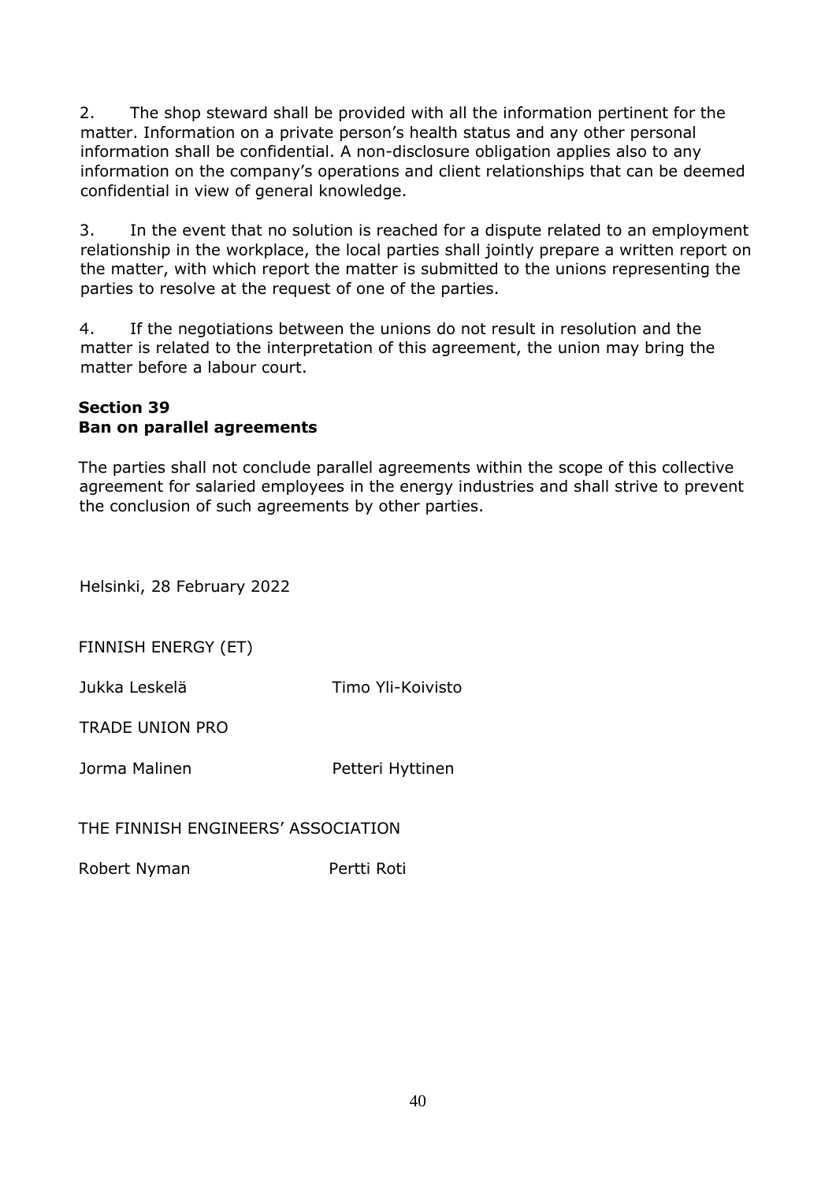2. The shop steward shall be provided with all the information pertinent for the matter. Information on a private person's health status and any other personal information shall be confidential. A non-disclosure obligation applies also to any information on the company's operations and client relationships that can be deemed confidential in view of general knowledge.

3. In the event that no solution is reached for a dispute related to an employment relationship in the workplace, the local parties shall jointly prepare a written report on the matter, with which report the matter is submitted to the unions representing the parties to resolve at the request of one of the parties.

4. If the negotiations between the unions do not result in resolution and the matter is related to the interpretation of this agreement, the union may bring the matter before a labour court.

## Section 39
## Ban on parallel agreements

The parties shall not conclude parallel agreements within the scope of this collective agreement for salaried employees in the energy industries and shall strive to prevent the conclusion of such agreements by other parties.

Helsinki, 28 February 2022

FINNISH ENERGY (ET)

Jukka Leskelä Timo Yli-Koivisto

TRADE UNION PRO

Jorma Malinen Petteri Hyttinen

THE FINNISH ENGINEERS' ASSOCIATION

Robert Nyman Pertti Roti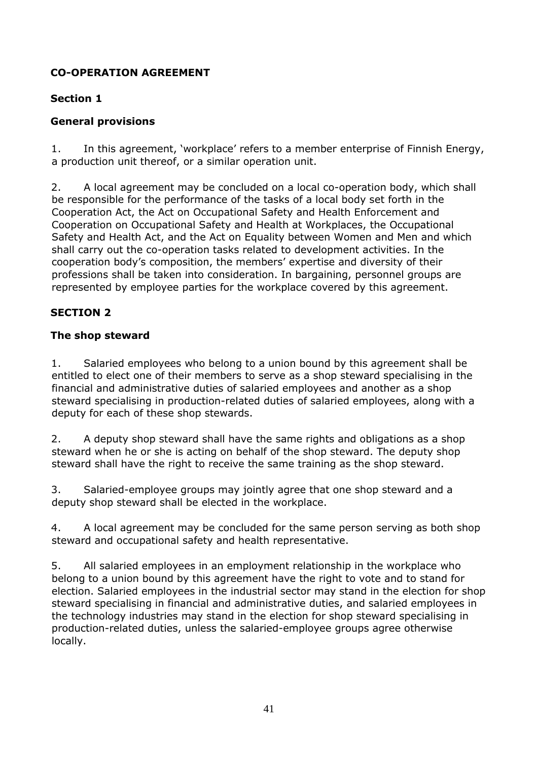## CO-OPERATION AGREEMENT

### Section 1

### General provisions

1. In this agreement, 'workplace' refers to a member enterprise of Finnish Energy, a production unit thereof, or a similar operation unit.

2. A local agreement may be concluded on a local co-operation body, which shall be responsible for the performance of the tasks of a local body set forth in the Cooperation Act, the Act on Occupational Safety and Health Enforcement and Cooperation on Occupational Safety and Health at Workplaces, the Occupational Safety and Health Act, and the Act on Equality between Women and Men and which shall carry out the co-operation tasks related to development activities. In the cooperation body's composition, the members' expertise and diversity of their professions shall be taken into consideration. In bargaining, personnel groups are represented by employee parties for the workplace covered by this agreement.

### SECTION 2

### The shop steward

1. Salaried employees who belong to a union bound by this agreement shall be entitled to elect one of their members to serve as a shop steward specialising in the financial and administrative duties of salaried employees and another as a shop steward specialising in production-related duties of salaried employees, along with a deputy for each of these shop stewards.

2. A deputy shop steward shall have the same rights and obligations as a shop steward when he or she is acting on behalf of the shop steward. The deputy shop steward shall have the right to receive the same training as the shop steward.

3. Salaried-employee groups may jointly agree that one shop steward and a deputy shop steward shall be elected in the workplace.

4. A local agreement may be concluded for the same person serving as both shop steward and occupational safety and health representative.

5. All salaried employees in an employment relationship in the workplace who belong to a union bound by this agreement have the right to vote and to stand for election. Salaried employees in the industrial sector may stand in the election for shop steward specialising in financial and administrative duties, and salaried employees in the technology industries may stand in the election for shop steward specialising in production-related duties, unless the salaried-employee groups agree otherwise locally.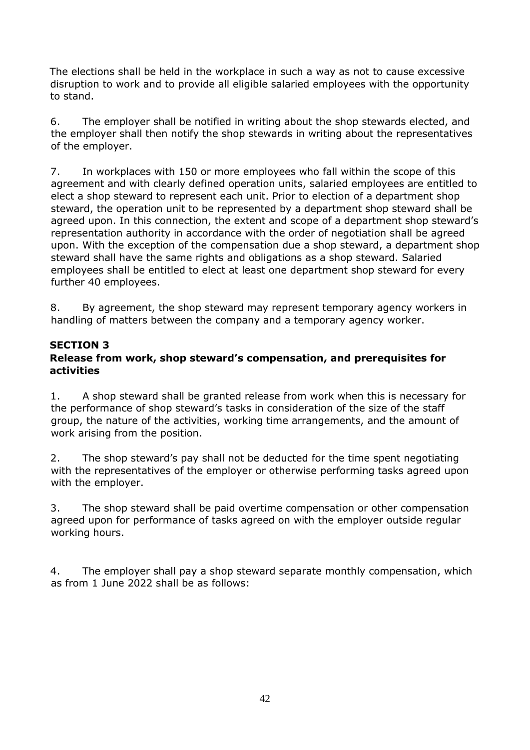The elections shall be held in the workplace in such a way as not to cause excessive disruption to work and to provide all eligible salaried employees with the opportunity to stand.

6. The employer shall be notified in writing about the shop stewards elected, and the employer shall then notify the shop stewards in writing about the representatives of the employer.

7. In workplaces with 150 or more employees who fall within the scope of this agreement and with clearly defined operation units, salaried employees are entitled to elect a shop steward to represent each unit. Prior to election of a department shop steward, the operation unit to be represented by a department shop steward shall be agreed upon. In this connection, the extent and scope of a department shop steward's representation authority in accordance with the order of negotiation shall be agreed upon. With the exception of the compensation due a shop steward, a department shop steward shall have the same rights and obligations as a shop steward. Salaried employees shall be entitled to elect at least one department shop steward for every further 40 employees.

8. By agreement, the shop steward may represent temporary agency workers in handling of matters between the company and a temporary agency worker.

## SECTION 3

### Release from work, shop steward's compensation, and prerequisites for activities

1. A shop steward shall be granted release from work when this is necessary for the performance of shop steward's tasks in consideration of the size of the staff group, the nature of the activities, working time arrangements, and the amount of work arising from the position.

2. The shop steward's pay shall not be deducted for the time spent negotiating with the representatives of the employer or otherwise performing tasks agreed upon with the employer.

3. The shop steward shall be paid overtime compensation or other compensation agreed upon for performance of tasks agreed on with the employer outside regular working hours.

4. The employer shall pay a shop steward separate monthly compensation, which as from 1 June 2022 shall be as follows: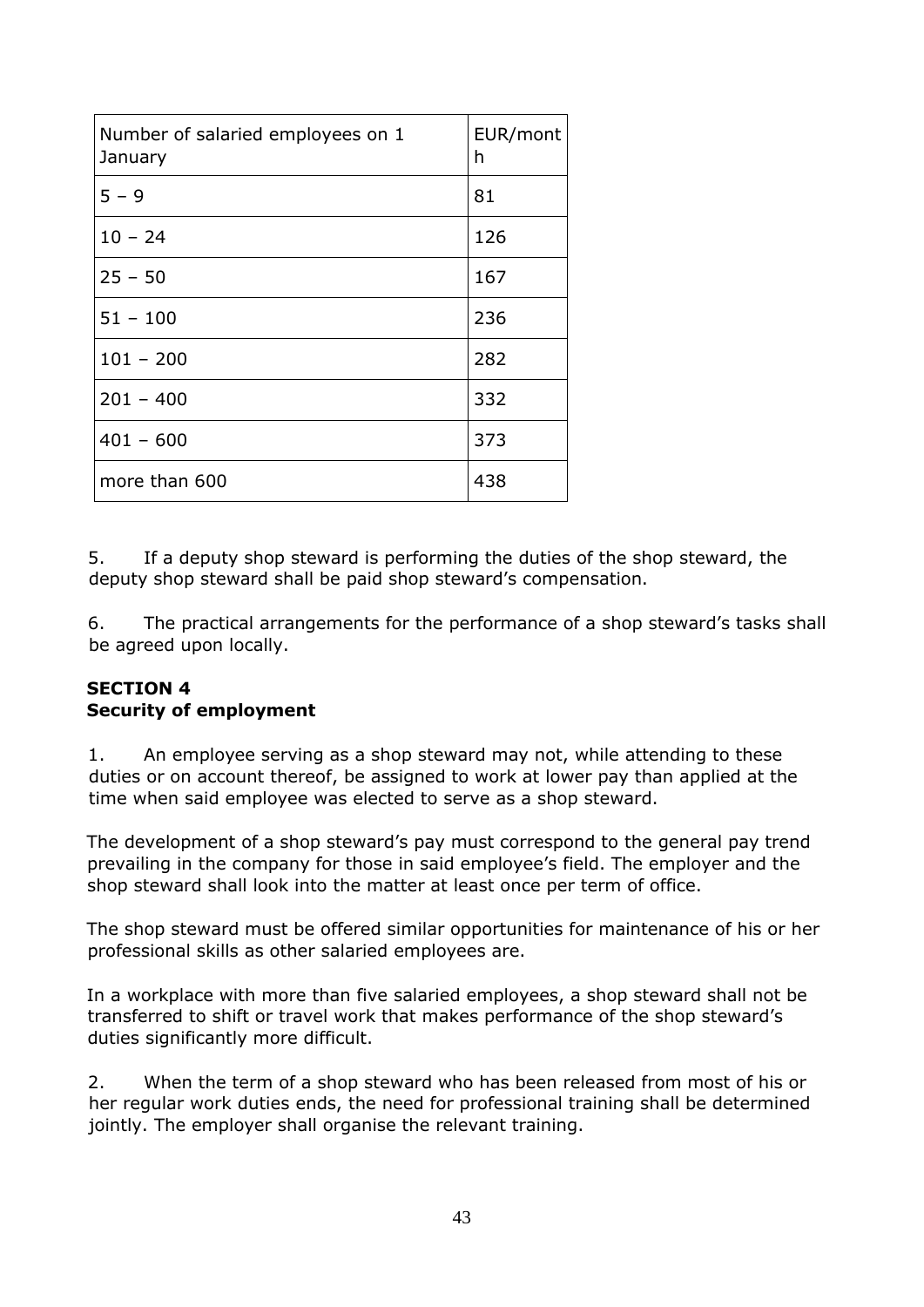| Number of salaried employees on 1 January | EUR/month |
|---|---|
| 5 – 9 | 81 |
| 10 – 24 | 126 |
| 25 – 50 | 167 |
| 51 – 100 | 236 |
| 101 – 200 | 282 |
| 201 – 400 | 332 |
| 401 – 600 | 373 |
| more than 600 | 438 |

5. If a deputy shop steward is performing the duties of the shop steward, the deputy shop steward shall be paid shop steward's compensation.

6. The practical arrangements for the performance of a shop steward's tasks shall be agreed upon locally.

## SECTION 4
## Security of employment

1. An employee serving as a shop steward may not, while attending to these duties or on account thereof, be assigned to work at lower pay than applied at the time when said employee was elected to serve as a shop steward.

The development of a shop steward's pay must correspond to the general pay trend prevailing in the company for those in said employee's field. The employer and the shop steward shall look into the matter at least once per term of office.

The shop steward must be offered similar opportunities for maintenance of his or her professional skills as other salaried employees are.

In a workplace with more than five salaried employees, a shop steward shall not be transferred to shift or travel work that makes performance of the shop steward's duties significantly more difficult.

2. When the term of a shop steward who has been released from most of his or her regular work duties ends, the need for professional training shall be determined jointly. The employer shall organise the relevant training.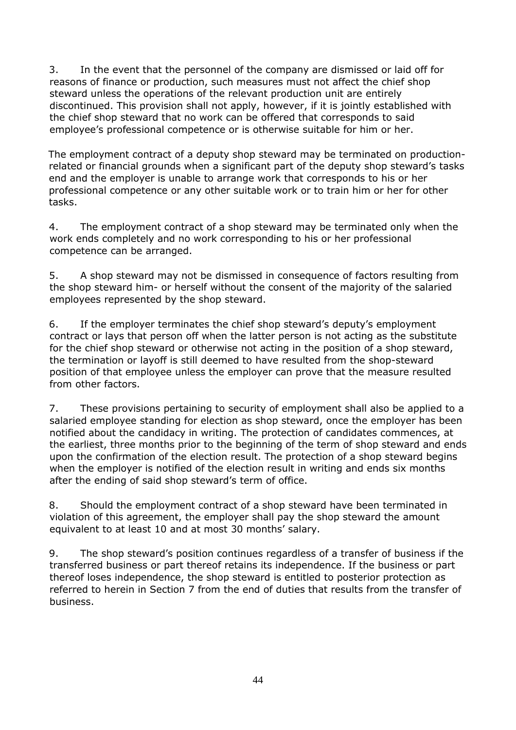3. In the event that the personnel of the company are dismissed or laid off for reasons of finance or production, such measures must not affect the chief shop steward unless the operations of the relevant production unit are entirely discontinued. This provision shall not apply, however, if it is jointly established with the chief shop steward that no work can be offered that corresponds to said employee's professional competence or is otherwise suitable for him or her.

The employment contract of a deputy shop steward may be terminated on production-related or financial grounds when a significant part of the deputy shop steward's tasks end and the employer is unable to arrange work that corresponds to his or her professional competence or any other suitable work or to train him or her for other tasks.

4. The employment contract of a shop steward may be terminated only when the work ends completely and no work corresponding to his or her professional competence can be arranged.

5. A shop steward may not be dismissed in consequence of factors resulting from the shop steward him- or herself without the consent of the majority of the salaried employees represented by the shop steward.

6. If the employer terminates the chief shop steward's deputy's employment contract or lays that person off when the latter person is not acting as the substitute for the chief shop steward or otherwise not acting in the position of a shop steward, the termination or layoff is still deemed to have resulted from the shop-steward position of that employee unless the employer can prove that the measure resulted from other factors.

7. These provisions pertaining to security of employment shall also be applied to a salaried employee standing for election as shop steward, once the employer has been notified about the candidacy in writing. The protection of candidates commences, at the earliest, three months prior to the beginning of the term of shop steward and ends upon the confirmation of the election result. The protection of a shop steward begins when the employer is notified of the election result in writing and ends six months after the ending of said shop steward's term of office.

8. Should the employment contract of a shop steward have been terminated in violation of this agreement, the employer shall pay the shop steward the amount equivalent to at least 10 and at most 30 months' salary.

9. The shop steward's position continues regardless of a transfer of business if the transferred business or part thereof retains its independence. If the business or part thereof loses independence, the shop steward is entitled to posterior protection as referred to herein in Section 7 from the end of duties that results from the transfer of business.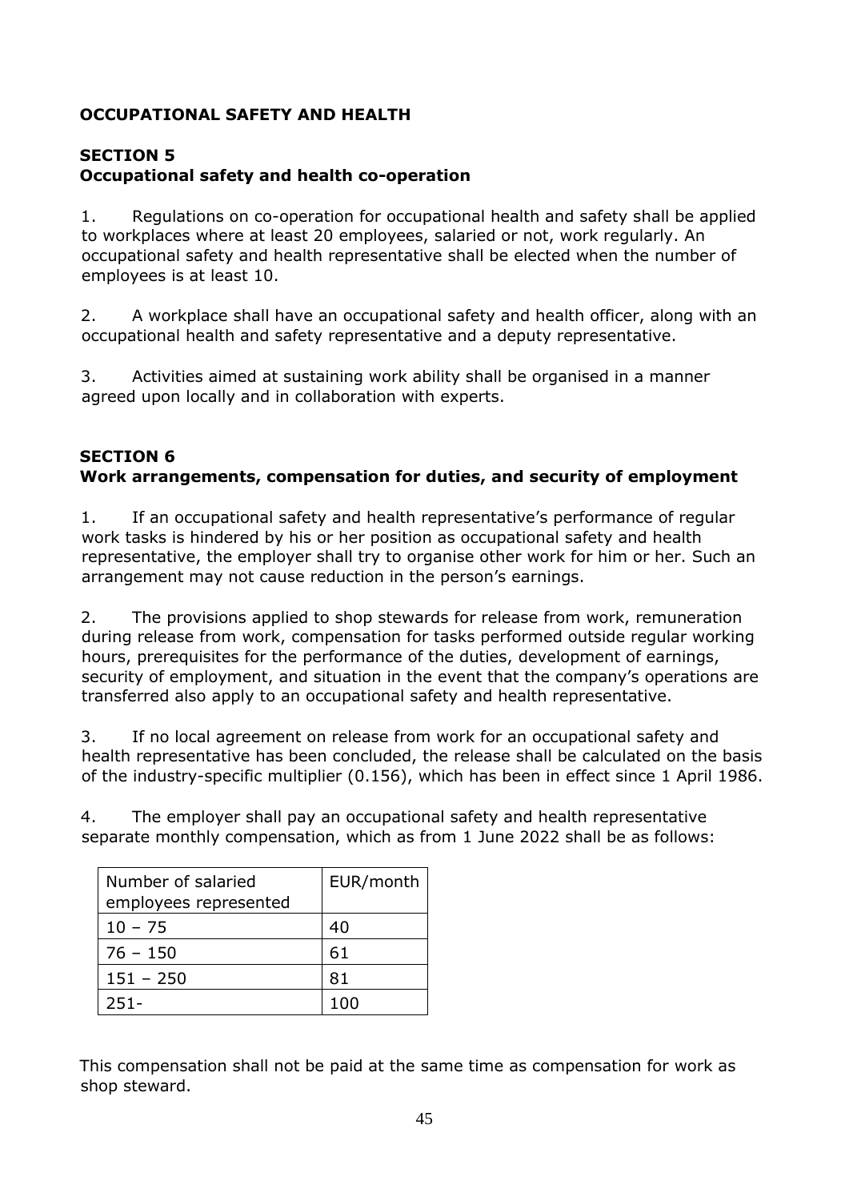# OCCUPATIONAL SAFETY AND HEALTH

## SECTION 5
## Occupational safety and health co-operation

1. Regulations on co-operation for occupational health and safety shall be applied to workplaces where at least 20 employees, salaried or not, work regularly. An occupational safety and health representative shall be elected when the number of employees is at least 10.

2. A workplace shall have an occupational safety and health officer, along with an occupational health and safety representative and a deputy representative.

3. Activities aimed at sustaining work ability shall be organised in a manner agreed upon locally and in collaboration with experts.

## SECTION 6
## Work arrangements, compensation for duties, and security of employment

1. If an occupational safety and health representative's performance of regular work tasks is hindered by his or her position as occupational safety and health representative, the employer shall try to organise other work for him or her. Such an arrangement may not cause reduction in the person's earnings.

2. The provisions applied to shop stewards for release from work, remuneration during release from work, compensation for tasks performed outside regular working hours, prerequisites for the performance of the duties, development of earnings, security of employment, and situation in the event that the company's operations are transferred also apply to an occupational safety and health representative.

3. If no local agreement on release from work for an occupational safety and health representative has been concluded, the release shall be calculated on the basis of the industry-specific multiplier (0.156), which has been in effect since 1 April 1986.

4. The employer shall pay an occupational safety and health representative separate monthly compensation, which as from 1 June 2022 shall be as follows:

| Number of salaried employees represented | EUR/month |
|---|---|
| 10 – 75 | 40 |
| 76 – 150 | 61 |
| 151 – 250 | 81 |
| 251- | 100 |

This compensation shall not be paid at the same time as compensation for work as shop steward.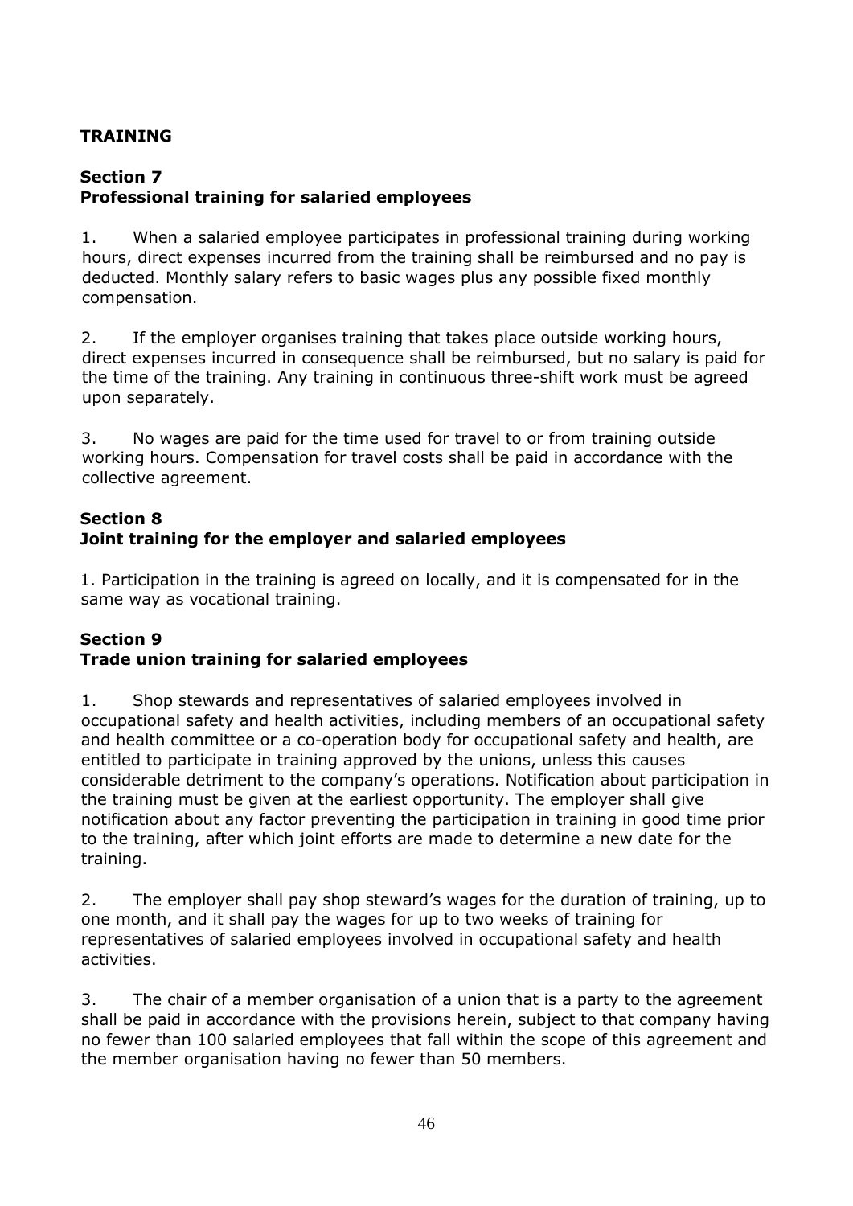## TRAINING

### Section 7
### Professional training for salaried employees

1. When a salaried employee participates in professional training during working hours, direct expenses incurred from the training shall be reimbursed and no pay is deducted. Monthly salary refers to basic wages plus any possible fixed monthly compensation.

2. If the employer organises training that takes place outside working hours, direct expenses incurred in consequence shall be reimbursed, but no salary is paid for the time of the training. Any training in continuous three-shift work must be agreed upon separately.

3. No wages are paid for the time used for travel to or from training outside working hours. Compensation for travel costs shall be paid in accordance with the collective agreement.

### Section 8
### Joint training for the employer and salaried employees

1. Participation in the training is agreed on locally, and it is compensated for in the same way as vocational training.

### Section 9
### Trade union training for salaried employees

1. Shop stewards and representatives of salaried employees involved in occupational safety and health activities, including members of an occupational safety and health committee or a co-operation body for occupational safety and health, are entitled to participate in training approved by the unions, unless this causes considerable detriment to the company's operations. Notification about participation in the training must be given at the earliest opportunity. The employer shall give notification about any factor preventing the participation in training in good time prior to the training, after which joint efforts are made to determine a new date for the training.

2. The employer shall pay shop steward's wages for the duration of training, up to one month, and it shall pay the wages for up to two weeks of training for representatives of salaried employees involved in occupational safety and health activities.

3. The chair of a member organisation of a union that is a party to the agreement shall be paid in accordance with the provisions herein, subject to that company having no fewer than 100 salaried employees that fall within the scope of this agreement and the member organisation having no fewer than 50 members.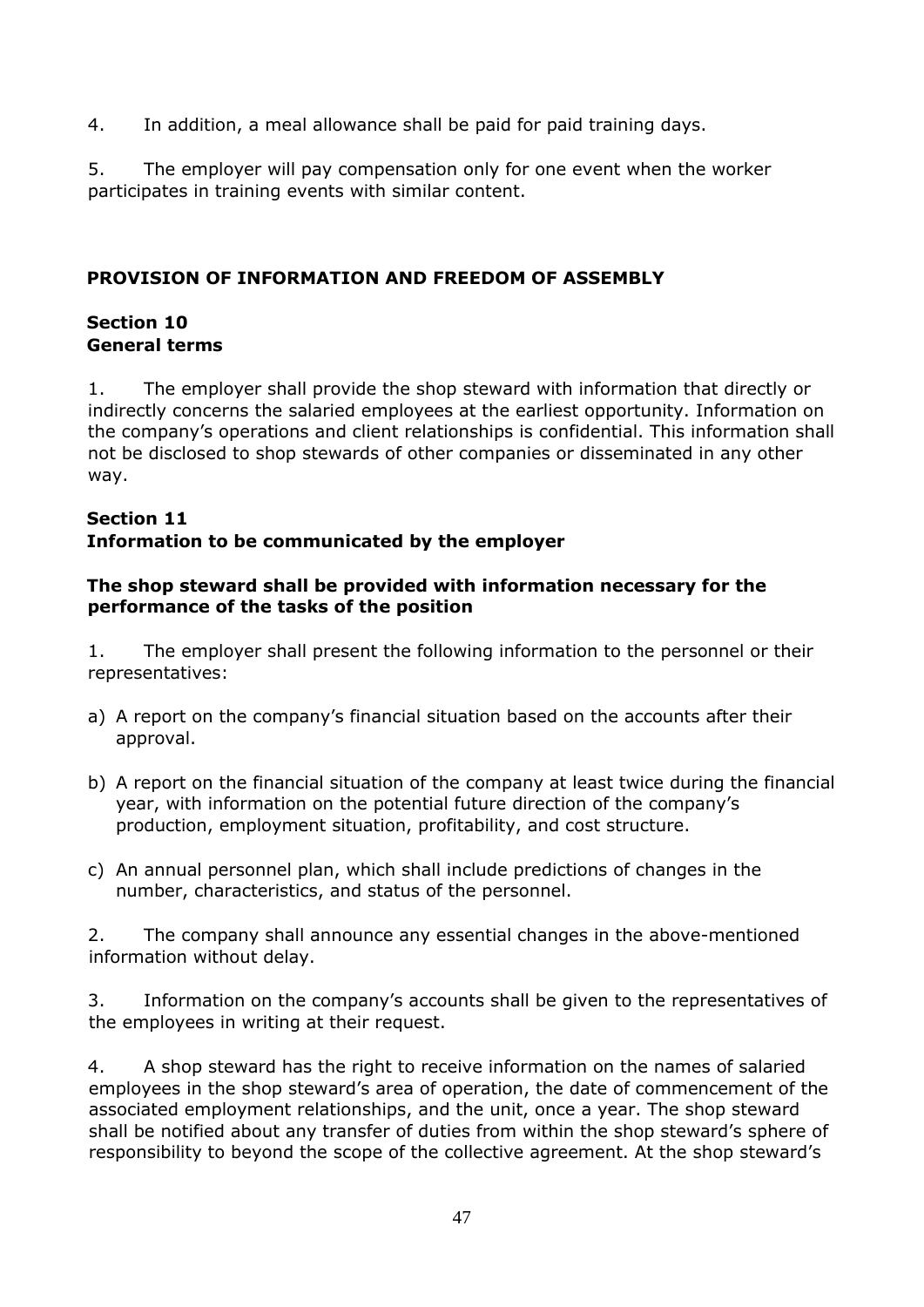4. In addition, a meal allowance shall be paid for paid training days.

5. The employer will pay compensation only for one event when the worker participates in training events with similar content.

## PROVISION OF INFORMATION AND FREEDOM OF ASSEMBLY

### Section 10
### General terms

1. The employer shall provide the shop steward with information that directly or indirectly concerns the salaried employees at the earliest opportunity. Information on the company's operations and client relationships is confidential. This information shall not be disclosed to shop stewards of other companies or disseminated in any other way.

### Section 11
### Information to be communicated by the employer

**The shop steward shall be provided with information necessary for the performance of the tasks of the position**

1. The employer shall present the following information to the personnel or their representatives:

a) A report on the company's financial situation based on the accounts after their approval.

b) A report on the financial situation of the company at least twice during the financial year, with information on the potential future direction of the company's production, employment situation, profitability, and cost structure.

c) An annual personnel plan, which shall include predictions of changes in the number, characteristics, and status of the personnel.

2. The company shall announce any essential changes in the above-mentioned information without delay.

3. Information on the company's accounts shall be given to the representatives of the employees in writing at their request.

4. A shop steward has the right to receive information on the names of salaried employees in the shop steward's area of operation, the date of commencement of the associated employment relationships, and the unit, once a year. The shop steward shall be notified about any transfer of duties from within the shop steward's sphere of responsibility to beyond the scope of the collective agreement. At the shop steward's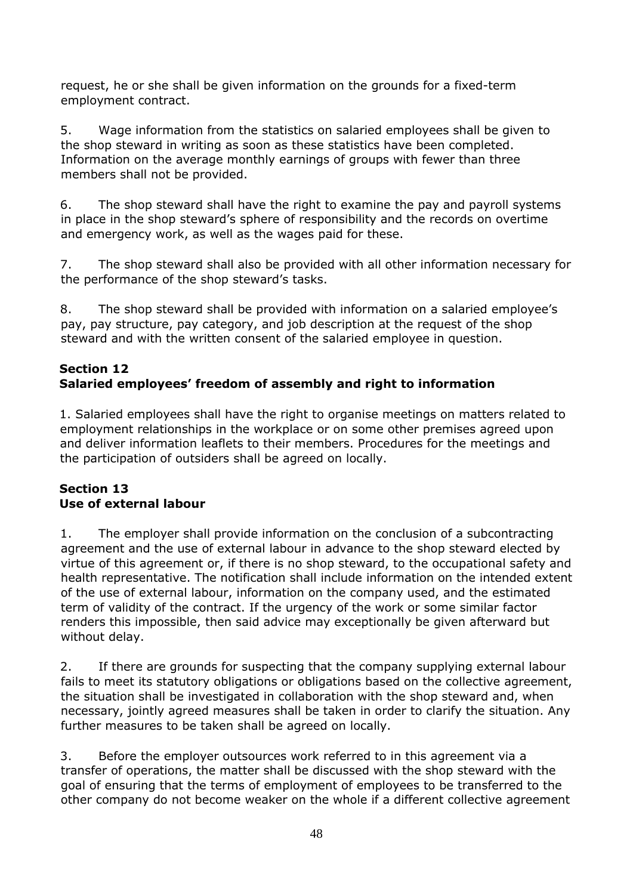request, he or she shall be given information on the grounds for a fixed-term employment contract.

5. Wage information from the statistics on salaried employees shall be given to the shop steward in writing as soon as these statistics have been completed. Information on the average monthly earnings of groups with fewer than three members shall not be provided.

6. The shop steward shall have the right to examine the pay and payroll systems in place in the shop steward's sphere of responsibility and the records on overtime and emergency work, as well as the wages paid for these.

7. The shop steward shall also be provided with all other information necessary for the performance of the shop steward's tasks.

8. The shop steward shall be provided with information on a salaried employee's pay, pay structure, pay category, and job description at the request of the shop steward and with the written consent of the salaried employee in question.

### Section 12
### Salaried employees' freedom of assembly and right to information

1. Salaried employees shall have the right to organise meetings on matters related to employment relationships in the workplace or on some other premises agreed upon and deliver information leaflets to their members. Procedures for the meetings and the participation of outsiders shall be agreed on locally.

### Section 13
### Use of external labour

1. The employer shall provide information on the conclusion of a subcontracting agreement and the use of external labour in advance to the shop steward elected by virtue of this agreement or, if there is no shop steward, to the occupational safety and health representative. The notification shall include information on the intended extent of the use of external labour, information on the company used, and the estimated term of validity of the contract. If the urgency of the work or some similar factor renders this impossible, then said advice may exceptionally be given afterward but without delay.

2. If there are grounds for suspecting that the company supplying external labour fails to meet its statutory obligations or obligations based on the collective agreement, the situation shall be investigated in collaboration with the shop steward and, when necessary, jointly agreed measures shall be taken in order to clarify the situation. Any further measures to be taken shall be agreed on locally.

3. Before the employer outsources work referred to in this agreement via a transfer of operations, the matter shall be discussed with the shop steward with the goal of ensuring that the terms of employment of employees to be transferred to the other company do not become weaker on the whole if a different collective agreement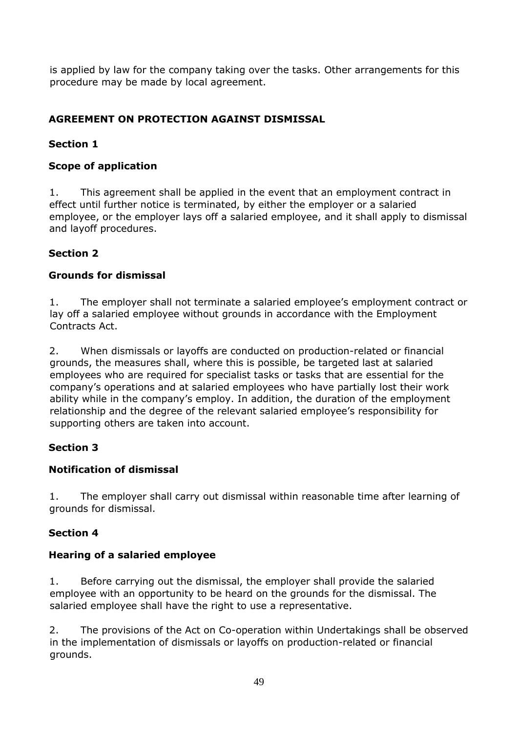is applied by law for the company taking over the tasks. Other arrangements for this procedure may be made by local agreement.

## AGREEMENT ON PROTECTION AGAINST DISMISSAL

### Section 1

### Scope of application

1. This agreement shall be applied in the event that an employment contract in effect until further notice is terminated, by either the employer or a salaried employee, or the employer lays off a salaried employee, and it shall apply to dismissal and layoff procedures.

### Section 2

### Grounds for dismissal

1. The employer shall not terminate a salaried employee's employment contract or lay off a salaried employee without grounds in accordance with the Employment Contracts Act.

2. When dismissals or layoffs are conducted on production-related or financial grounds, the measures shall, where this is possible, be targeted last at salaried employees who are required for specialist tasks or tasks that are essential for the company's operations and at salaried employees who have partially lost their work ability while in the company's employ. In addition, the duration of the employment relationship and the degree of the relevant salaried employee's responsibility for supporting others are taken into account.

### Section 3

### Notification of dismissal

1. The employer shall carry out dismissal within reasonable time after learning of grounds for dismissal.

### Section 4

### Hearing of a salaried employee

1. Before carrying out the dismissal, the employer shall provide the salaried employee with an opportunity to be heard on the grounds for the dismissal. The salaried employee shall have the right to use a representative.

2. The provisions of the Act on Co-operation within Undertakings shall be observed in the implementation of dismissals or layoffs on production-related or financial grounds.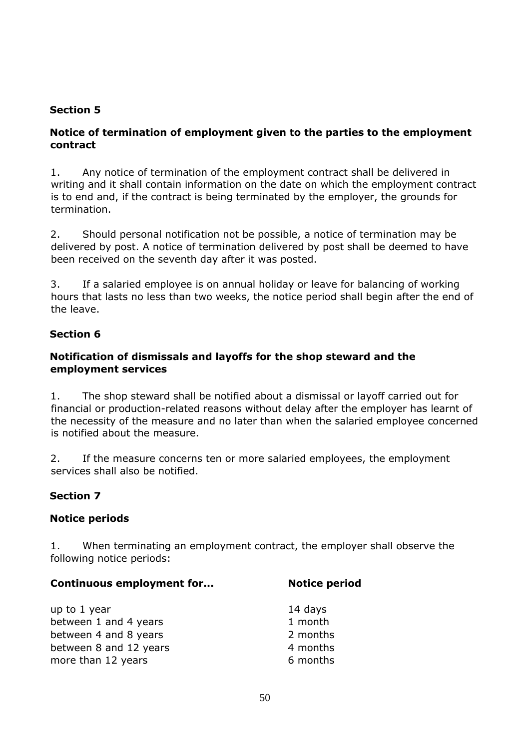## Section 5

### Notice of termination of employment given to the parties to the employment contract

1. Any notice of termination of the employment contract shall be delivered in writing and it shall contain information on the date on which the employment contract is to end and, if the contract is being terminated by the employer, the grounds for termination.

2. Should personal notification not be possible, a notice of termination may be delivered by post. A notice of termination delivered by post shall be deemed to have been received on the seventh day after it was posted.

3. If a salaried employee is on annual holiday or leave for balancing of working hours that lasts no less than two weeks, the notice period shall begin after the end of the leave.

## Section 6

### Notification of dismissals and layoffs for the shop steward and the employment services

1. The shop steward shall be notified about a dismissal or layoff carried out for financial or production-related reasons without delay after the employer has learnt of the necessity of the measure and no later than when the salaried employee concerned is notified about the measure.

2. If the measure concerns ten or more salaried employees, the employment services shall also be notified.

## Section 7

### Notice periods

1. When terminating an employment contract, the employer shall observe the following notice periods:

| Continuous employment for... | Notice period |
|---|---|
| up to 1 year | 14 days |
| between 1 and 4 years | 1 month |
| between 4 and 8 years | 2 months |
| between 8 and 12 years | 4 months |
| more than 12 years | 6 months |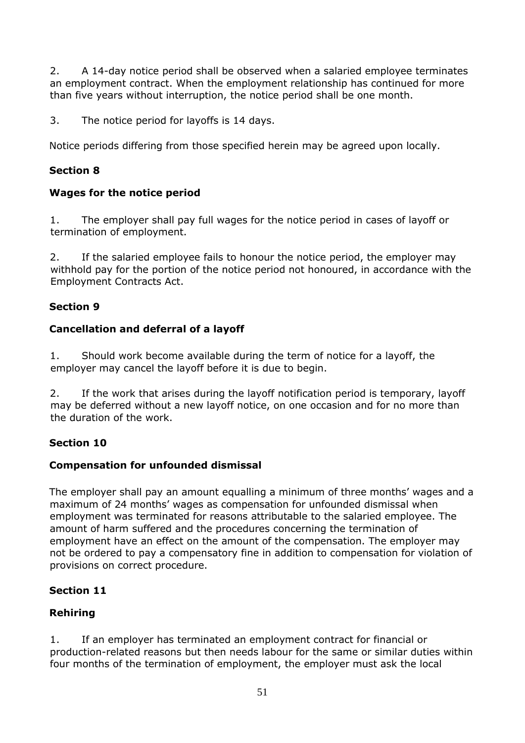2. A 14-day notice period shall be observed when a salaried employee terminates an employment contract. When the employment relationship has continued for more than five years without interruption, the notice period shall be one month.

3. The notice period for layoffs is 14 days.

Notice periods differing from those specified herein may be agreed upon locally.

**Section 8**

**Wages for the notice period**

1. The employer shall pay full wages for the notice period in cases of layoff or termination of employment.

2. If the salaried employee fails to honour the notice period, the employer may withhold pay for the portion of the notice period not honoured, in accordance with the Employment Contracts Act.

**Section 9**

**Cancellation and deferral of a layoff**

1. Should work become available during the term of notice for a layoff, the employer may cancel the layoff before it is due to begin.

2. If the work that arises during the layoff notification period is temporary, layoff may be deferred without a new layoff notice, on one occasion and for no more than the duration of the work.

**Section 10**

**Compensation for unfounded dismissal**

The employer shall pay an amount equalling a minimum of three months' wages and a maximum of 24 months' wages as compensation for unfounded dismissal when employment was terminated for reasons attributable to the salaried employee. The amount of harm suffered and the procedures concerning the termination of employment have an effect on the amount of the compensation. The employer may not be ordered to pay a compensatory fine in addition to compensation for violation of provisions on correct procedure.

**Section 11**

**Rehiring**

1. If an employer has terminated an employment contract for financial or production-related reasons but then needs labour for the same or similar duties within four months of the termination of employment, the employer must ask the local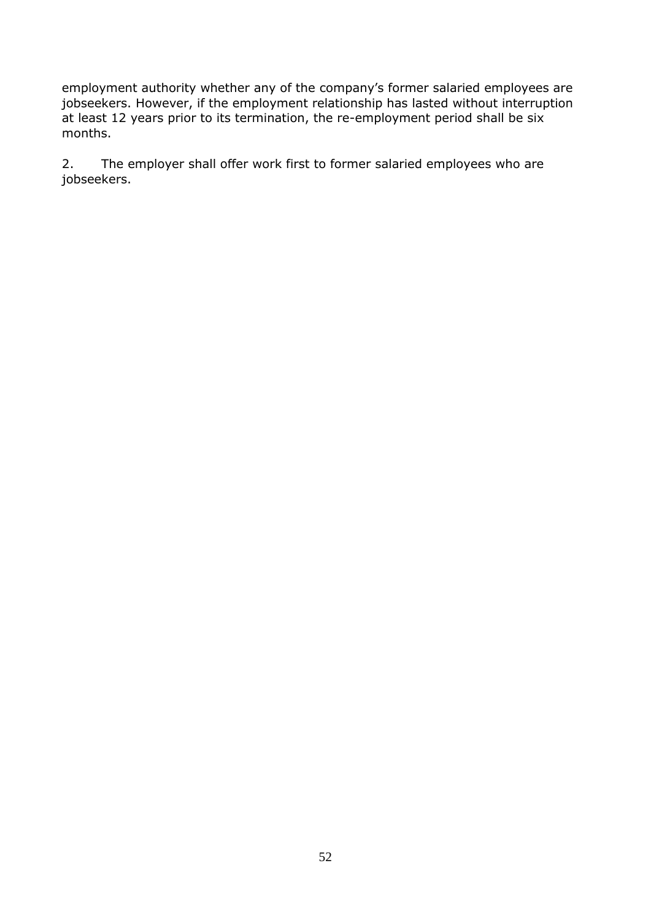employment authority whether any of the company's former salaried employees are jobseekers. However, if the employment relationship has lasted without interruption at least 12 years prior to its termination, the re-employment period shall be six months.

2. The employer shall offer work first to former salaried employees who are jobseekers.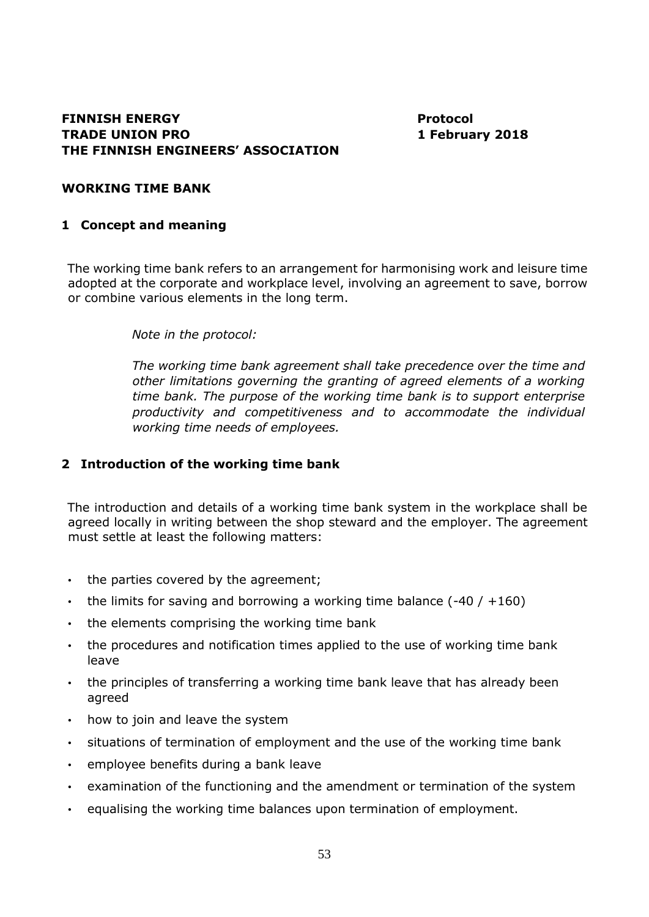**FINNISH ENERGY**
**TRADE UNION PRO**
**THE FINNISH ENGINEERS' ASSOCIATION**

**Protocol**
**1 February 2018**

## WORKING TIME BANK

### 1 Concept and meaning

The working time bank refers to an arrangement for harmonising work and leisure time adopted at the corporate and workplace level, involving an agreement to save, borrow or combine various elements in the long term.

*Note in the protocol:*

*The working time bank agreement shall take precedence over the time and other limitations governing the granting of agreed elements of a working time bank. The purpose of the working time bank is to support enterprise productivity and competitiveness and to accommodate the individual working time needs of employees.*

### 2 Introduction of the working time bank

The introduction and details of a working time bank system in the workplace shall be agreed locally in writing between the shop steward and the employer. The agreement must settle at least the following matters:

- the parties covered by the agreement;
- the limits for saving and borrowing a working time balance (-40 / +160)
- the elements comprising the working time bank
- the procedures and notification times applied to the use of working time bank leave
- the principles of transferring a working time bank leave that has already been agreed
- how to join and leave the system
- situations of termination of employment and the use of the working time bank
- employee benefits during a bank leave
- examination of the functioning and the amendment or termination of the system
- equalising the working time balances upon termination of employment.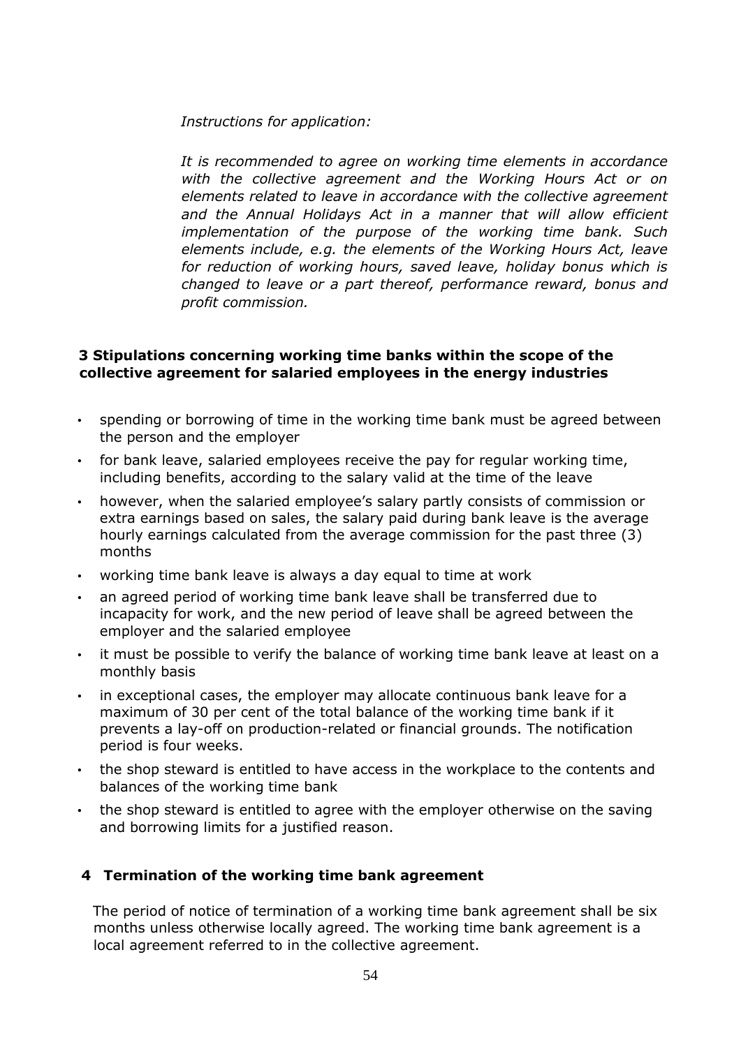*Instructions for application:*

*It is recommended to agree on working time elements in accordance with the collective agreement and the Working Hours Act or on elements related to leave in accordance with the collective agreement and the Annual Holidays Act in a manner that will allow efficient implementation of the purpose of the working time bank. Such elements include, e.g. the elements of the Working Hours Act, leave for reduction of working hours, saved leave, holiday bonus which is changed to leave or a part thereof, performance reward, bonus and profit commission.*

## 3 Stipulations concerning working time banks within the scope of the collective agreement for salaried employees in the energy industries

- spending or borrowing of time in the working time bank must be agreed between the person and the employer
- for bank leave, salaried employees receive the pay for regular working time, including benefits, according to the salary valid at the time of the leave
- however, when the salaried employee's salary partly consists of commission or extra earnings based on sales, the salary paid during bank leave is the average hourly earnings calculated from the average commission for the past three (3) months
- working time bank leave is always a day equal to time at work
- an agreed period of working time bank leave shall be transferred due to incapacity for work, and the new period of leave shall be agreed between the employer and the salaried employee
- it must be possible to verify the balance of working time bank leave at least on a monthly basis
- in exceptional cases, the employer may allocate continuous bank leave for a maximum of 30 per cent of the total balance of the working time bank if it prevents a lay-off on production-related or financial grounds. The notification period is four weeks.
- the shop steward is entitled to have access in the workplace to the contents and balances of the working time bank
- the shop steward is entitled to agree with the employer otherwise on the saving and borrowing limits for a justified reason.

## 4 Termination of the working time bank agreement

The period of notice of termination of a working time bank agreement shall be six months unless otherwise locally agreed. The working time bank agreement is a local agreement referred to in the collective agreement.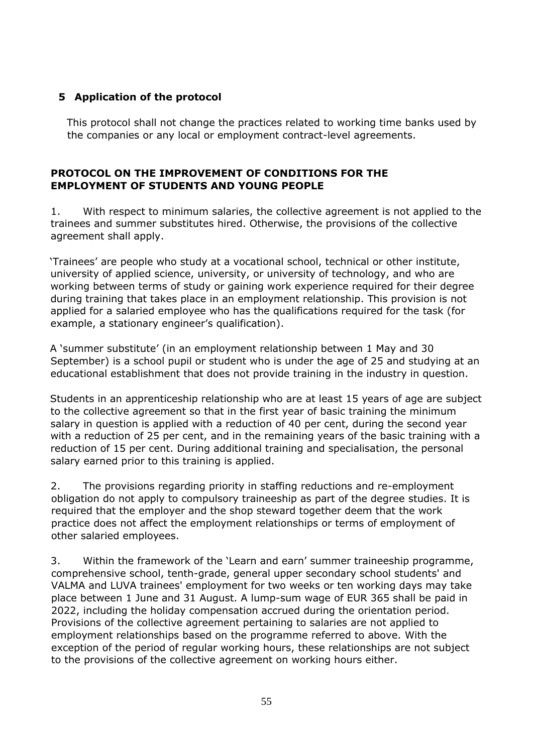## 5 Application of the protocol

This protocol shall not change the practices related to working time banks used by the companies or any local or employment contract-level agreements.

## PROTOCOL ON THE IMPROVEMENT OF CONDITIONS FOR THE EMPLOYMENT OF STUDENTS AND YOUNG PEOPLE

1. With respect to minimum salaries, the collective agreement is not applied to the trainees and summer substitutes hired. Otherwise, the provisions of the collective agreement shall apply.

'Trainees' are people who study at a vocational school, technical or other institute, university of applied science, university, or university of technology, and who are working between terms of study or gaining work experience required for their degree during training that takes place in an employment relationship. This provision is not applied for a salaried employee who has the qualifications required for the task (for example, a stationary engineer's qualification).

A 'summer substitute' (in an employment relationship between 1 May and 30 September) is a school pupil or student who is under the age of 25 and studying at an educational establishment that does not provide training in the industry in question.

Students in an apprenticeship relationship who are at least 15 years of age are subject to the collective agreement so that in the first year of basic training the minimum salary in question is applied with a reduction of 40 per cent, during the second year with a reduction of 25 per cent, and in the remaining years of the basic training with a reduction of 15 per cent. During additional training and specialisation, the personal salary earned prior to this training is applied.

2. The provisions regarding priority in staffing reductions and re-employment obligation do not apply to compulsory traineeship as part of the degree studies. It is required that the employer and the shop steward together deem that the work practice does not affect the employment relationships or terms of employment of other salaried employees.

3. Within the framework of the 'Learn and earn' summer traineeship programme, comprehensive school, tenth-grade, general upper secondary school students' and VALMA and LUVA trainees' employment for two weeks or ten working days may take place between 1 June and 31 August. A lump-sum wage of EUR 365 shall be paid in 2022, including the holiday compensation accrued during the orientation period. Provisions of the collective agreement pertaining to salaries are not applied to employment relationships based on the programme referred to above. With the exception of the period of regular working hours, these relationships are not subject to the provisions of the collective agreement on working hours either.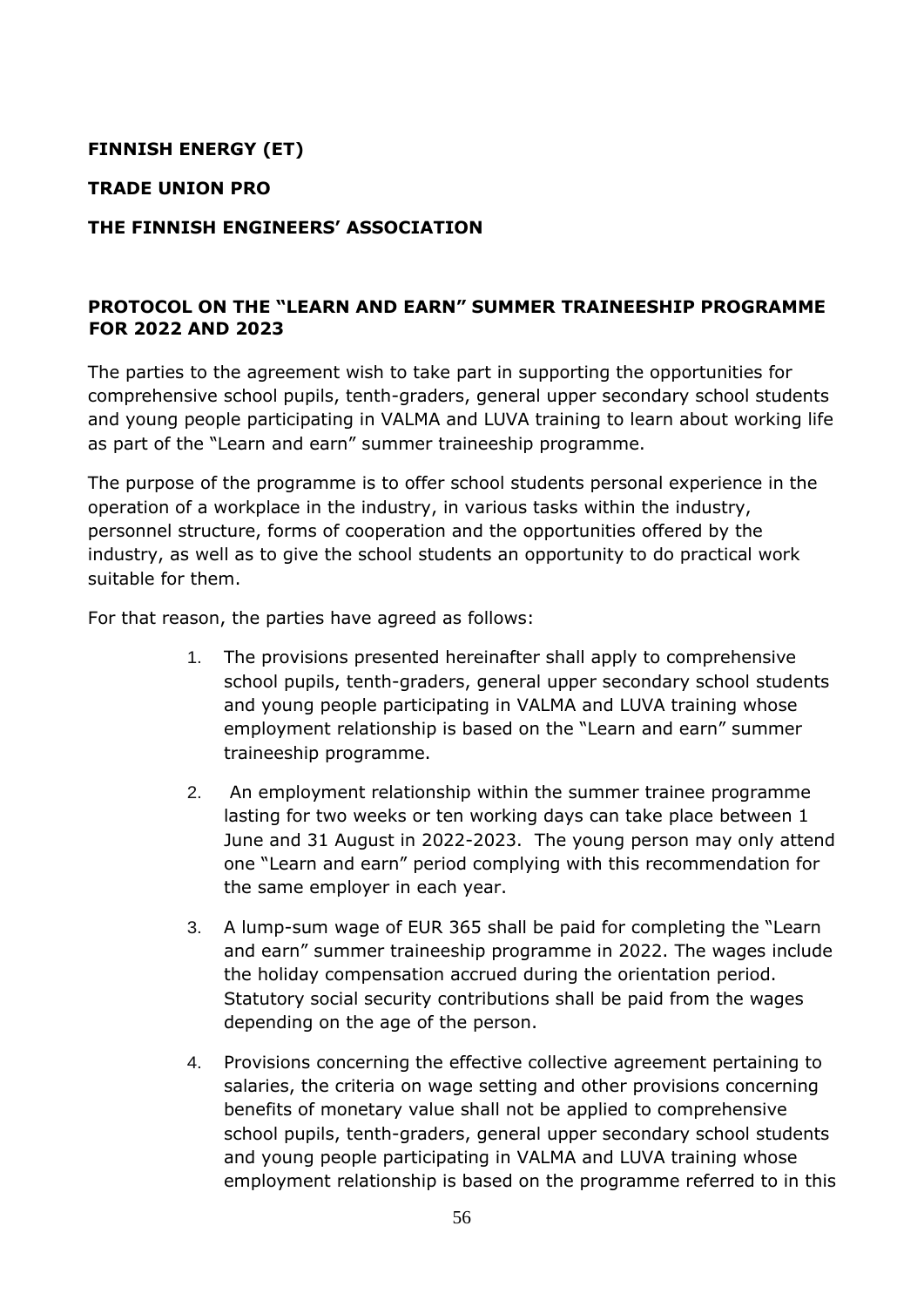**FINNISH ENERGY (ET)**

**TRADE UNION PRO**

**THE FINNISH ENGINEERS' ASSOCIATION**

## PROTOCOL ON THE "LEARN AND EARN" SUMMER TRAINEESHIP PROGRAMME FOR 2022 AND 2023

The parties to the agreement wish to take part in supporting the opportunities for comprehensive school pupils, tenth-graders, general upper secondary school students and young people participating in VALMA and LUVA training to learn about working life as part of the "Learn and earn" summer traineeship programme.

The purpose of the programme is to offer school students personal experience in the operation of a workplace in the industry, in various tasks within the industry, personnel structure, forms of cooperation and the opportunities offered by the industry, as well as to give the school students an opportunity to do practical work suitable for them.

For that reason, the parties have agreed as follows:

1. The provisions presented hereinafter shall apply to comprehensive school pupils, tenth-graders, general upper secondary school students and young people participating in VALMA and LUVA training whose employment relationship is based on the "Learn and earn" summer traineeship programme.
2. An employment relationship within the summer trainee programme lasting for two weeks or ten working days can take place between 1 June and 31 August in 2022-2023. The young person may only attend one "Learn and earn" period complying with this recommendation for the same employer in each year.
3. A lump-sum wage of EUR 365 shall be paid for completing the "Learn and earn" summer traineeship programme in 2022. The wages include the holiday compensation accrued during the orientation period. Statutory social security contributions shall be paid from the wages depending on the age of the person.
4. Provisions concerning the effective collective agreement pertaining to salaries, the criteria on wage setting and other provisions concerning benefits of monetary value shall not be applied to comprehensive school pupils, tenth-graders, general upper secondary school students and young people participating in VALMA and LUVA training whose employment relationship is based on the programme referred to in this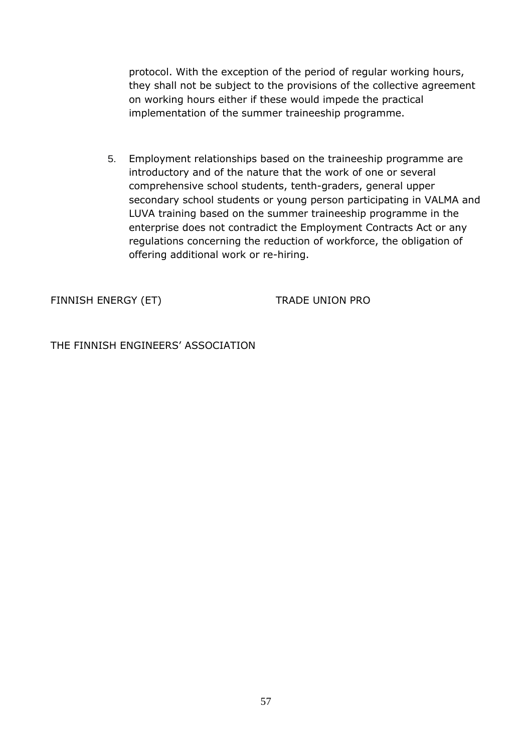protocol. With the exception of the period of regular working hours, they shall not be subject to the provisions of the collective agreement on working hours either if these would impede the practical implementation of the summer traineeship programme.

5. Employment relationships based on the traineeship programme are introductory and of the nature that the work of one or several comprehensive school students, tenth-graders, general upper secondary school students or young person participating in VALMA and LUVA training based on the summer traineeship programme in the enterprise does not contradict the Employment Contracts Act or any regulations concerning the reduction of workforce, the obligation of offering additional work or re-hiring.

FINNISH ENERGY (ET) TRADE UNION PRO

THE FINNISH ENGINEERS' ASSOCIATION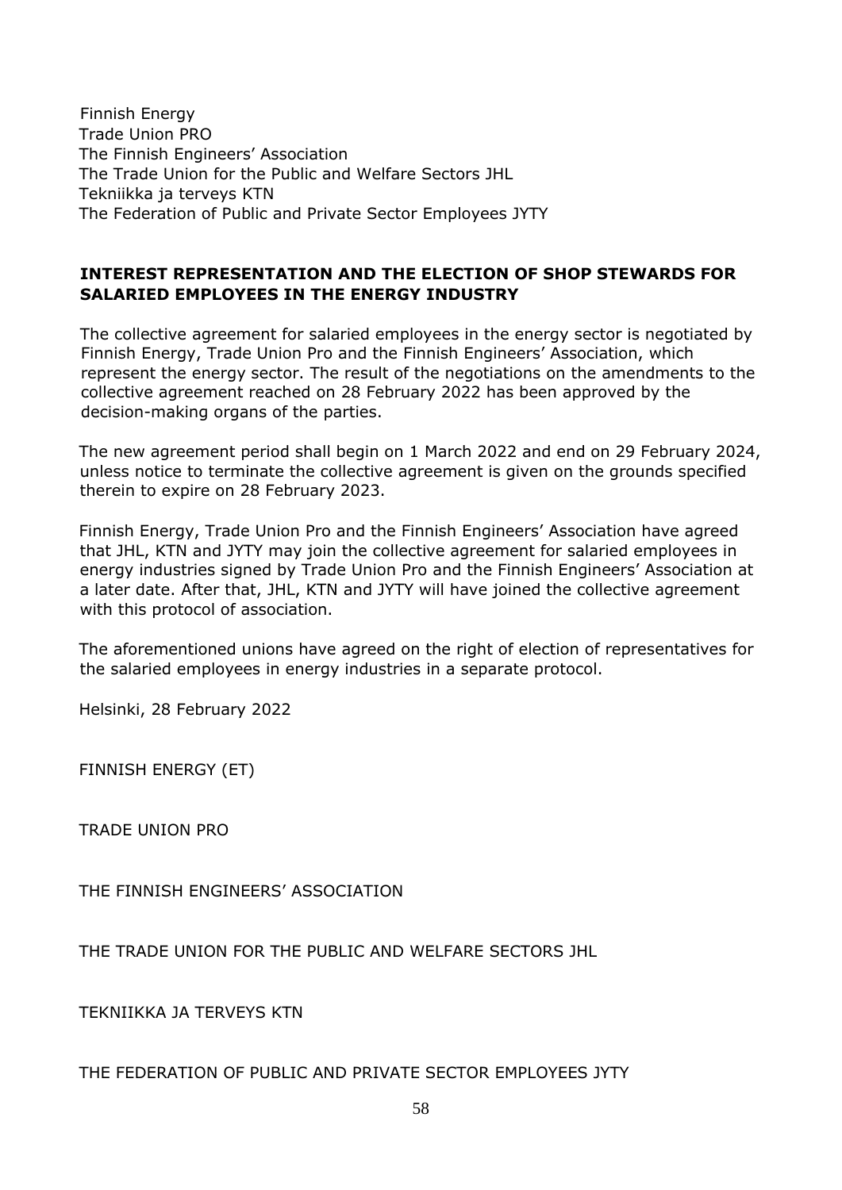Finnish Energy
Trade Union PRO
The Finnish Engineers' Association
The Trade Union for the Public and Welfare Sectors JHL
Tekniikka ja terveys KTN
The Federation of Public and Private Sector Employees JYTY

## INTEREST REPRESENTATION AND THE ELECTION OF SHOP STEWARDS FOR SALARIED EMPLOYEES IN THE ENERGY INDUSTRY

The collective agreement for salaried employees in the energy sector is negotiated by Finnish Energy, Trade Union Pro and the Finnish Engineers' Association, which represent the energy sector. The result of the negotiations on the amendments to the collective agreement reached on 28 February 2022 has been approved by the decision-making organs of the parties.

The new agreement period shall begin on 1 March 2022 and end on 29 February 2024, unless notice to terminate the collective agreement is given on the grounds specified therein to expire on 28 February 2023.

Finnish Energy, Trade Union Pro and the Finnish Engineers' Association have agreed that JHL, KTN and JYTY may join the collective agreement for salaried employees in energy industries signed by Trade Union Pro and the Finnish Engineers' Association at a later date. After that, JHL, KTN and JYTY will have joined the collective agreement with this protocol of association.

The aforementioned unions have agreed on the right of election of representatives for the salaried employees in energy industries in a separate protocol.

Helsinki, 28 February 2022

FINNISH ENERGY (ET)

TRADE UNION PRO

THE FINNISH ENGINEERS' ASSOCIATION

THE TRADE UNION FOR THE PUBLIC AND WELFARE SECTORS JHL

TEKNIIKKA JA TERVEYS KTN

THE FEDERATION OF PUBLIC AND PRIVATE SECTOR EMPLOYEES JYTY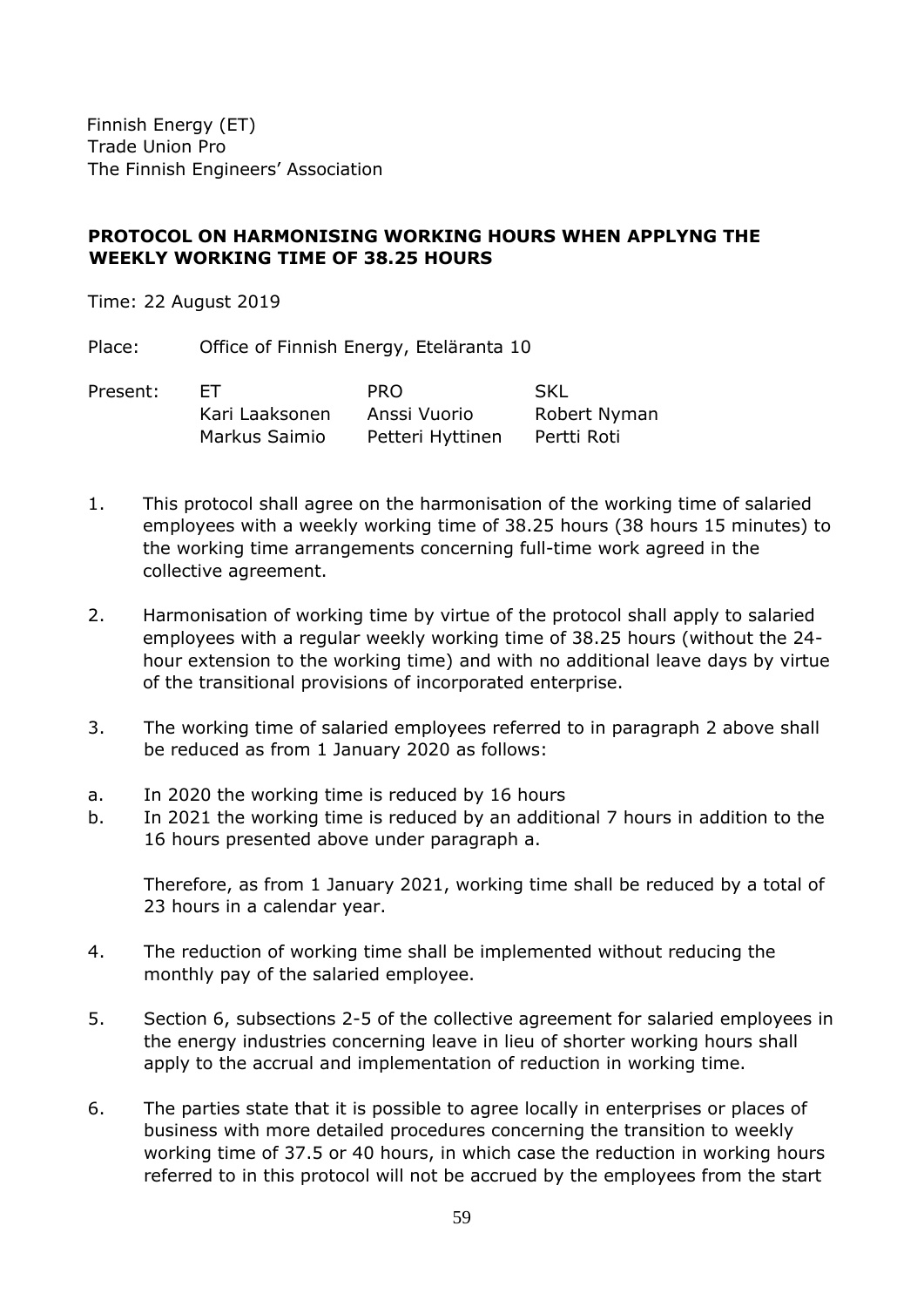Finnish Energy (ET)
Trade Union Pro
The Finnish Engineers' Association

## PROTOCOL ON HARMONISING WORKING HOURS WHEN APPLYNG THE WEEKLY WORKING TIME OF 38.25 HOURS

Time: 22 August 2019

Place: Office of Finnish Energy, Eteläranta 10

| Present: | ET | PRO | SKL |
|---|---|---|---|
| | Kari Laaksonen | Anssi Vuorio | Robert Nyman |
| | Markus Saimio | Petteri Hyttinen | Pertti Roti |

1. This protocol shall agree on the harmonisation of the working time of salaried employees with a weekly working time of 38.25 hours (38 hours 15 minutes) to the working time arrangements concerning full-time work agreed in the collective agreement.

2. Harmonisation of working time by virtue of the protocol shall apply to salaried employees with a regular weekly working time of 38.25 hours (without the 24-hour extension to the working time) and with no additional leave days by virtue of the transitional provisions of incorporated enterprise.

3. The working time of salaried employees referred to in paragraph 2 above shall be reduced as from 1 January 2020 as follows:

a. In 2020 the working time is reduced by 16 hours

b. In 2021 the working time is reduced by an additional 7 hours in addition to the 16 hours presented above under paragraph a.

   Therefore, as from 1 January 2021, working time shall be reduced by a total of 23 hours in a calendar year.

4. The reduction of working time shall be implemented without reducing the monthly pay of the salaried employee.

5. Section 6, subsections 2-5 of the collective agreement for salaried employees in the energy industries concerning leave in lieu of shorter working hours shall apply to the accrual and implementation of reduction in working time.

6. The parties state that it is possible to agree locally in enterprises or places of business with more detailed procedures concerning the transition to weekly working time of 37.5 or 40 hours, in which case the reduction in working hours referred to in this protocol will not be accrued by the employees from the start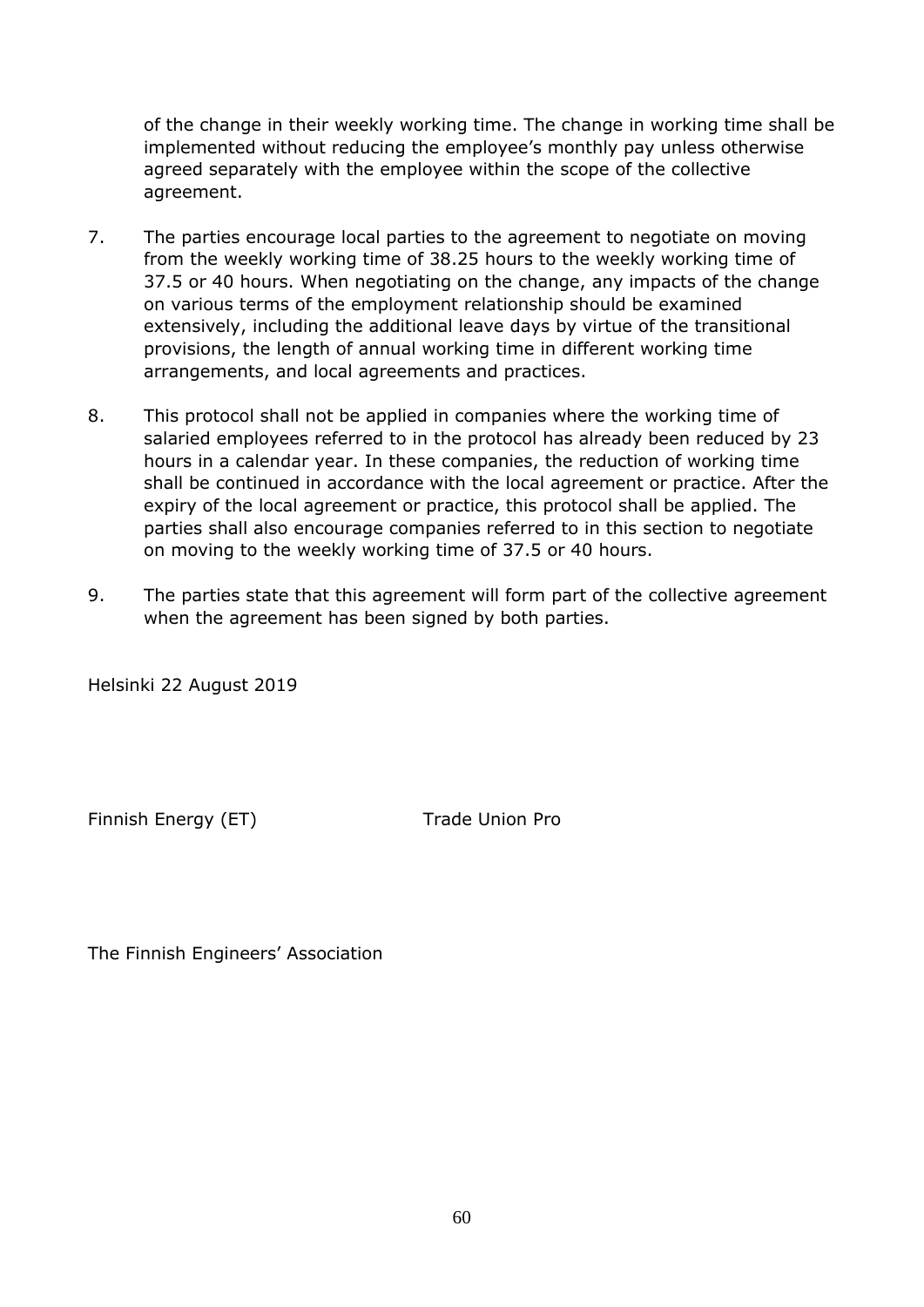of the change in their weekly working time. The change in working time shall be implemented without reducing the employee's monthly pay unless otherwise agreed separately with the employee within the scope of the collective agreement.

7. The parties encourage local parties to the agreement to negotiate on moving from the weekly working time of 38.25 hours to the weekly working time of 37.5 or 40 hours. When negotiating on the change, any impacts of the change on various terms of the employment relationship should be examined extensively, including the additional leave days by virtue of the transitional provisions, the length of annual working time in different working time arrangements, and local agreements and practices.

8. This protocol shall not be applied in companies where the working time of salaried employees referred to in the protocol has already been reduced by 23 hours in a calendar year. In these companies, the reduction of working time shall be continued in accordance with the local agreement or practice. After the expiry of the local agreement or practice, this protocol shall be applied. The parties shall also encourage companies referred to in this section to negotiate on moving to the weekly working time of 37.5 or 40 hours.

9. The parties state that this agreement will form part of the collective agreement when the agreement has been signed by both parties.

Helsinki 22 August 2019

Finnish Energy (ET) Trade Union Pro

The Finnish Engineers' Association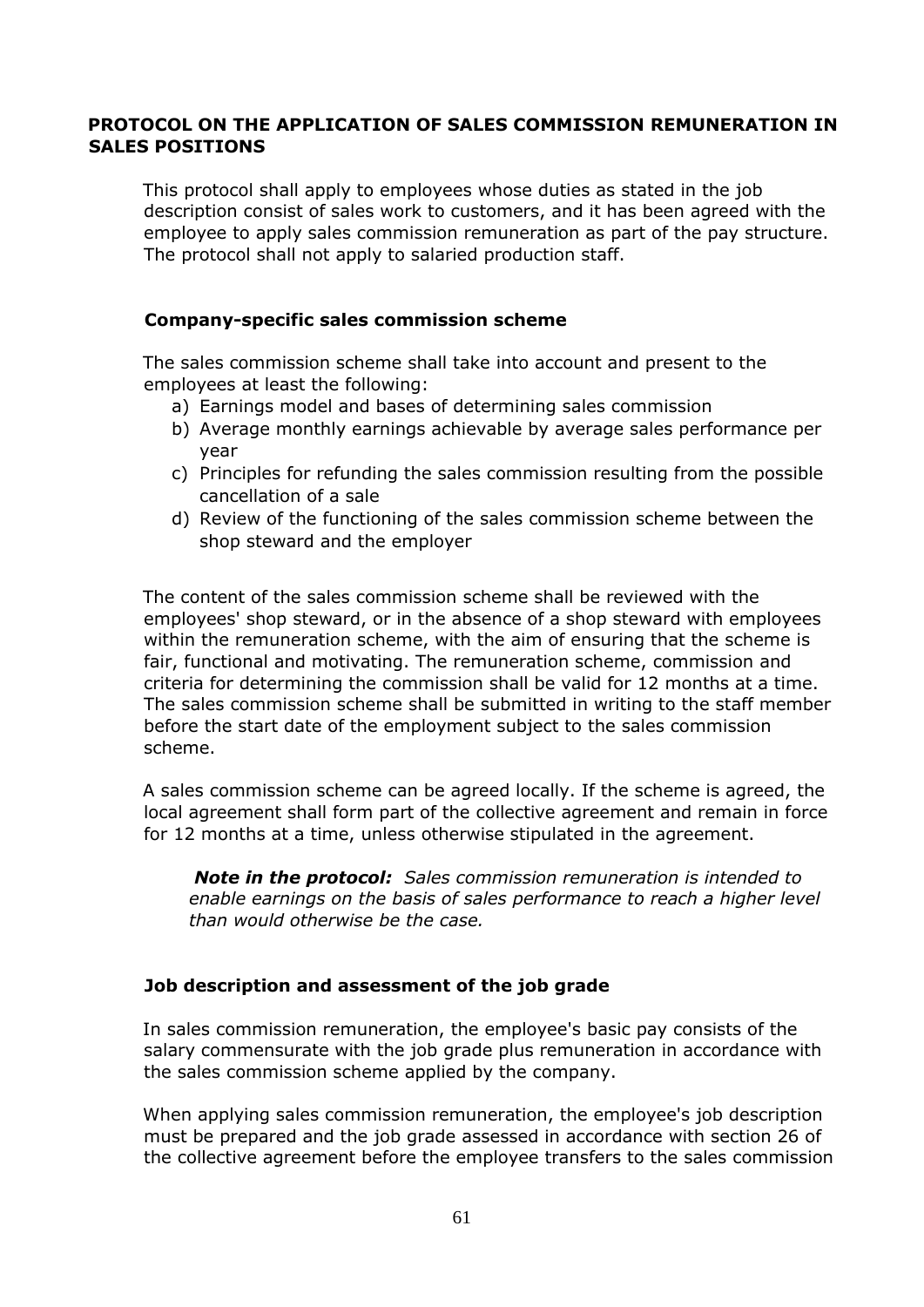## PROTOCOL ON THE APPLICATION OF SALES COMMISSION REMUNERATION IN SALES POSITIONS

This protocol shall apply to employees whose duties as stated in the job description consist of sales work to customers, and it has been agreed with the employee to apply sales commission remuneration as part of the pay structure. The protocol shall not apply to salaried production staff.

### Company-specific sales commission scheme

The sales commission scheme shall take into account and present to the employees at least the following:

a) Earnings model and bases of determining sales commission
b) Average monthly earnings achievable by average sales performance per year
c) Principles for refunding the sales commission resulting from the possible cancellation of a sale
d) Review of the functioning of the sales commission scheme between the shop steward and the employer

The content of the sales commission scheme shall be reviewed with the employees' shop steward, or in the absence of a shop steward with employees within the remuneration scheme, with the aim of ensuring that the scheme is fair, functional and motivating. The remuneration scheme, commission and criteria for determining the commission shall be valid for 12 months at a time. The sales commission scheme shall be submitted in writing to the staff member before the start date of the employment subject to the sales commission scheme.

A sales commission scheme can be agreed locally. If the scheme is agreed, the local agreement shall form part of the collective agreement and remain in force for 12 months at a time, unless otherwise stipulated in the agreement.

> ***Note in the protocol:*** *Sales commission remuneration is intended to enable earnings on the basis of sales performance to reach a higher level than would otherwise be the case.*

### Job description and assessment of the job grade

In sales commission remuneration, the employee's basic pay consists of the salary commensurate with the job grade plus remuneration in accordance with the sales commission scheme applied by the company.

When applying sales commission remuneration, the employee's job description must be prepared and the job grade assessed in accordance with section 26 of the collective agreement before the employee transfers to the sales commission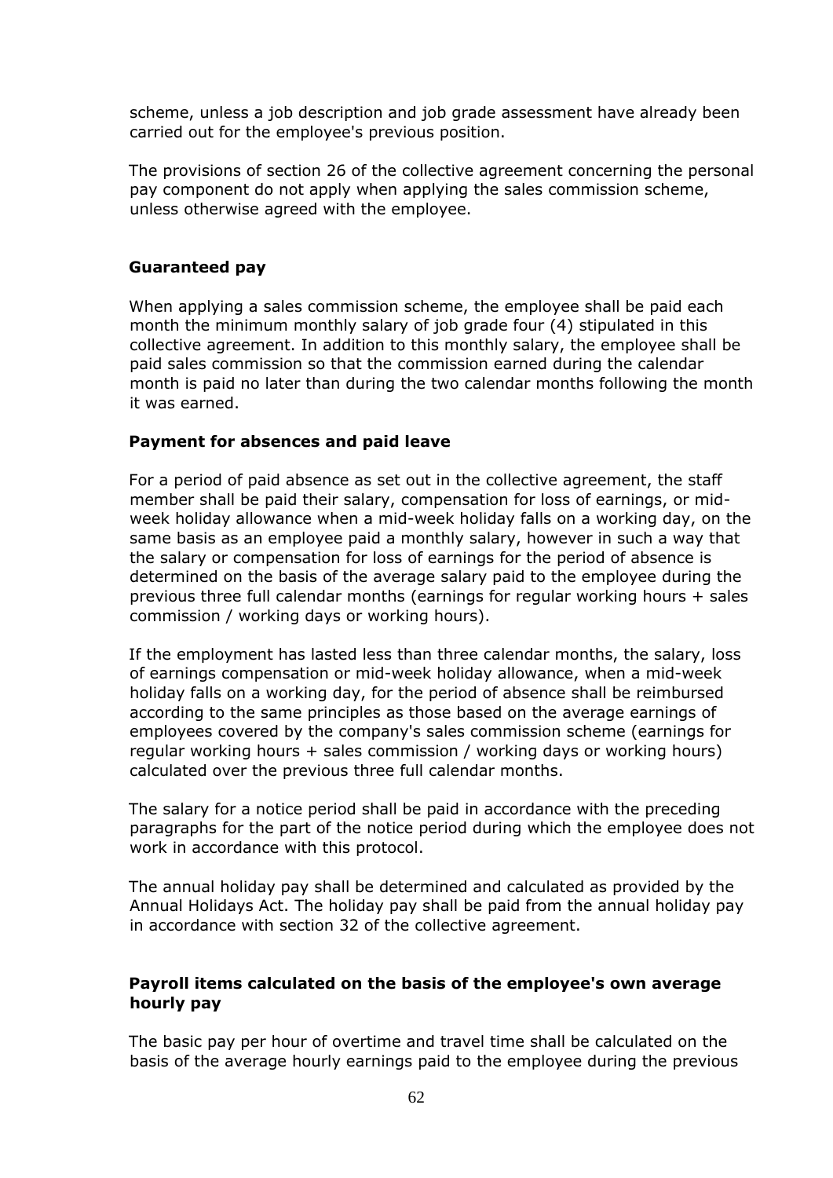scheme, unless a job description and job grade assessment have already been carried out for the employee's previous position.

The provisions of section 26 of the collective agreement concerning the personal pay component do not apply when applying the sales commission scheme, unless otherwise agreed with the employee.

### Guaranteed pay

When applying a sales commission scheme, the employee shall be paid each month the minimum monthly salary of job grade four (4) stipulated in this collective agreement. In addition to this monthly salary, the employee shall be paid sales commission so that the commission earned during the calendar month is paid no later than during the two calendar months following the month it was earned.

### Payment for absences and paid leave

For a period of paid absence as set out in the collective agreement, the staff member shall be paid their salary, compensation for loss of earnings, or mid-week holiday allowance when a mid-week holiday falls on a working day, on the same basis as an employee paid a monthly salary, however in such a way that the salary or compensation for loss of earnings for the period of absence is determined on the basis of the average salary paid to the employee during the previous three full calendar months (earnings for regular working hours + sales commission / working days or working hours).

If the employment has lasted less than three calendar months, the salary, loss of earnings compensation or mid-week holiday allowance, when a mid-week holiday falls on a working day, for the period of absence shall be reimbursed according to the same principles as those based on the average earnings of employees covered by the company's sales commission scheme (earnings for regular working hours + sales commission / working days or working hours) calculated over the previous three full calendar months.

The salary for a notice period shall be paid in accordance with the preceding paragraphs for the part of the notice period during which the employee does not work in accordance with this protocol.

The annual holiday pay shall be determined and calculated as provided by the Annual Holidays Act. The holiday pay shall be paid from the annual holiday pay in accordance with section 32 of the collective agreement.

### Payroll items calculated on the basis of the employee's own average hourly pay

The basic pay per hour of overtime and travel time shall be calculated on the basis of the average hourly earnings paid to the employee during the previous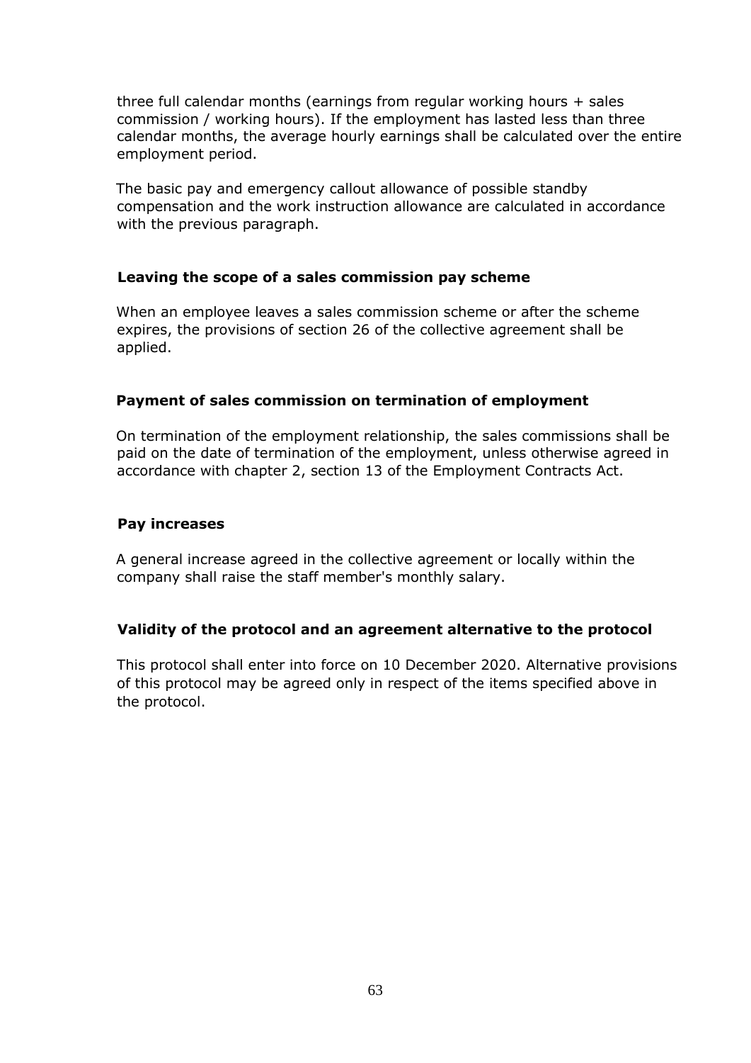three full calendar months (earnings from regular working hours + sales commission / working hours). If the employment has lasted less than three calendar months, the average hourly earnings shall be calculated over the entire employment period.

The basic pay and emergency callout allowance of possible standby compensation and the work instruction allowance are calculated in accordance with the previous paragraph.

**Leaving the scope of a sales commission pay scheme**

When an employee leaves a sales commission scheme or after the scheme expires, the provisions of section 26 of the collective agreement shall be applied.

**Payment of sales commission on termination of employment**

On termination of the employment relationship, the sales commissions shall be paid on the date of termination of the employment, unless otherwise agreed in accordance with chapter 2, section 13 of the Employment Contracts Act.

**Pay increases**

A general increase agreed in the collective agreement or locally within the company shall raise the staff member's monthly salary.

**Validity of the protocol and an agreement alternative to the protocol**

This protocol shall enter into force on 10 December 2020. Alternative provisions of this protocol may be agreed only in respect of the items specified above in the protocol.